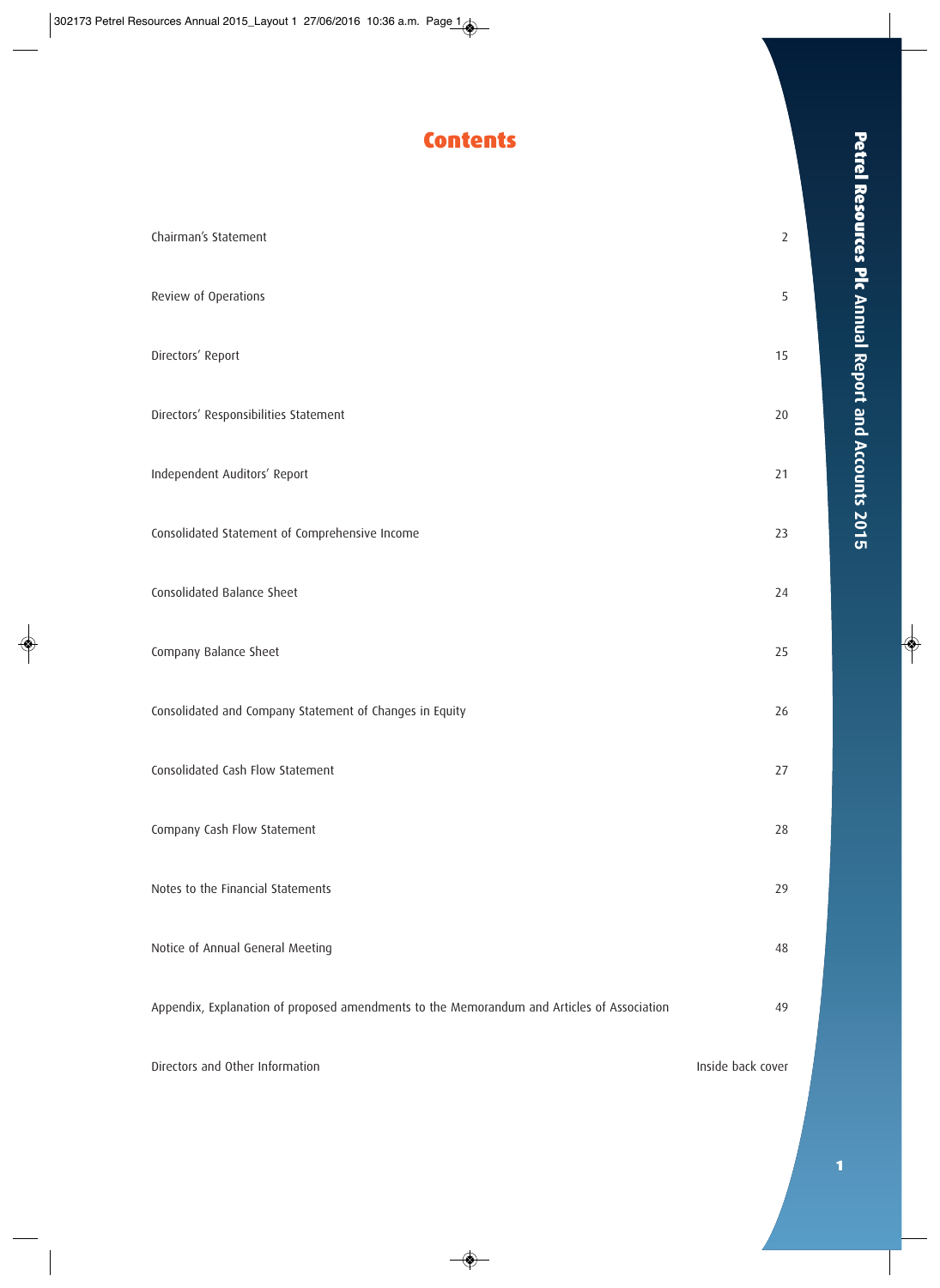# Contents

| | |
|---|---|
| Chairman's Statement | 2 |
| Review of Operations | 5 |
| Directors' Report | 15 |
| Directors' Responsibilities Statement | 20 |
| Independent Auditors' Report | 21 |
| Consolidated Statement of Comprehensive Income | 23 |
| Consolidated Balance Sheet | 24 |
| Company Balance Sheet | 25 |
| Consolidated and Company Statement of Changes in Equity | 26 |
| Consolidated Cash Flow Statement | 27 |
| Company Cash Flow Statement | 28 |
| Notes to the Financial Statements | 29 |
| Notice of Annual General Meeting | 48 |
| Appendix, Explanation of proposed amendments to the Memorandum and Articles of Association | 49 |
| Directors and Other Information | Inside back cover |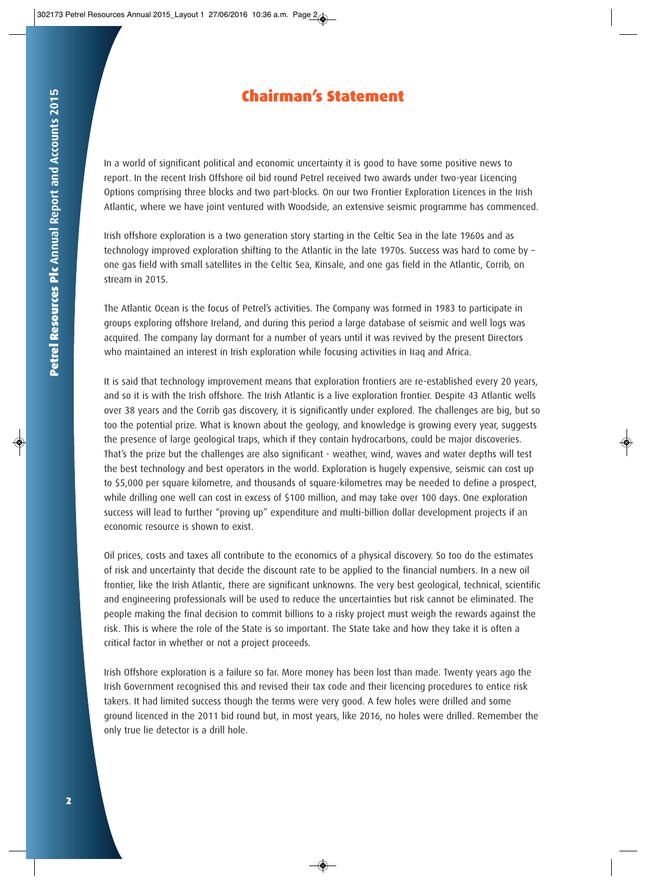# Chairman's Statement

In a world of significant political and economic uncertainty it is good to have some positive news to report. In the recent Irish Offshore oil bid round Petrel received two awards under two-year Licencing Options comprising three blocks and two part-blocks. On our two Frontier Exploration Licences in the Irish Atlantic, where we have joint ventured with Woodside, an extensive seismic programme has commenced.

Irish offshore exploration is a two generation story starting in the Celtic Sea in the late 1960s and as technology improved exploration shifting to the Atlantic in the late 1970s. Success was hard to come by – one gas field with small satellites in the Celtic Sea, Kinsale, and one gas field in the Atlantic, Corrib, on stream in 2015.

The Atlantic Ocean is the focus of Petrel's activities. The Company was formed in 1983 to participate in groups exploring offshore Ireland, and during this period a large database of seismic and well logs was acquired. The company lay dormant for a number of years until it was revived by the present Directors who maintained an interest in Irish exploration while focusing activities in Iraq and Africa.

It is said that technology improvement means that exploration frontiers are re-established every 20 years, and so it is with the Irish offshore. The Irish Atlantic is a live exploration frontier. Despite 43 Atlantic wells over 38 years and the Corrib gas discovery, it is significantly under explored. The challenges are big, but so too the potential prize. What is known about the geology, and knowledge is growing every year, suggests the presence of large geological traps, which if they contain hydrocarbons, could be major discoveries. That's the prize but the challenges are also significant - weather, wind, waves and water depths will test the best technology and best operators in the world. Exploration is hugely expensive, seismic can cost up to $5,000 per square kilometre, and thousands of square-kilometres may be needed to define a prospect, while drilling one well can cost in excess of $100 million, and may take over 100 days. One exploration success will lead to further "proving up" expenditure and multi-billion dollar development projects if an economic resource is shown to exist.

Oil prices, costs and taxes all contribute to the economics of a physical discovery. So too do the estimates of risk and uncertainty that decide the discount rate to be applied to the financial numbers. In a new oil frontier, like the Irish Atlantic, there are significant unknowns. The very best geological, technical, scientific and engineering professionals will be used to reduce the uncertainties but risk cannot be eliminated. The people making the final decision to commit billions to a risky project must weigh the rewards against the risk. This is where the role of the State is so important. The State take and how they take it is often a critical factor in whether or not a project proceeds.

Irish Offshore exploration is a failure so far. More money has been lost than made. Twenty years ago the Irish Government recognised this and revised their tax code and their licencing procedures to entice risk takers. It had limited success though the terms were very good. A few holes were drilled and some ground licenced in the 2011 bid round but, in most years, like 2016, no holes were drilled. Remember the only true lie detector is a drill hole.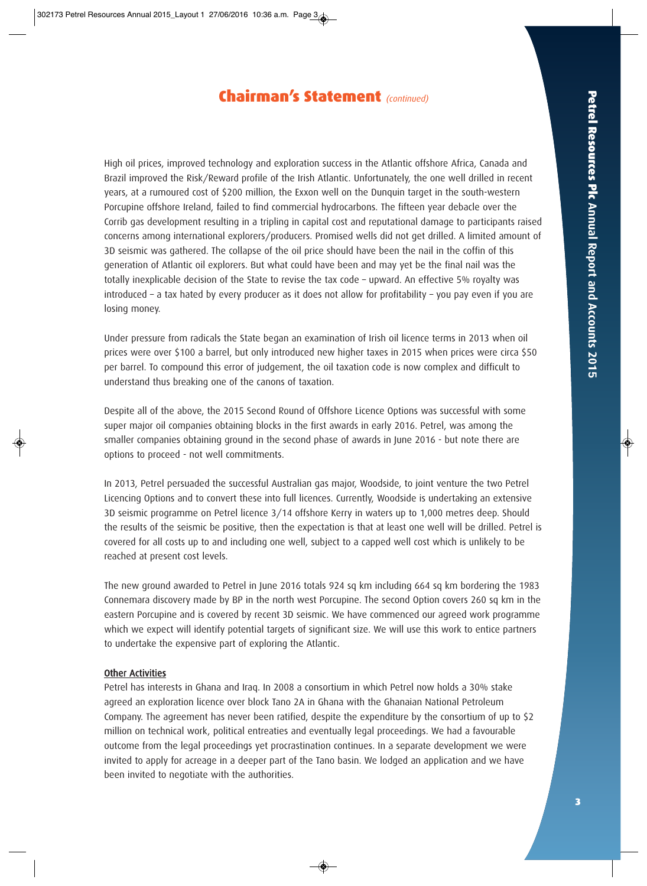## Chairman's Statement *(continued)*

High oil prices, improved technology and exploration success in the Atlantic offshore Africa, Canada and Brazil improved the Risk/Reward profile of the Irish Atlantic. Unfortunately, the one well drilled in recent years, at a rumoured cost of $200 million, the Exxon well on the Dunquin target in the south-western Porcupine offshore Ireland, failed to find commercial hydrocarbons. The fifteen year debacle over the Corrib gas development resulting in a tripling in capital cost and reputational damage to participants raised concerns among international explorers/producers. Promised wells did not get drilled. A limited amount of 3D seismic was gathered. The collapse of the oil price should have been the nail in the coffin of this generation of Atlantic oil explorers. But what could have been and may yet be the final nail was the totally inexplicable decision of the State to revise the tax code – upward. An effective 5% royalty was introduced – a tax hated by every producer as it does not allow for profitability – you pay even if you are losing money.

Under pressure from radicals the State began an examination of Irish oil licence terms in 2013 when oil prices were over $100 a barrel, but only introduced new higher taxes in 2015 when prices were circa $50 per barrel. To compound this error of judgement, the oil taxation code is now complex and difficult to understand thus breaking one of the canons of taxation.

Despite all of the above, the 2015 Second Round of Offshore Licence Options was successful with some super major oil companies obtaining blocks in the first awards in early 2016. Petrel, was among the smaller companies obtaining ground in the second phase of awards in June 2016 - but note there are options to proceed - not well commitments.

In 2013, Petrel persuaded the successful Australian gas major, Woodside, to joint venture the two Petrel Licencing Options and to convert these into full licences. Currently, Woodside is undertaking an extensive 3D seismic programme on Petrel licence 3/14 offshore Kerry in waters up to 1,000 metres deep. Should the results of the seismic be positive, then the expectation is that at least one well will be drilled. Petrel is covered for all costs up to and including one well, subject to a capped well cost which is unlikely to be reached at present cost levels.

The new ground awarded to Petrel in June 2016 totals 924 sq km including 664 sq km bordering the 1983 Connemara discovery made by BP in the north west Porcupine. The second Option covers 260 sq km in the eastern Porcupine and is covered by recent 3D seismic. We have commenced our agreed work programme which we expect will identify potential targets of significant size. We will use this work to entice partners to undertake the expensive part of exploring the Atlantic.

### Other Activities

Petrel has interests in Ghana and Iraq. In 2008 a consortium in which Petrel now holds a 30% stake agreed an exploration licence over block Tano 2A in Ghana with the Ghanaian National Petroleum Company. The agreement has never been ratified, despite the expenditure by the consortium of up to $2 million on technical work, political entreaties and eventually legal proceedings. We had a favourable outcome from the legal proceedings yet procrastination continues. In a separate development we were invited to apply for acreage in a deeper part of the Tano basin. We lodged an application and we have been invited to negotiate with the authorities.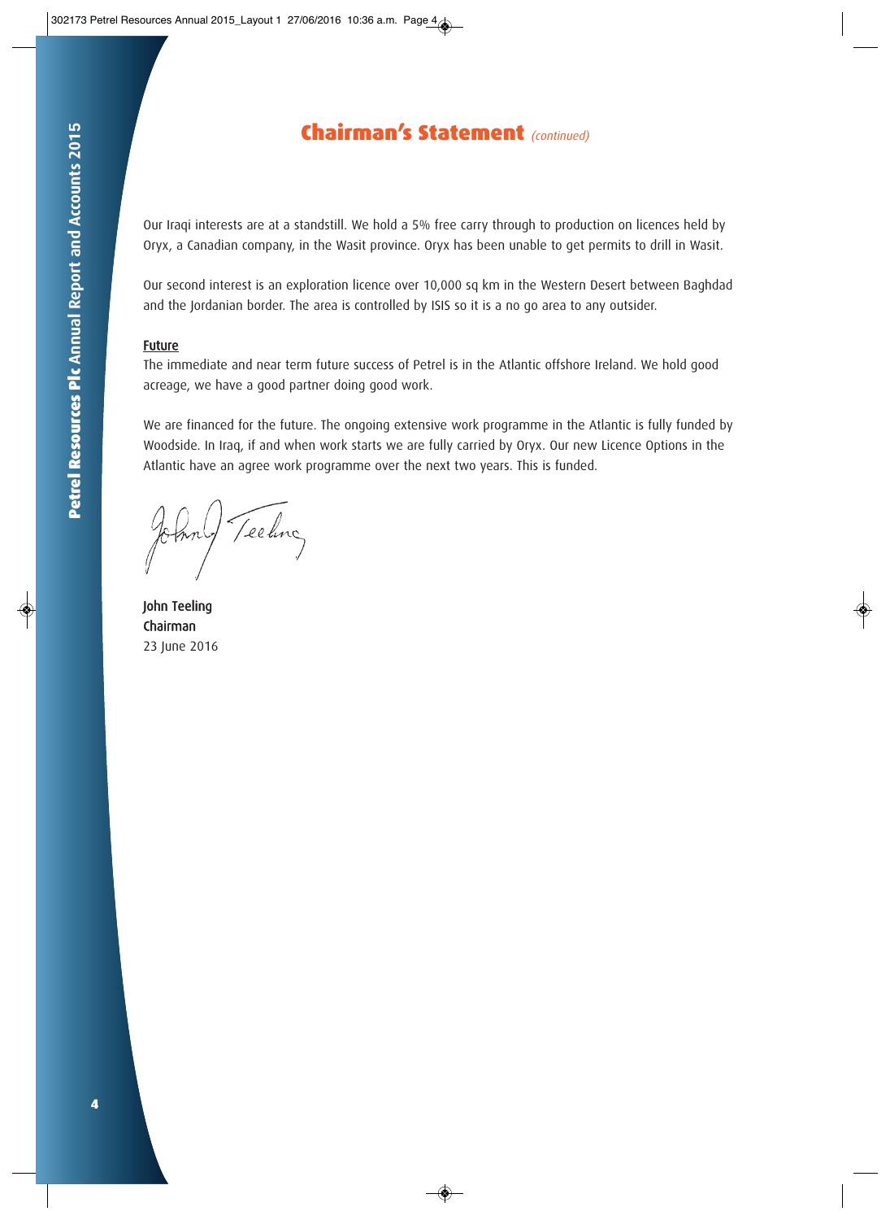# Chairman's Statement *(continued)*

Our Iraqi interests are at a standstill. We hold a 5% free carry through to production on licences held by Oryx, a Canadian company, in the Wasit province. Oryx has been unable to get permits to drill in Wasit.

Our second interest is an exploration licence over 10,000 sq km in the Western Desert between Baghdad and the Jordanian border. The area is controlled by ISIS so it is a no go area to any outsider.

**Future**

The immediate and near term future success of Petrel is in the Atlantic offshore Ireland. We hold good acreage, we have a good partner doing good work.

We are financed for the future. The ongoing extensive work programme in the Atlantic is fully funded by Woodside. In Iraq, if and when work starts we are fully carried by Oryx. Our new Licence Options in the Atlantic have an agree work programme over the next two years. This is funded.

**John Teeling**
**Chairman**
23 June 2016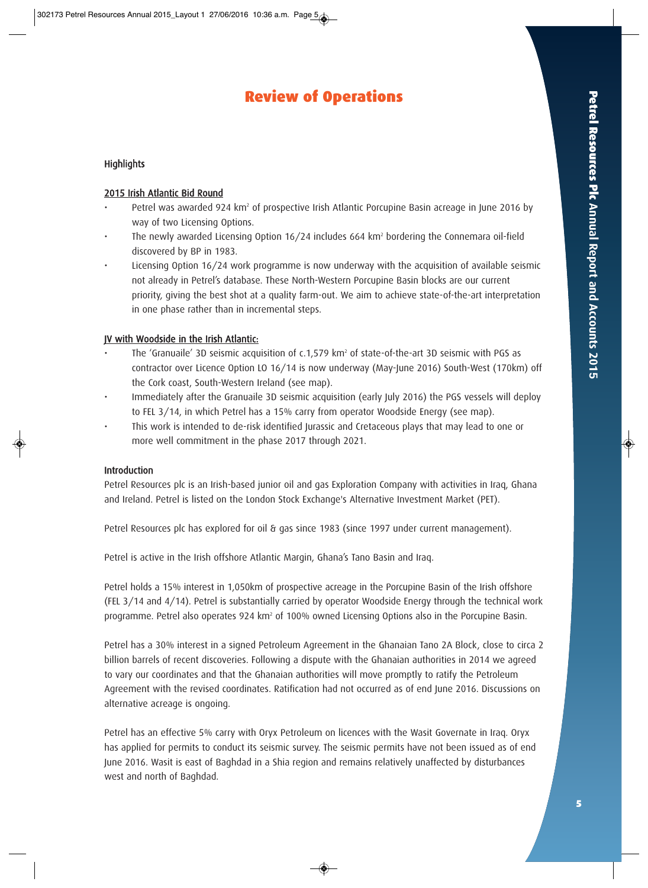# Review of Operations

## Highlights

**2015 Irish Atlantic Bid Round**

- Petrel was awarded 924 km$^2$ of prospective Irish Atlantic Porcupine Basin acreage in June 2016 by way of two Licensing Options.
- The newly awarded Licensing Option 16/24 includes 664 km$^2$ bordering the Connemara oil-field discovered by BP in 1983.
- Licensing Option 16/24 work programme is now underway with the acquisition of available seismic not already in Petrel's database. These North-Western Porcupine Basin blocks are our current priority, giving the best shot at a quality farm-out. We aim to achieve state-of-the-art interpretation in one phase rather than in incremental steps.

**JV with Woodside in the Irish Atlantic:**

- The 'Granuaile' 3D seismic acquisition of c.1,579 km$^2$ of state-of-the-art 3D seismic with PGS as contractor over Licence Option LO 16/14 is now underway (May-June 2016) South-West (170km) off the Cork coast, South-Western Ireland (see map).
- Immediately after the Granuaile 3D seismic acquisition (early July 2016) the PGS vessels will deploy to FEL 3/14, in which Petrel has a 15% carry from operator Woodside Energy (see map).
- This work is intended to de-risk identified Jurassic and Cretaceous plays that may lead to one or more well commitment in the phase 2017 through 2021.

## Introduction

Petrel Resources plc is an Irish-based junior oil and gas Exploration Company with activities in Iraq, Ghana and Ireland. Petrel is listed on the London Stock Exchange's Alternative Investment Market (PET).

Petrel Resources plc has explored for oil & gas since 1983 (since 1997 under current management).

Petrel is active in the Irish offshore Atlantic Margin, Ghana's Tano Basin and Iraq.

Petrel holds a 15% interest in 1,050km of prospective acreage in the Porcupine Basin of the Irish offshore (FEL 3/14 and 4/14). Petrel is substantially carried by operator Woodside Energy through the technical work programme. Petrel also operates 924 km$^2$ of 100% owned Licensing Options also in the Porcupine Basin.

Petrel has a 30% interest in a signed Petroleum Agreement in the Ghanaian Tano 2A Block, close to circa 2 billion barrels of recent discoveries. Following a dispute with the Ghanaian authorities in 2014 we agreed to vary our coordinates and that the Ghanaian authorities will move promptly to ratify the Petroleum Agreement with the revised coordinates. Ratification had not occurred as of end June 2016. Discussions on alternative acreage is ongoing.

Petrel has an effective 5% carry with Oryx Petroleum on licences with the Wasit Governate in Iraq. Oryx has applied for permits to conduct its seismic survey. The seismic permits have not been issued as of end June 2016. Wasit is east of Baghdad in a Shia region and remains relatively unaffected by disturbances west and north of Baghdad.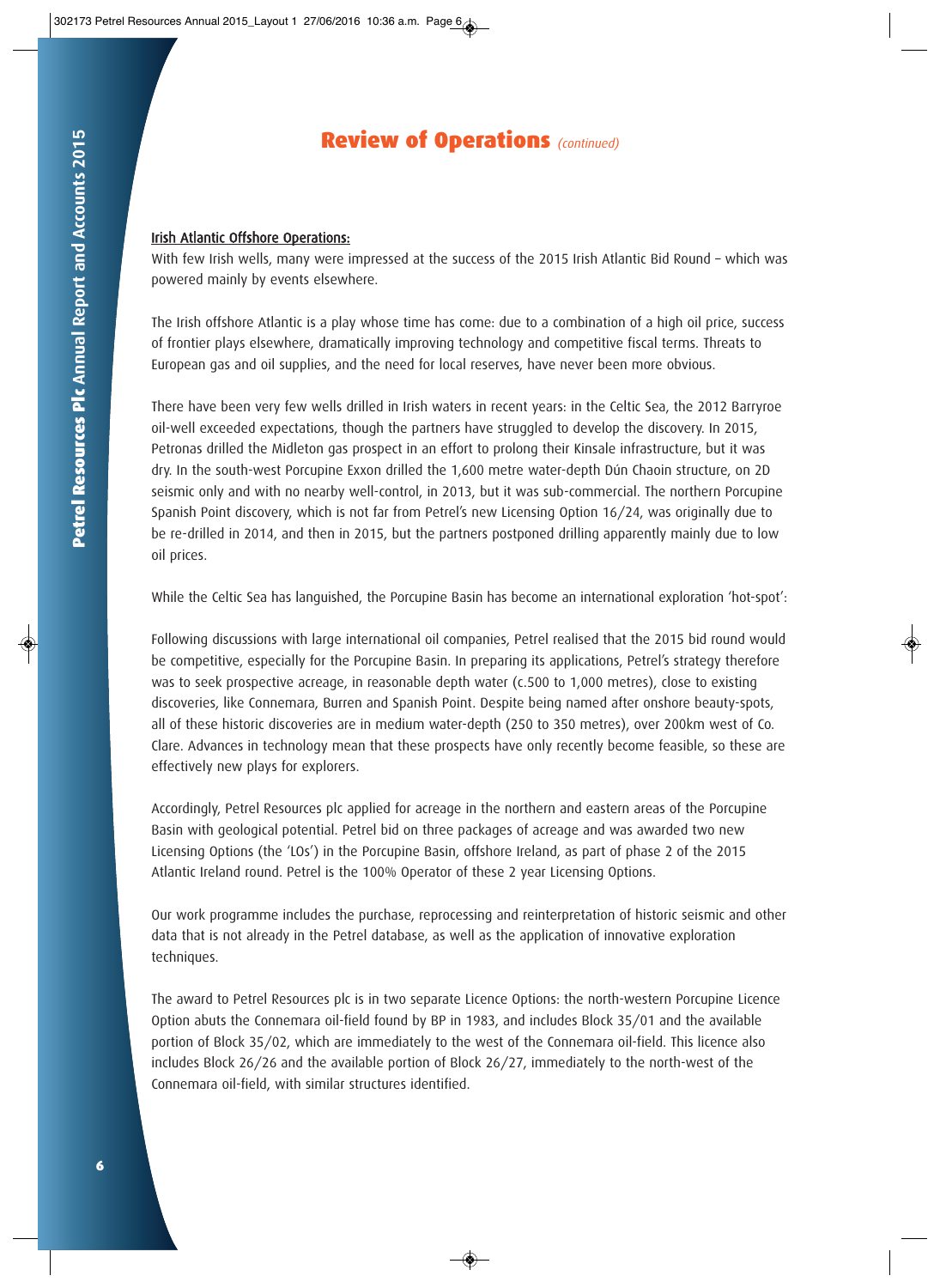# Review of Operations *(continued)*

**Irish Atlantic Offshore Operations:**

With few Irish wells, many were impressed at the success of the 2015 Irish Atlantic Bid Round – which was powered mainly by events elsewhere.

The Irish offshore Atlantic is a play whose time has come: due to a combination of a high oil price, success of frontier plays elsewhere, dramatically improving technology and competitive fiscal terms. Threats to European gas and oil supplies, and the need for local reserves, have never been more obvious.

There have been very few wells drilled in Irish waters in recent years: in the Celtic Sea, the 2012 Barryroe oil-well exceeded expectations, though the partners have struggled to develop the discovery. In 2015, Petronas drilled the Midleton gas prospect in an effort to prolong their Kinsale infrastructure, but it was dry. In the south-west Porcupine Exxon drilled the 1,600 metre water-depth Dún Chaoin structure, on 2D seismic only and with no nearby well-control, in 2013, but it was sub-commercial. The northern Porcupine Spanish Point discovery, which is not far from Petrel's new Licensing Option 16/24, was originally due to be re-drilled in 2014, and then in 2015, but the partners postponed drilling apparently mainly due to low oil prices.

While the Celtic Sea has languished, the Porcupine Basin has become an international exploration 'hot-spot':

Following discussions with large international oil companies, Petrel realised that the 2015 bid round would be competitive, especially for the Porcupine Basin. In preparing its applications, Petrel's strategy therefore was to seek prospective acreage, in reasonable depth water (c.500 to 1,000 metres), close to existing discoveries, like Connemara, Burren and Spanish Point. Despite being named after onshore beauty-spots, all of these historic discoveries are in medium water-depth (250 to 350 metres), over 200km west of Co. Clare. Advances in technology mean that these prospects have only recently become feasible, so these are effectively new plays for explorers.

Accordingly, Petrel Resources plc applied for acreage in the northern and eastern areas of the Porcupine Basin with geological potential. Petrel bid on three packages of acreage and was awarded two new Licensing Options (the 'LOs') in the Porcupine Basin, offshore Ireland, as part of phase 2 of the 2015 Atlantic Ireland round. Petrel is the 100% Operator of these 2 year Licensing Options.

Our work programme includes the purchase, reprocessing and reinterpretation of historic seismic and other data that is not already in the Petrel database, as well as the application of innovative exploration techniques.

The award to Petrel Resources plc is in two separate Licence Options: the north-western Porcupine Licence Option abuts the Connemara oil-field found by BP in 1983, and includes Block 35/01 and the available portion of Block 35/02, which are immediately to the west of the Connemara oil-field. This licence also includes Block 26/26 and the available portion of Block 26/27, immediately to the north-west of the Connemara oil-field, with similar structures identified.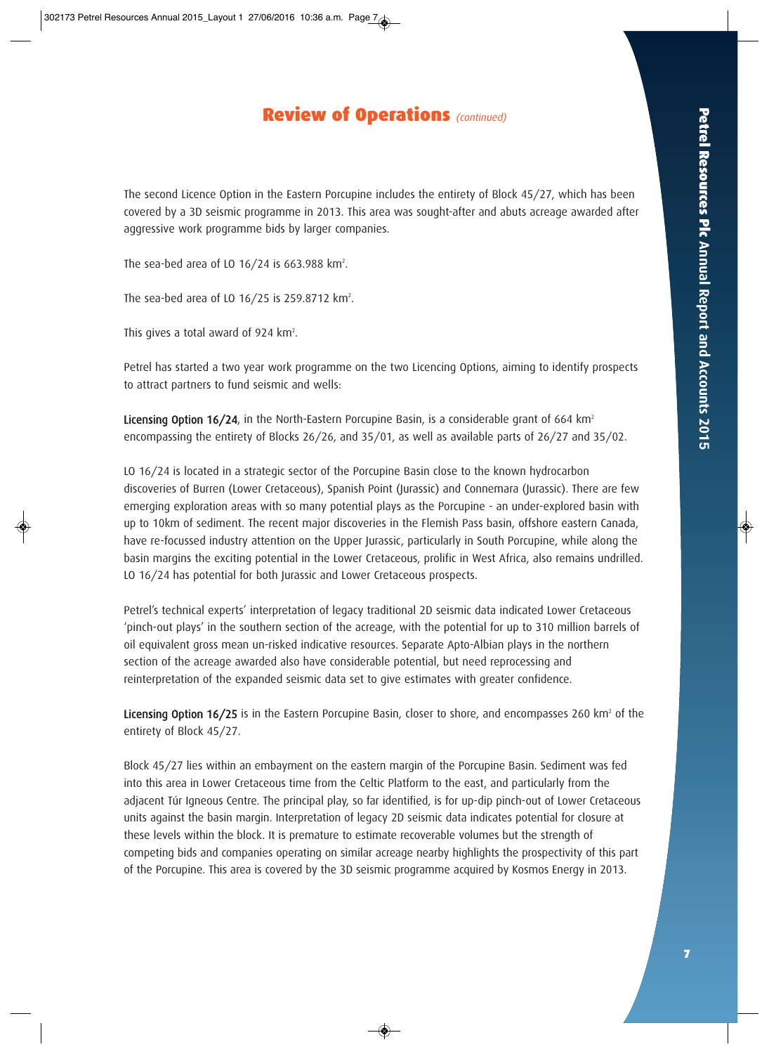# Review of Operations *(continued)*

The second Licence Option in the Eastern Porcupine includes the entirety of Block 45/27, which has been covered by a 3D seismic programme in 2013. This area was sought-after and abuts acreage awarded after aggressive work programme bids by larger companies.

The sea-bed area of LO 16/24 is 663.988 km$^2$.

The sea-bed area of LO 16/25 is 259.8712 km$^2$.

This gives a total award of 924 km$^2$.

Petrel has started a two year work programme on the two Licencing Options, aiming to identify prospects to attract partners to fund seismic and wells:

**Licensing Option 16/24**, in the North-Eastern Porcupine Basin, is a considerable grant of 664 km$^2$ encompassing the entirety of Blocks 26/26, and 35/01, as well as available parts of 26/27 and 35/02.

LO 16/24 is located in a strategic sector of the Porcupine Basin close to the known hydrocarbon discoveries of Burren (Lower Cretaceous), Spanish Point (Jurassic) and Connemara (Jurassic). There are few emerging exploration areas with so many potential plays as the Porcupine - an under-explored basin with up to 10km of sediment. The recent major discoveries in the Flemish Pass basin, offshore eastern Canada, have re-focussed industry attention on the Upper Jurassic, particularly in South Porcupine, while along the basin margins the exciting potential in the Lower Cretaceous, prolific in West Africa, also remains undrilled. LO 16/24 has potential for both Jurassic and Lower Cretaceous prospects.

Petrel's technical experts' interpretation of legacy traditional 2D seismic data indicated Lower Cretaceous 'pinch-out plays' in the southern section of the acreage, with the potential for up to 310 million barrels of oil equivalent gross mean un-risked indicative resources. Separate Apto-Albian plays in the northern section of the acreage awarded also have considerable potential, but need reprocessing and reinterpretation of the expanded seismic data set to give estimates with greater confidence.

**Licensing Option 16/25** is in the Eastern Porcupine Basin, closer to shore, and encompasses 260 km$^2$ of the entirety of Block 45/27.

Block 45/27 lies within an embayment on the eastern margin of the Porcupine Basin. Sediment was fed into this area in Lower Cretaceous time from the Celtic Platform to the east, and particularly from the adjacent Túr Igneous Centre. The principal play, so far identified, is for up-dip pinch-out of Lower Cretaceous units against the basin margin. Interpretation of legacy 2D seismic data indicates potential for closure at these levels within the block. It is premature to estimate recoverable volumes but the strength of competing bids and companies operating on similar acreage nearby highlights the prospectivity of this part of the Porcupine. This area is covered by the 3D seismic programme acquired by Kosmos Energy in 2013.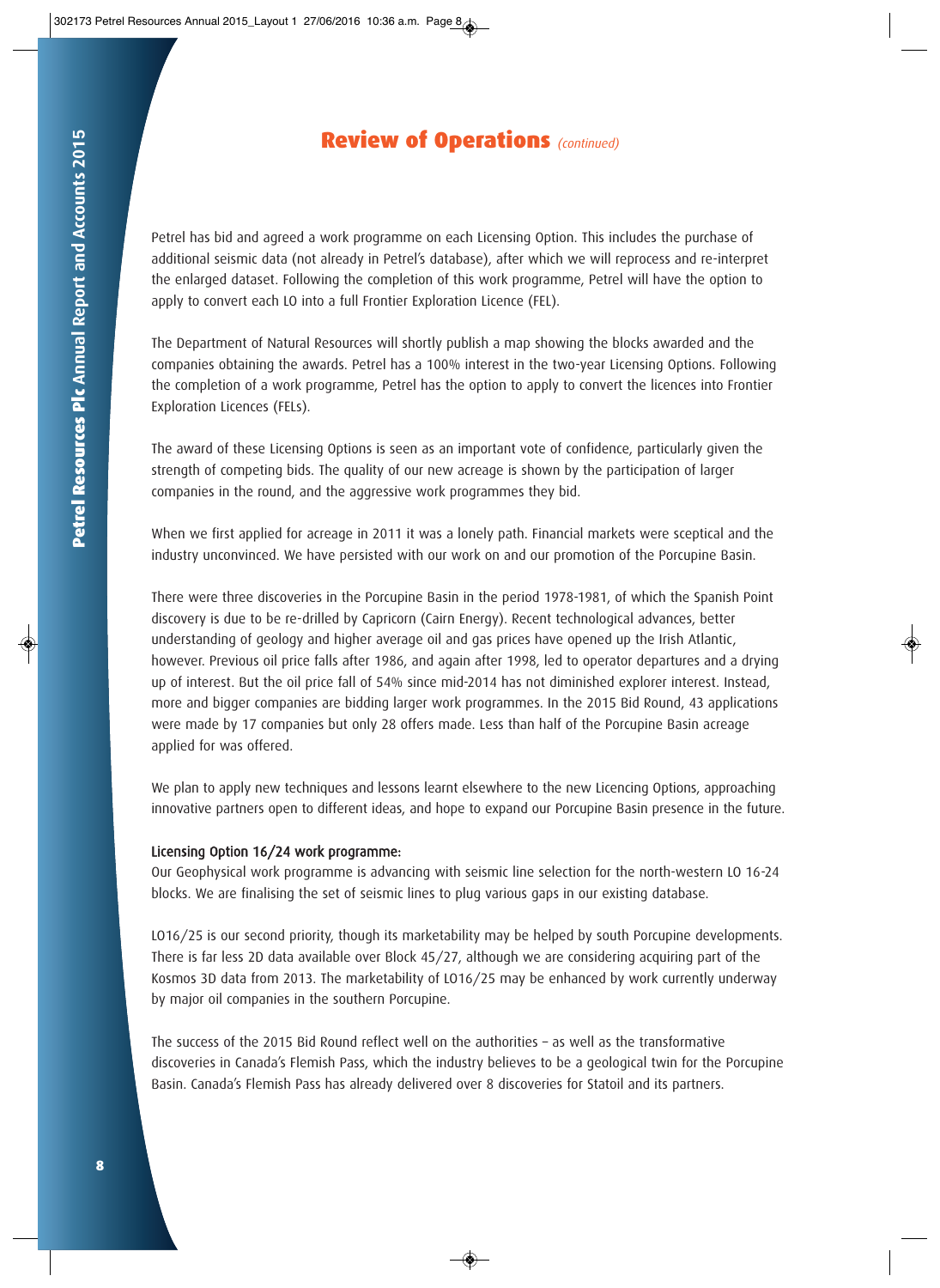## Review of Operations *(continued)*

Petrel has bid and agreed a work programme on each Licensing Option. This includes the purchase of additional seismic data (not already in Petrel's database), after which we will reprocess and re-interpret the enlarged dataset. Following the completion of this work programme, Petrel will have the option to apply to convert each LO into a full Frontier Exploration Licence (FEL).

The Department of Natural Resources will shortly publish a map showing the blocks awarded and the companies obtaining the awards. Petrel has a 100% interest in the two-year Licensing Options. Following the completion of a work programme, Petrel has the option to apply to convert the licences into Frontier Exploration Licences (FELs).

The award of these Licensing Options is seen as an important vote of confidence, particularly given the strength of competing bids. The quality of our new acreage is shown by the participation of larger companies in the round, and the aggressive work programmes they bid.

When we first applied for acreage in 2011 it was a lonely path. Financial markets were sceptical and the industry unconvinced. We have persisted with our work on and our promotion of the Porcupine Basin.

There were three discoveries in the Porcupine Basin in the period 1978-1981, of which the Spanish Point discovery is due to be re-drilled by Capricorn (Cairn Energy). Recent technological advances, better understanding of geology and higher average oil and gas prices have opened up the Irish Atlantic, however. Previous oil price falls after 1986, and again after 1998, led to operator departures and a drying up of interest. But the oil price fall of 54% since mid-2014 has not diminished explorer interest. Instead, more and bigger companies are bidding larger work programmes. In the 2015 Bid Round, 43 applications were made by 17 companies but only 28 offers made. Less than half of the Porcupine Basin acreage applied for was offered.

We plan to apply new techniques and lessons learnt elsewhere to the new Licencing Options, approaching innovative partners open to different ideas, and hope to expand our Porcupine Basin presence in the future.

**Licensing Option 16/24 work programme:**
Our Geophysical work programme is advancing with seismic line selection for the north-western LO 16-24 blocks. We are finalising the set of seismic lines to plug various gaps in our existing database.

LO16/25 is our second priority, though its marketability may be helped by south Porcupine developments. There is far less 2D data available over Block 45/27, although we are considering acquiring part of the Kosmos 3D data from 2013. The marketability of LO16/25 may be enhanced by work currently underway by major oil companies in the southern Porcupine.

The success of the 2015 Bid Round reflect well on the authorities – as well as the transformative discoveries in Canada's Flemish Pass, which the industry believes to be a geological twin for the Porcupine Basin. Canada's Flemish Pass has already delivered over 8 discoveries for Statoil and its partners.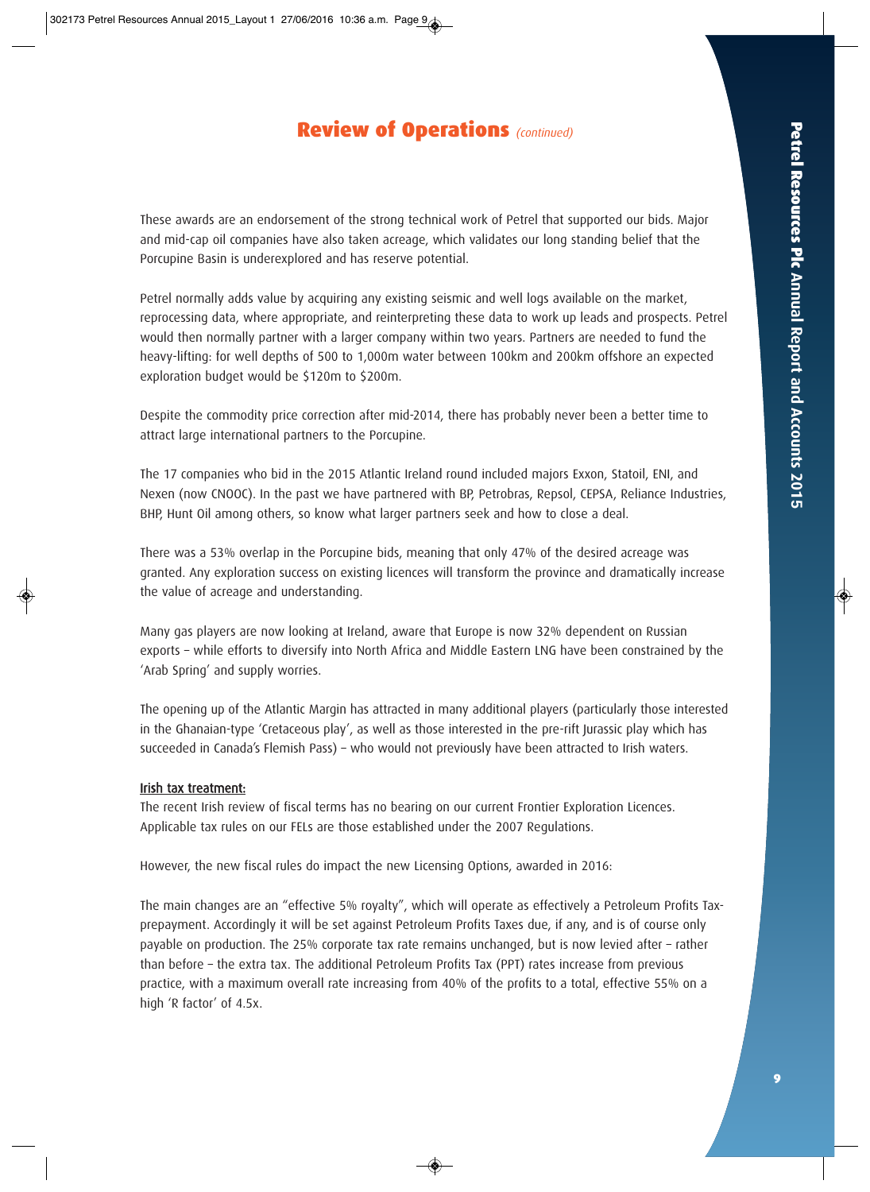## Review of Operations *(continued)*

These awards are an endorsement of the strong technical work of Petrel that supported our bids. Major and mid-cap oil companies have also taken acreage, which validates our long standing belief that the Porcupine Basin is underexplored and has reserve potential.

Petrel normally adds value by acquiring any existing seismic and well logs available on the market, reprocessing data, where appropriate, and reinterpreting these data to work up leads and prospects. Petrel would then normally partner with a larger company within two years. Partners are needed to fund the heavy-lifting: for well depths of 500 to 1,000m water between 100km and 200km offshore an expected exploration budget would be $120m to $200m.

Despite the commodity price correction after mid-2014, there has probably never been a better time to attract large international partners to the Porcupine.

The 17 companies who bid in the 2015 Atlantic Ireland round included majors Exxon, Statoil, ENI, and Nexen (now CNOOC). In the past we have partnered with BP, Petrobras, Repsol, CEPSA, Reliance Industries, BHP, Hunt Oil among others, so know what larger partners seek and how to close a deal.

There was a 53% overlap in the Porcupine bids, meaning that only 47% of the desired acreage was granted. Any exploration success on existing licences will transform the province and dramatically increase the value of acreage and understanding.

Many gas players are now looking at Ireland, aware that Europe is now 32% dependent on Russian exports – while efforts to diversify into North Africa and Middle Eastern LNG have been constrained by the 'Arab Spring' and supply worries.

The opening up of the Atlantic Margin has attracted in many additional players (particularly those interested in the Ghanaian-type 'Cretaceous play', as well as those interested in the pre-rift Jurassic play which has succeeded in Canada's Flemish Pass) – who would not previously have been attracted to Irish waters.

**Irish tax treatment:**

The recent Irish review of fiscal terms has no bearing on our current Frontier Exploration Licences. Applicable tax rules on our FELs are those established under the 2007 Regulations.

However, the new fiscal rules do impact the new Licensing Options, awarded in 2016:

The main changes are an "effective 5% royalty", which will operate as effectively a Petroleum Profits Tax-prepayment. Accordingly it will be set against Petroleum Profits Taxes due, if any, and is of course only payable on production. The 25% corporate tax rate remains unchanged, but is now levied after – rather than before – the extra tax. The additional Petroleum Profits Tax (PPT) rates increase from previous practice, with a maximum overall rate increasing from 40% of the profits to a total, effective 55% on a high 'R factor' of 4.5x.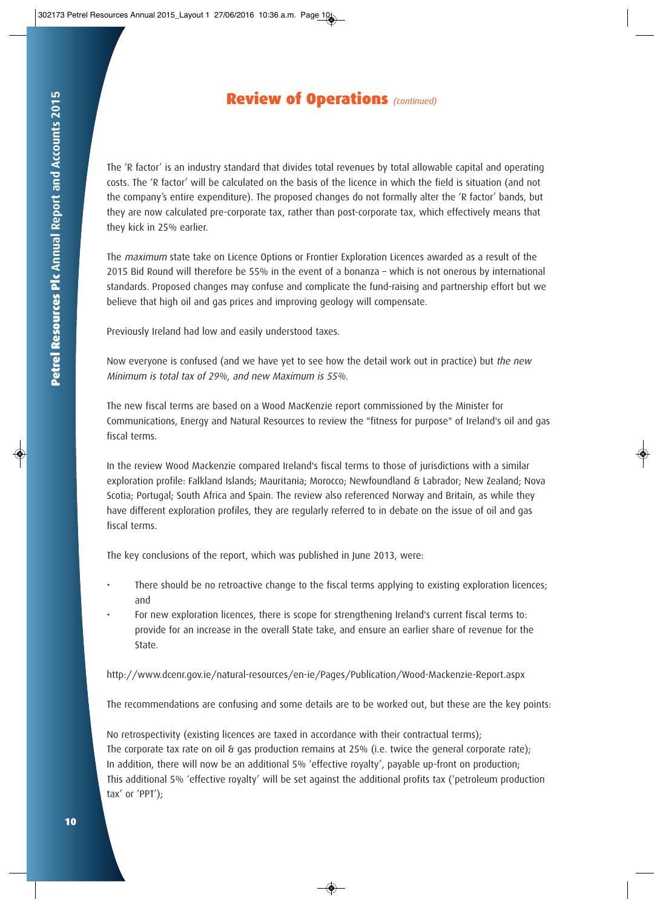# Review of Operations *(continued)*

The 'R factor' is an industry standard that divides total revenues by total allowable capital and operating costs. The 'R factor' will be calculated on the basis of the licence in which the field is situation (and not the company's entire expenditure). The proposed changes do not formally alter the 'R factor' bands, but they are now calculated pre-corporate tax, rather than post-corporate tax, which effectively means that they kick in 25% earlier.

The *maximum* state take on Licence Options or Frontier Exploration Licences awarded as a result of the 2015 Bid Round will therefore be 55% in the event of a bonanza – which is not onerous by international standards. Proposed changes may confuse and complicate the fund-raising and partnership effort but we believe that high oil and gas prices and improving geology will compensate.

Previously Ireland had low and easily understood taxes.

Now everyone is confused (and we have yet to see how the detail work out in practice) but *the new Minimum is total tax of 29%, and new Maximum is 55%.*

The new fiscal terms are based on a Wood MacKenzie report commissioned by the Minister for Communications, Energy and Natural Resources to review the "fitness for purpose" of Ireland's oil and gas fiscal terms.

In the review Wood Mackenzie compared Ireland's fiscal terms to those of jurisdictions with a similar exploration profile: Falkland Islands; Mauritania; Morocco; Newfoundland & Labrador; New Zealand; Nova Scotia; Portugal; South Africa and Spain. The review also referenced Norway and Britain, as while they have different exploration profiles, they are regularly referred to in debate on the issue of oil and gas fiscal terms.

The key conclusions of the report, which was published in June 2013, were:

- There should be no retroactive change to the fiscal terms applying to existing exploration licences; and
- For new exploration licences, there is scope for strengthening Ireland's current fiscal terms to: provide for an increase in the overall State take, and ensure an earlier share of revenue for the State.

http://www.dcenr.gov.ie/natural-resources/en-ie/Pages/Publication/Wood-Mackenzie-Report.aspx

The recommendations are confusing and some details are to be worked out, but these are the key points:

No retrospectivity (existing licences are taxed in accordance with their contractual terms);
The corporate tax rate on oil & gas production remains at 25% (i.e. twice the general corporate rate);
In addition, there will now be an additional 5% 'effective royalty', payable up-front on production;
This additional 5% 'effective royalty' will be set against the additional profits tax ('petroleum production tax' or 'PPT');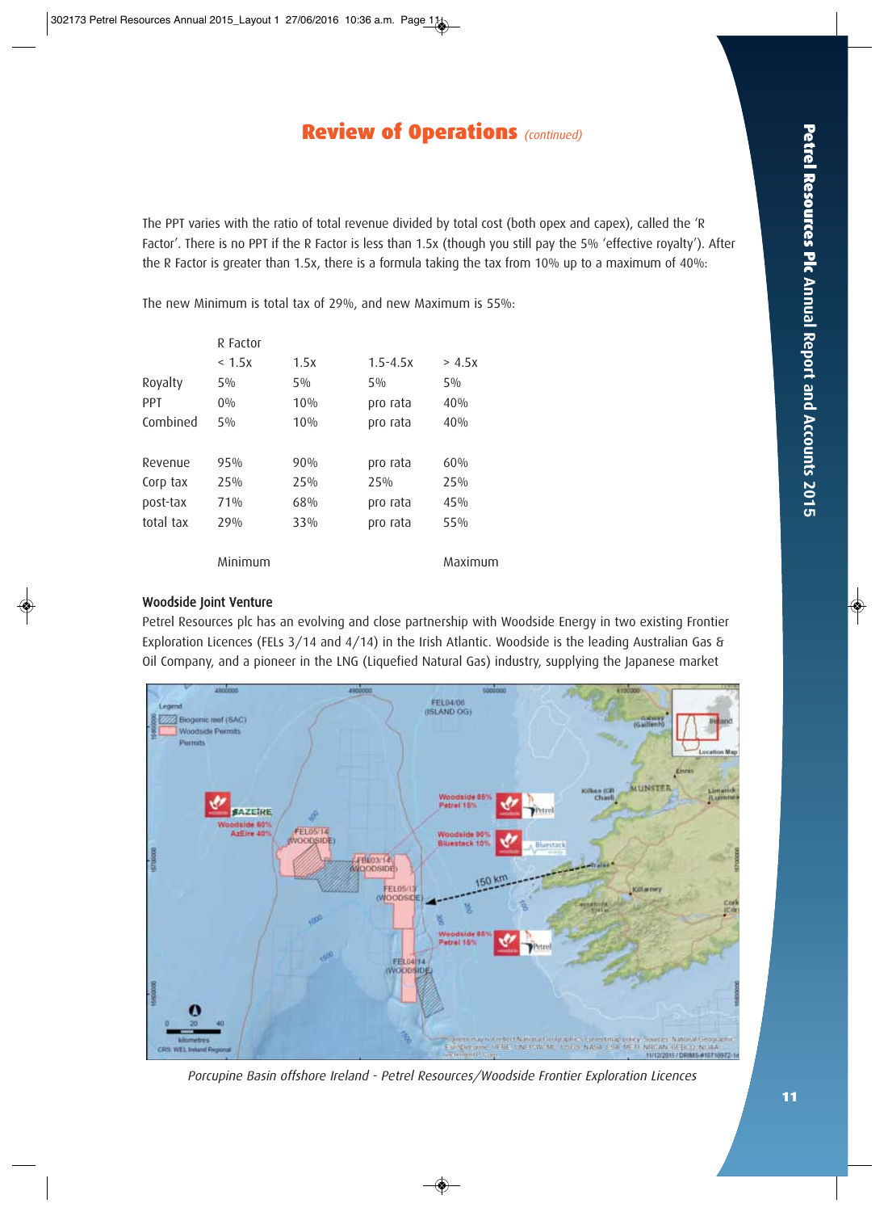## Review of Operations *(continued)*

The PPT varies with the ratio of total revenue divided by total cost (both opex and capex), called the 'R Factor'. There is no PPT if the R Factor is less than 1.5x (though you still pay the 5% 'effective royalty'). After the R Factor is greater than 1.5x, there is a formula taking the tax from 10% up to a maximum of 40%:

The new Minimum is total tax of 29%, and new Maximum is 55%:

| | R Factor | | | |
|---|---|---|---|---|
| | < 1.5x | 1.5x | 1.5-4.5x | > 4.5x |
| Royalty | 5% | 5% | 5% | 5% |
| PPT | 0% | 10% | pro rata | 40% |
| Combined | 5% | 10% | pro rata | 40% |
| | | | | |
| Revenue | 95% | 90% | pro rata | 60% |
| Corp tax | 25% | 25% | 25% | 25% |
| post-tax | 71% | 68% | pro rata | 45% |
| total tax | 29% | 33% | pro rata | 55% |
| | | | | |
| | Minimum | | | Maximum |

### Woodside Joint Venture

Petrel Resources plc has an evolving and close partnership with Woodside Energy in two existing Frontier Exploration Licences (FELs 3/14 and 4/14) in the Irish Atlantic. Woodside is the leading Australian Gas & Oil Company, and a pioneer in the LNG (Liquefied Natural Gas) industry, supplying the Japanese market

*Porcupine Basin offshore Ireland - Petrel Resources/Woodside Frontier Exploration Licences*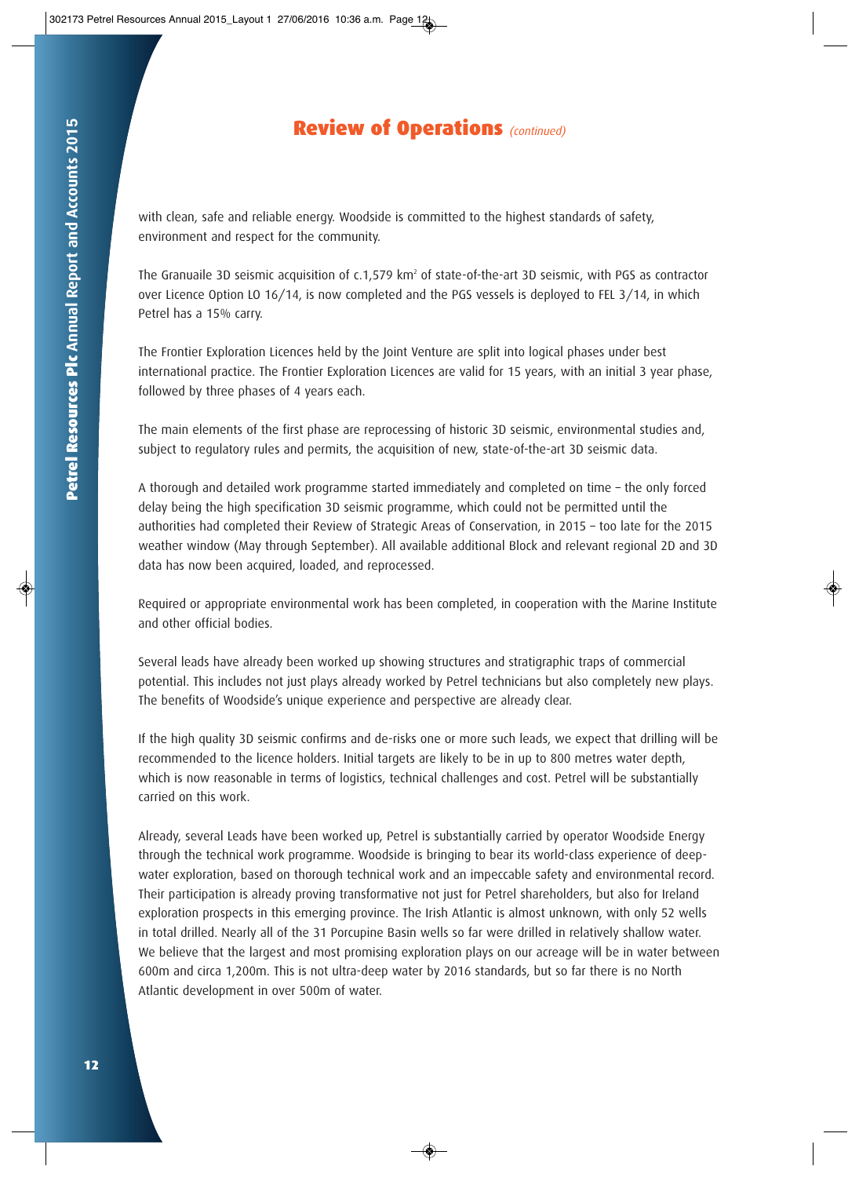## Review of Operations *(continued)*

with clean, safe and reliable energy. Woodside is committed to the highest standards of safety, environment and respect for the community.

The Granuaile 3D seismic acquisition of c.1,579 km$^2$ of state-of-the-art 3D seismic, with PGS as contractor over Licence Option LO 16/14, is now completed and the PGS vessels is deployed to FEL 3/14, in which Petrel has a 15% carry.

The Frontier Exploration Licences held by the Joint Venture are split into logical phases under best international practice. The Frontier Exploration Licences are valid for 15 years, with an initial 3 year phase, followed by three phases of 4 years each.

The main elements of the first phase are reprocessing of historic 3D seismic, environmental studies and, subject to regulatory rules and permits, the acquisition of new, state-of-the-art 3D seismic data.

A thorough and detailed work programme started immediately and completed on time – the only forced delay being the high specification 3D seismic programme, which could not be permitted until the authorities had completed their Review of Strategic Areas of Conservation, in 2015 – too late for the 2015 weather window (May through September). All available additional Block and relevant regional 2D and 3D data has now been acquired, loaded, and reprocessed.

Required or appropriate environmental work has been completed, in cooperation with the Marine Institute and other official bodies.

Several leads have already been worked up showing structures and stratigraphic traps of commercial potential. This includes not just plays already worked by Petrel technicians but also completely new plays. The benefits of Woodside's unique experience and perspective are already clear.

If the high quality 3D seismic confirms and de-risks one or more such leads, we expect that drilling will be recommended to the licence holders. Initial targets are likely to be in up to 800 metres water depth, which is now reasonable in terms of logistics, technical challenges and cost. Petrel will be substantially carried on this work.

Already, several Leads have been worked up, Petrel is substantially carried by operator Woodside Energy through the technical work programme. Woodside is bringing to bear its world-class experience of deep-water exploration, based on thorough technical work and an impeccable safety and environmental record. Their participation is already proving transformative not just for Petrel shareholders, but also for Ireland exploration prospects in this emerging province. The Irish Atlantic is almost unknown, with only 52 wells in total drilled. Nearly all of the 31 Porcupine Basin wells so far were drilled in relatively shallow water. We believe that the largest and most promising exploration plays on our acreage will be in water between 600m and circa 1,200m. This is not ultra-deep water by 2016 standards, but so far there is no North Atlantic development in over 500m of water.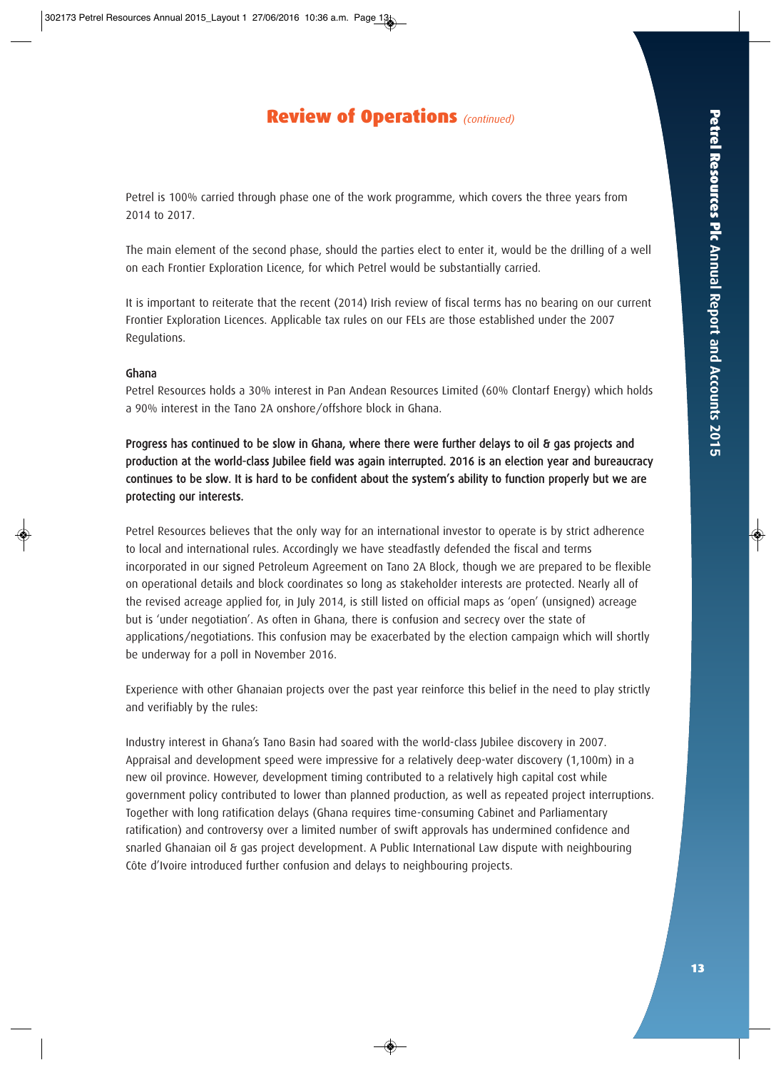## Review of Operations *(continued)*

Petrel is 100% carried through phase one of the work programme, which covers the three years from 2014 to 2017.

The main element of the second phase, should the parties elect to enter it, would be the drilling of a well on each Frontier Exploration Licence, for which Petrel would be substantially carried.

It is important to reiterate that the recent (2014) Irish review of fiscal terms has no bearing on our current Frontier Exploration Licences. Applicable tax rules on our FELs are those established under the 2007 Regulations.

### Ghana

Petrel Resources holds a 30% interest in Pan Andean Resources Limited (60% Clontarf Energy) which holds a 90% interest in the Tano 2A onshore/offshore block in Ghana.

**Progress has continued to be slow in Ghana, where there were further delays to oil & gas projects and production at the world-class Jubilee field was again interrupted. 2016 is an election year and bureaucracy continues to be slow. It is hard to be confident about the system's ability to function properly but we are protecting our interests.**

Petrel Resources believes that the only way for an international investor to operate is by strict adherence to local and international rules. Accordingly we have steadfastly defended the fiscal and terms incorporated in our signed Petroleum Agreement on Tano 2A Block, though we are prepared to be flexible on operational details and block coordinates so long as stakeholder interests are protected. Nearly all of the revised acreage applied for, in July 2014, is still listed on official maps as 'open' (unsigned) acreage but is 'under negotiation'. As often in Ghana, there is confusion and secrecy over the state of applications/negotiations. This confusion may be exacerbated by the election campaign which will shortly be underway for a poll in November 2016.

Experience with other Ghanaian projects over the past year reinforce this belief in the need to play strictly and verifiably by the rules:

Industry interest in Ghana's Tano Basin had soared with the world-class Jubilee discovery in 2007. Appraisal and development speed were impressive for a relatively deep-water discovery (1,100m) in a new oil province. However, development timing contributed to a relatively high capital cost while government policy contributed to lower than planned production, as well as repeated project interruptions. Together with long ratification delays (Ghana requires time-consuming Cabinet and Parliamentary ratification) and controversy over a limited number of swift approvals has undermined confidence and snarled Ghanaian oil & gas project development. A Public International Law dispute with neighbouring Côte d'Ivoire introduced further confusion and delays to neighbouring projects.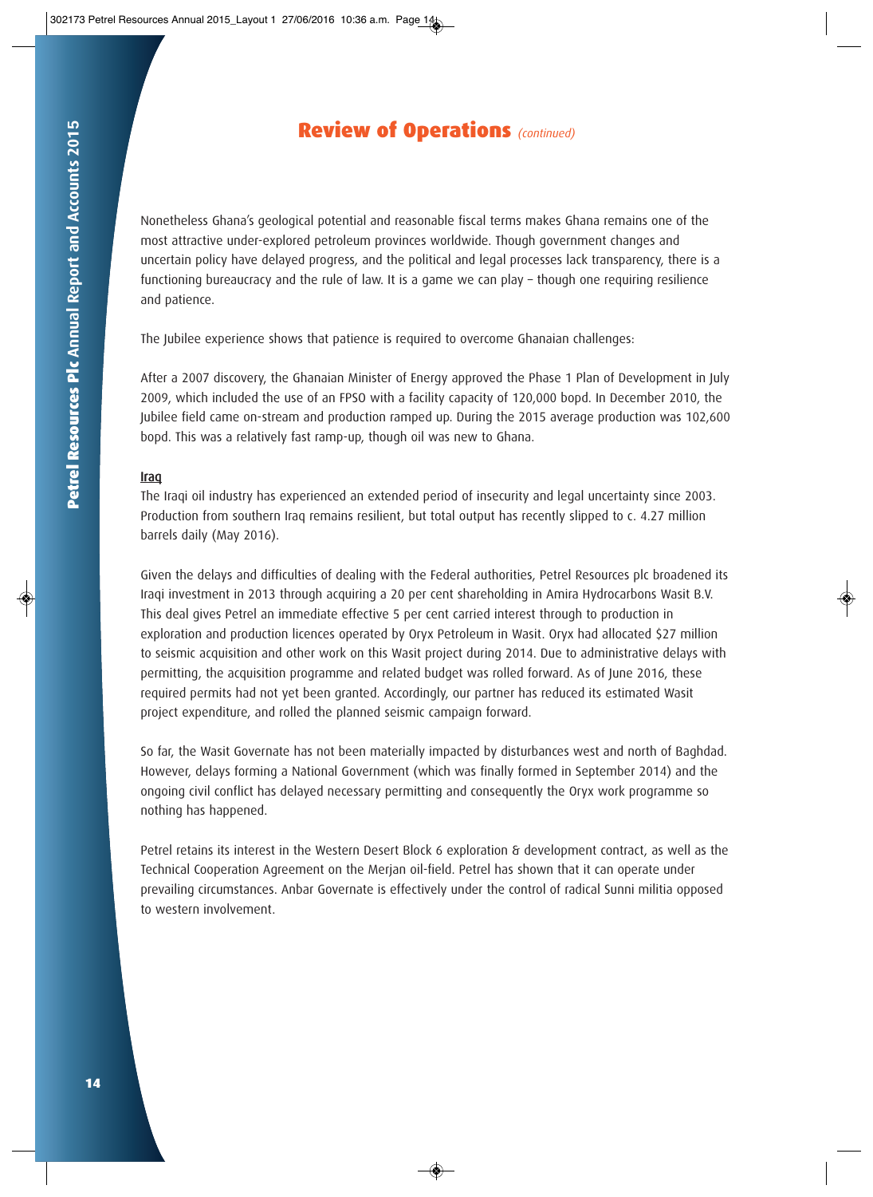# Review of Operations *(continued)*

Nonetheless Ghana's geological potential and reasonable fiscal terms makes Ghana remains one of the most attractive under-explored petroleum provinces worldwide. Though government changes and uncertain policy have delayed progress, and the political and legal processes lack transparency, there is a functioning bureaucracy and the rule of law. It is a game we can play – though one requiring resilience and patience.

The Jubilee experience shows that patience is required to overcome Ghanaian challenges:

After a 2007 discovery, the Ghanaian Minister of Energy approved the Phase 1 Plan of Development in July 2009, which included the use of an FPSO with a facility capacity of 120,000 bopd. In December 2010, the Jubilee field came on-stream and production ramped up. During the 2015 average production was 102,600 bopd. This was a relatively fast ramp-up, though oil was new to Ghana.

**Iraq**

The Iraqi oil industry has experienced an extended period of insecurity and legal uncertainty since 2003. Production from southern Iraq remains resilient, but total output has recently slipped to c. 4.27 million barrels daily (May 2016).

Given the delays and difficulties of dealing with the Federal authorities, Petrel Resources plc broadened its Iraqi investment in 2013 through acquiring a 20 per cent shareholding in Amira Hydrocarbons Wasit B.V. This deal gives Petrel an immediate effective 5 per cent carried interest through to production in exploration and production licences operated by Oryx Petroleum in Wasit. Oryx had allocated $27 million to seismic acquisition and other work on this Wasit project during 2014. Due to administrative delays with permitting, the acquisition programme and related budget was rolled forward. As of June 2016, these required permits had not yet been granted. Accordingly, our partner has reduced its estimated Wasit project expenditure, and rolled the planned seismic campaign forward.

So far, the Wasit Governate has not been materially impacted by disturbances west and north of Baghdad. However, delays forming a National Government (which was finally formed in September 2014) and the ongoing civil conflict has delayed necessary permitting and consequently the Oryx work programme so nothing has happened.

Petrel retains its interest in the Western Desert Block 6 exploration & development contract, as well as the Technical Cooperation Agreement on the Merjan oil-field. Petrel has shown that it can operate under prevailing circumstances. Anbar Governate is effectively under the control of radical Sunni militia opposed to western involvement.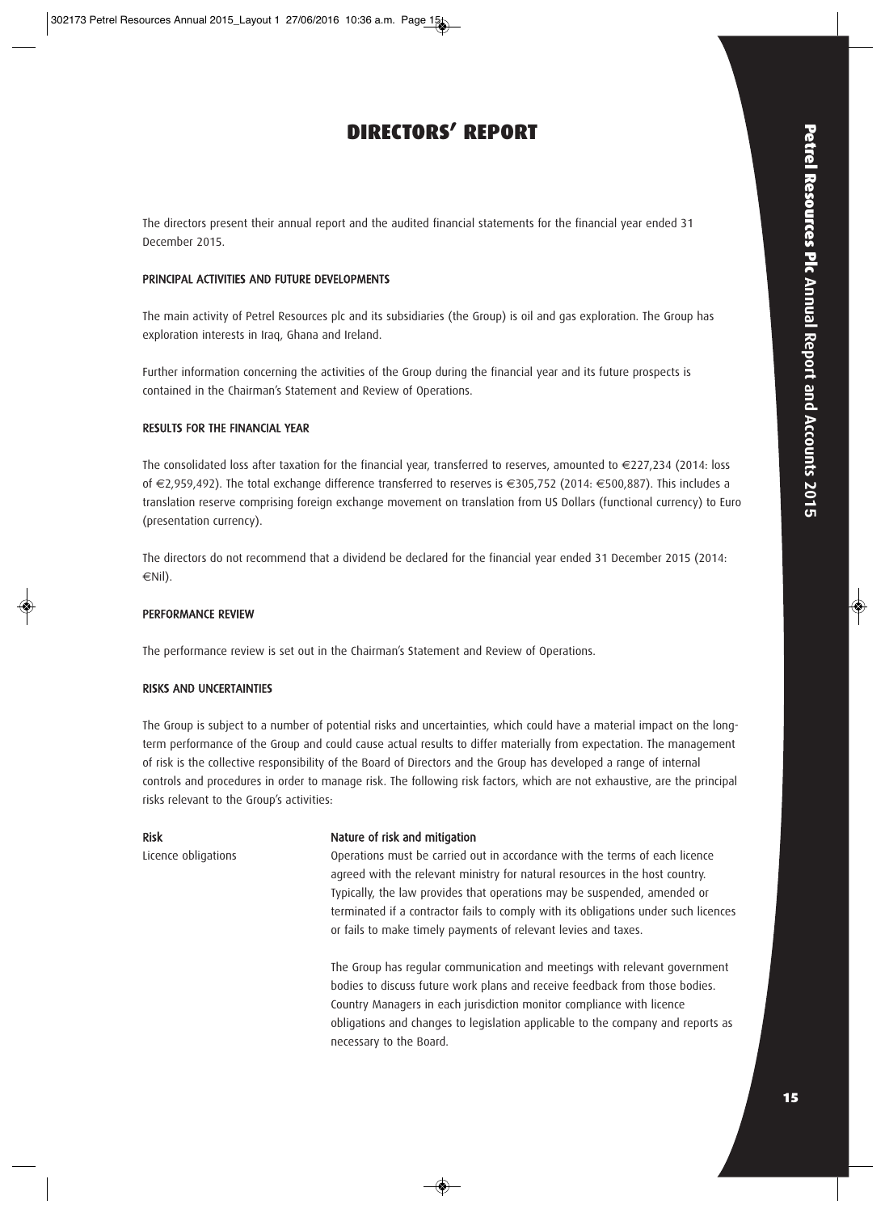# DIRECTORS' REPORT

The directors present their annual report and the audited financial statements for the financial year ended 31 December 2015.

## PRINCIPAL ACTIVITIES AND FUTURE DEVELOPMENTS

The main activity of Petrel Resources plc and its subsidiaries (the Group) is oil and gas exploration. The Group has exploration interests in Iraq, Ghana and Ireland.

Further information concerning the activities of the Group during the financial year and its future prospects is contained in the Chairman's Statement and Review of Operations.

## RESULTS FOR THE FINANCIAL YEAR

The consolidated loss after taxation for the financial year, transferred to reserves, amounted to €227,234 (2014: loss of €2,959,492). The total exchange difference transferred to reserves is €305,752 (2014: €500,887). This includes a translation reserve comprising foreign exchange movement on translation from US Dollars (functional currency) to Euro (presentation currency).

The directors do not recommend that a dividend be declared for the financial year ended 31 December 2015 (2014: €Nil).

## PERFORMANCE REVIEW

The performance review is set out in the Chairman's Statement and Review of Operations.

## RISKS AND UNCERTAINTIES

The Group is subject to a number of potential risks and uncertainties, which could have a material impact on the long-term performance of the Group and could cause actual results to differ materially from expectation. The management of risk is the collective responsibility of the Board of Directors and the Group has developed a range of internal controls and procedures in order to manage risk. The following risk factors, which are not exhaustive, are the principal risks relevant to the Group's activities:

| Risk | Nature of risk and mitigation |
| --- | --- |
| Licence obligations | Operations must be carried out in accordance with the terms of each licence agreed with the relevant ministry for natural resources in the host country. Typically, the law provides that operations may be suspended, amended or terminated if a contractor fails to comply with its obligations under such licences or fails to make timely payments of relevant levies and taxes.<br><br>The Group has regular communication and meetings with relevant government bodies to discuss future work plans and receive feedback from those bodies. Country Managers in each jurisdiction monitor compliance with licence obligations and changes to legislation applicable to the company and reports as necessary to the Board. |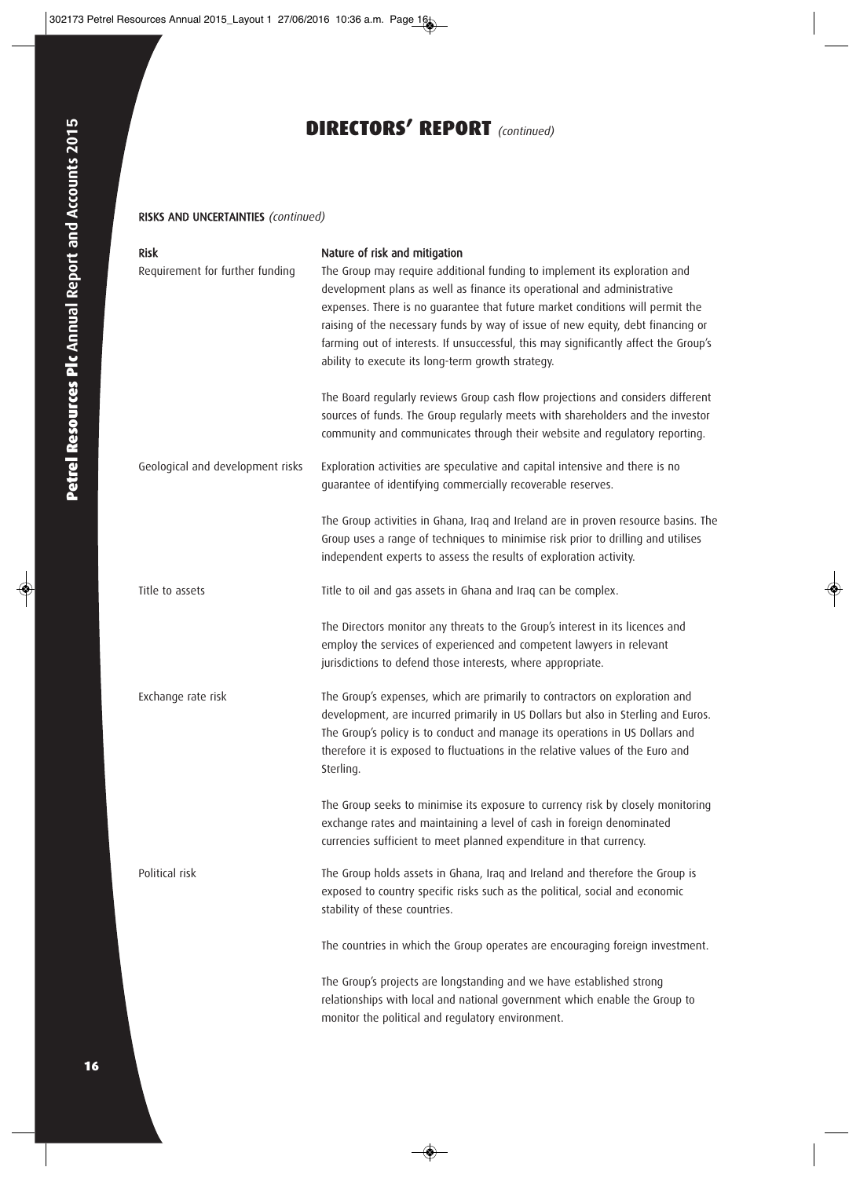# DIRECTORS' REPORT *(continued)*

**RISKS AND UNCERTAINTIES** *(continued)*

| Risk | Nature of risk and mitigation |
| --- | --- |
| Requirement for further funding | The Group may require additional funding to implement its exploration and development plans as well as finance its operational and administrative expenses. There is no guarantee that future market conditions will permit the raising of the necessary funds by way of issue of new equity, debt financing or farming out of interests. If unsuccessful, this may significantly affect the Group's ability to execute its long-term growth strategy.<br><br>The Board regularly reviews Group cash flow projections and considers different sources of funds. The Group regularly meets with shareholders and the investor community and communicates through their website and regulatory reporting. |
| Geological and development risks | Exploration activities are speculative and capital intensive and there is no guarantee of identifying commercially recoverable reserves.<br><br>The Group activities in Ghana, Iraq and Ireland are in proven resource basins. The Group uses a range of techniques to minimise risk prior to drilling and utilises independent experts to assess the results of exploration activity. |
| Title to assets | Title to oil and gas assets in Ghana and Iraq can be complex.<br><br>The Directors monitor any threats to the Group's interest in its licences and employ the services of experienced and competent lawyers in relevant jurisdictions to defend those interests, where appropriate. |
| Exchange rate risk | The Group's expenses, which are primarily to contractors on exploration and development, are incurred primarily in US Dollars but also in Sterling and Euros. The Group's policy is to conduct and manage its operations in US Dollars and therefore it is exposed to fluctuations in the relative values of the Euro and Sterling.<br><br>The Group seeks to minimise its exposure to currency risk by closely monitoring exchange rates and maintaining a level of cash in foreign denominated currencies sufficient to meet planned expenditure in that currency. |
| Political risk | The Group holds assets in Ghana, Iraq and Ireland and therefore the Group is exposed to country specific risks such as the political, social and economic stability of these countries.<br><br>The countries in which the Group operates are encouraging foreign investment.<br><br>The Group's projects are longstanding and we have established strong relationships with local and national government which enable the Group to monitor the political and regulatory environment. |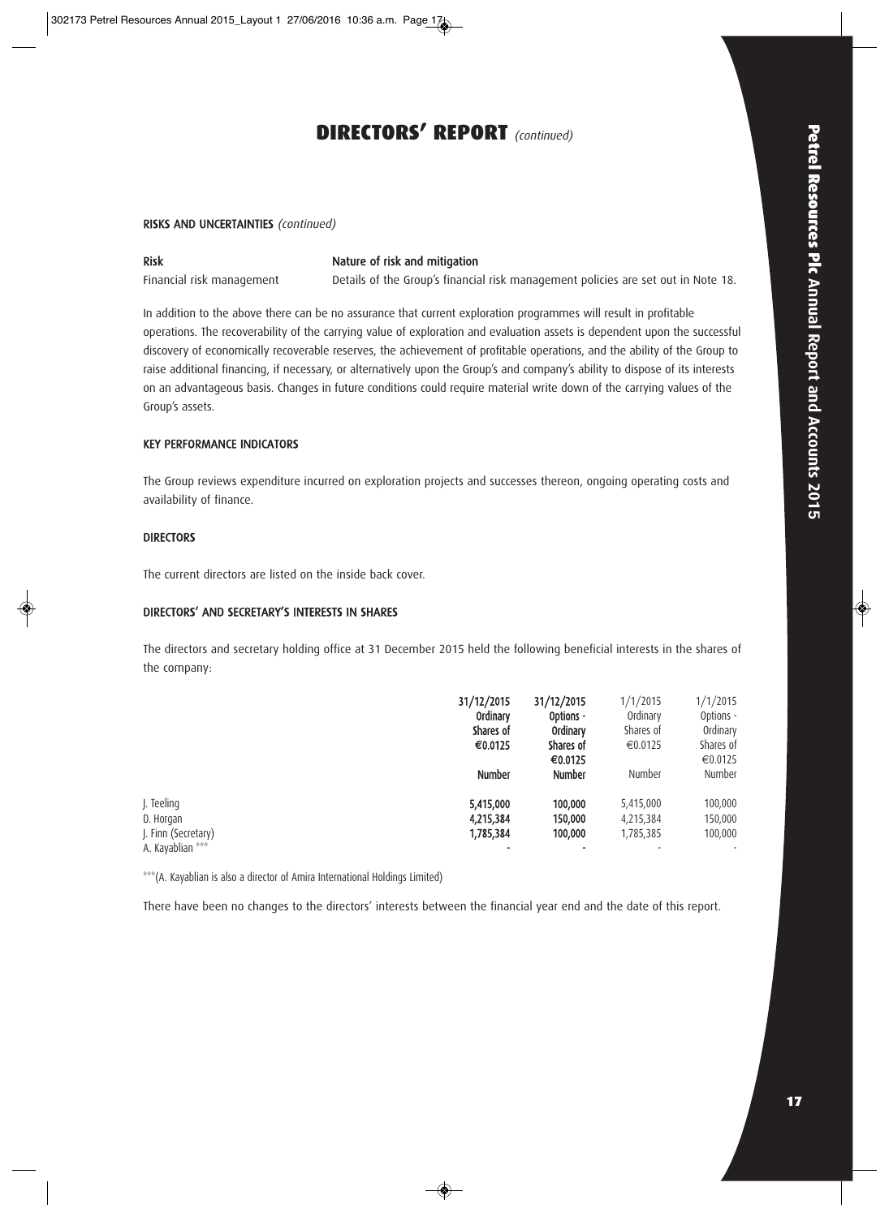# DIRECTORS' REPORT *(continued)*

**RISKS AND UNCERTAINTIES** *(continued)*

| Risk | Nature of risk and mitigation |
|---|---|
| Financial risk management | Details of the Group's financial risk management policies are set out in Note 18. |

In addition to the above there can be no assurance that current exploration programmes will result in profitable operations. The recoverability of the carrying value of exploration and evaluation assets is dependent upon the successful discovery of economically recoverable reserves, the achievement of profitable operations, and the ability of the Group to raise additional financing, if necessary, or alternatively upon the Group's and company's ability to dispose of its interests on an advantageous basis. Changes in future conditions could require material write down of the carrying values of the Group's assets.

**KEY PERFORMANCE INDICATORS**

The Group reviews expenditure incurred on exploration projects and successes thereon, ongoing operating costs and availability of finance.

**DIRECTORS**

The current directors are listed on the inside back cover.

**DIRECTORS' AND SECRETARY'S INTERESTS IN SHARES**

The directors and secretary holding office at 31 December 2015 held the following beneficial interests in the shares of the company:

| | 31/12/2015 Ordinary Shares of €0.0125 | 31/12/2015 Options - Ordinary Shares of €0.0125 | 1/1/2015 Ordinary Shares of €0.0125 | 1/1/2015 Options - Ordinary Shares of €0.0125 |
|---|---|---|---|---|
| | Number | Number | Number | Number |
| J. Teeling | 5,415,000 | 100,000 | 5,415,000 | 100,000 |
| D. Horgan | 4,215,384 | 150,000 | 4,215,384 | 150,000 |
| J. Finn (Secretary) | 1,785,384 | 100,000 | 1,785,385 | 100,000 |
| A. Kayablian *** | - | - | - | - |

***(A. Kayablian is also a director of Amira International Holdings Limited)

There have been no changes to the directors' interests between the financial year end and the date of this report.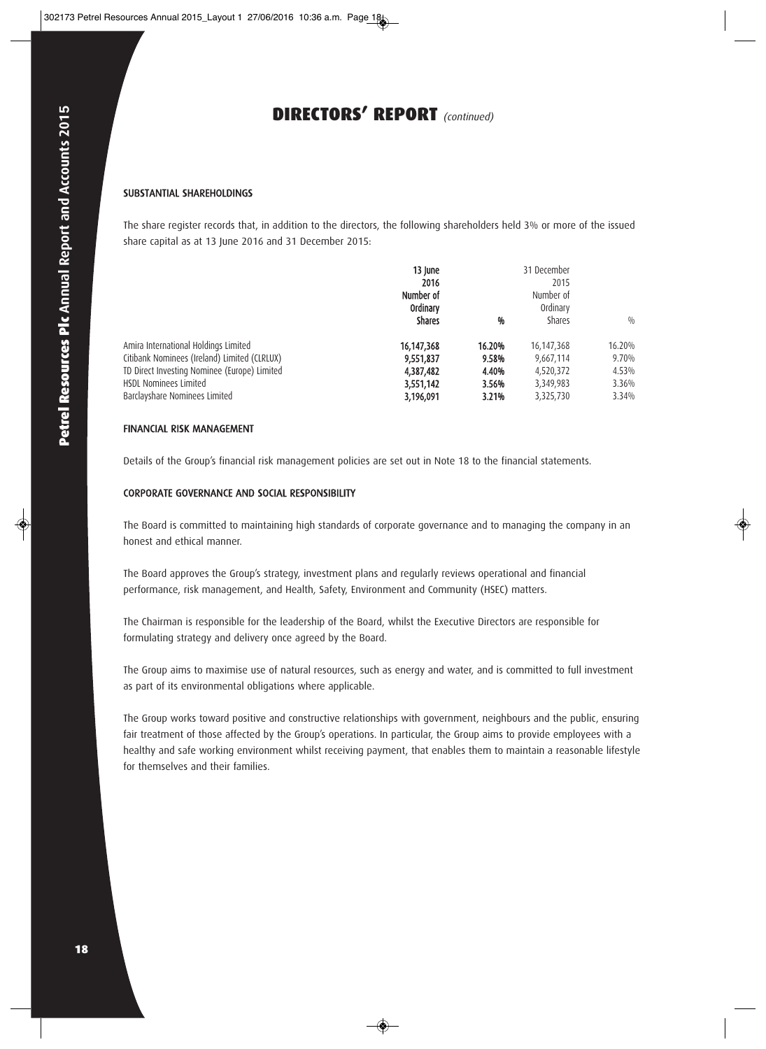# DIRECTORS' REPORT *(continued)*

## SUBSTANTIAL SHAREHOLDINGS

The share register records that, in addition to the directors, the following shareholders held 3% or more of the issued share capital as at 13 June 2016 and 31 December 2015:

| | 13 June 2016 Number of Ordinary Shares | % | 31 December 2015 Number of Ordinary Shares | % |
|---|---|---|---|---|
| Amira International Holdings Limited | 16,147,368 | 16.20% | 16,147,368 | 16.20% |
| Citibank Nominees (Ireland) Limited (CLRLUX) | 9,551,837 | 9.58% | 9,667,114 | 9.70% |
| TD Direct Investing Nominee (Europe) Limited | 4,387,482 | 4.40% | 4,520,372 | 4.53% |
| HSDL Nominees Limited | 3,551,142 | 3.56% | 3,349,983 | 3.36% |
| Barclayshare Nominees Limited | 3,196,091 | 3.21% | 3,325,730 | 3.34% |

## FINANCIAL RISK MANAGEMENT

Details of the Group's financial risk management policies are set out in Note 18 to the financial statements.

## CORPORATE GOVERNANCE AND SOCIAL RESPONSIBILITY

The Board is committed to maintaining high standards of corporate governance and to managing the company in an honest and ethical manner.

The Board approves the Group's strategy, investment plans and regularly reviews operational and financial performance, risk management, and Health, Safety, Environment and Community (HSEC) matters.

The Chairman is responsible for the leadership of the Board, whilst the Executive Directors are responsible for formulating strategy and delivery once agreed by the Board.

The Group aims to maximise use of natural resources, such as energy and water, and is committed to full investment as part of its environmental obligations where applicable.

The Group works toward positive and constructive relationships with government, neighbours and the public, ensuring fair treatment of those affected by the Group's operations. In particular, the Group aims to provide employees with a healthy and safe working environment whilst receiving payment, that enables them to maintain a reasonable lifestyle for themselves and their families.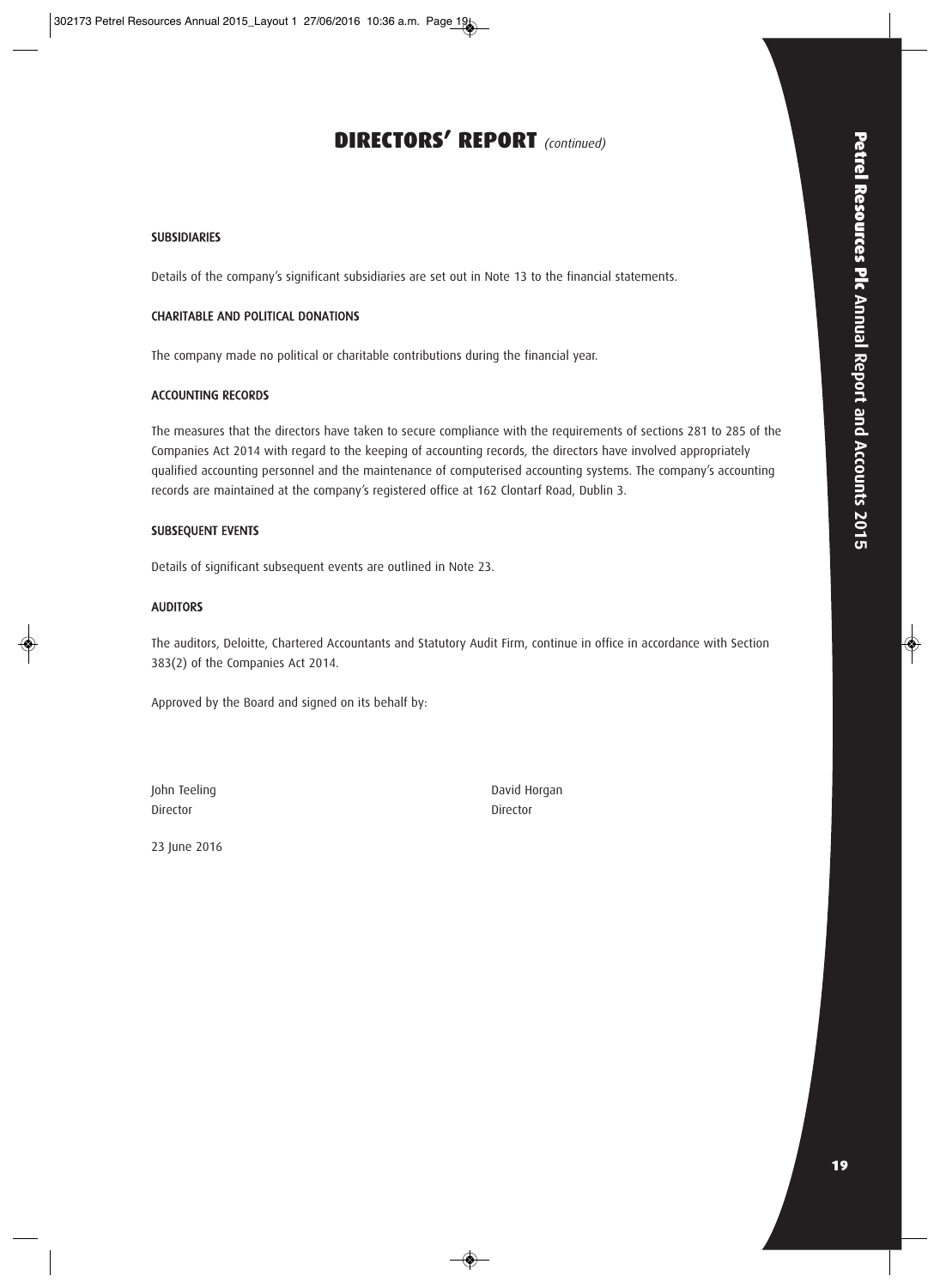# DIRECTORS' REPORT *(continued)*

### SUBSIDIARIES

Details of the company's significant subsidiaries are set out in Note 13 to the financial statements.

### CHARITABLE AND POLITICAL DONATIONS

The company made no political or charitable contributions during the financial year.

### ACCOUNTING RECORDS

The measures that the directors have taken to secure compliance with the requirements of sections 281 to 285 of the Companies Act 2014 with regard to the keeping of accounting records, the directors have involved appropriately qualified accounting personnel and the maintenance of computerised accounting systems. The company's accounting records are maintained at the company's registered office at 162 Clontarf Road, Dublin 3.

### SUBSEQUENT EVENTS

Details of significant subsequent events are outlined in Note 23.

### AUDITORS

The auditors, Deloitte, Chartered Accountants and Statutory Audit Firm, continue in office in accordance with Section 383(2) of the Companies Act 2014.

Approved by the Board and signed on its behalf by:

John Teeling
Director

David Horgan
Director

23 June 2016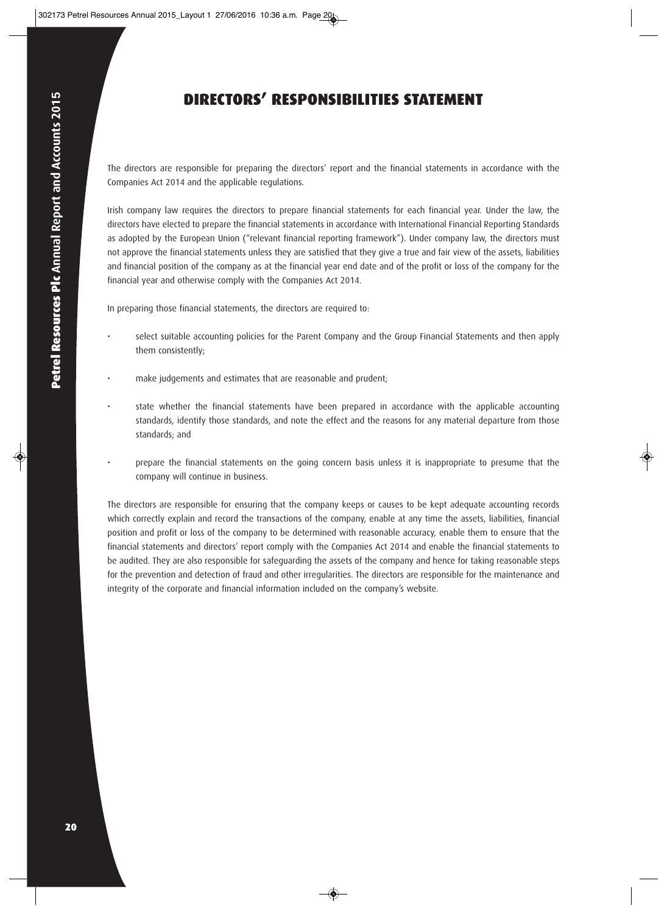# DIRECTORS' RESPONSIBILITIES STATEMENT

The directors are responsible for preparing the directors' report and the financial statements in accordance with the Companies Act 2014 and the applicable regulations.

Irish company law requires the directors to prepare financial statements for each financial year. Under the law, the directors have elected to prepare the financial statements in accordance with International Financial Reporting Standards as adopted by the European Union ("relevant financial reporting framework"). Under company law, the directors must not approve the financial statements unless they are satisfied that they give a true and fair view of the assets, liabilities and financial position of the company as at the financial year end date and of the profit or loss of the company for the financial year and otherwise comply with the Companies Act 2014.

In preparing those financial statements, the directors are required to:

- select suitable accounting policies for the Parent Company and the Group Financial Statements and then apply them consistently;
- make judgements and estimates that are reasonable and prudent;
- state whether the financial statements have been prepared in accordance with the applicable accounting standards, identify those standards, and note the effect and the reasons for any material departure from those standards; and
- prepare the financial statements on the going concern basis unless it is inappropriate to presume that the company will continue in business.

The directors are responsible for ensuring that the company keeps or causes to be kept adequate accounting records which correctly explain and record the transactions of the company, enable at any time the assets, liabilities, financial position and profit or loss of the company to be determined with reasonable accuracy, enable them to ensure that the financial statements and directors' report comply with the Companies Act 2014 and enable the financial statements to be audited. They are also responsible for safeguarding the assets of the company and hence for taking reasonable steps for the prevention and detection of fraud and other irregularities. The directors are responsible for the maintenance and integrity of the corporate and financial information included on the company's website.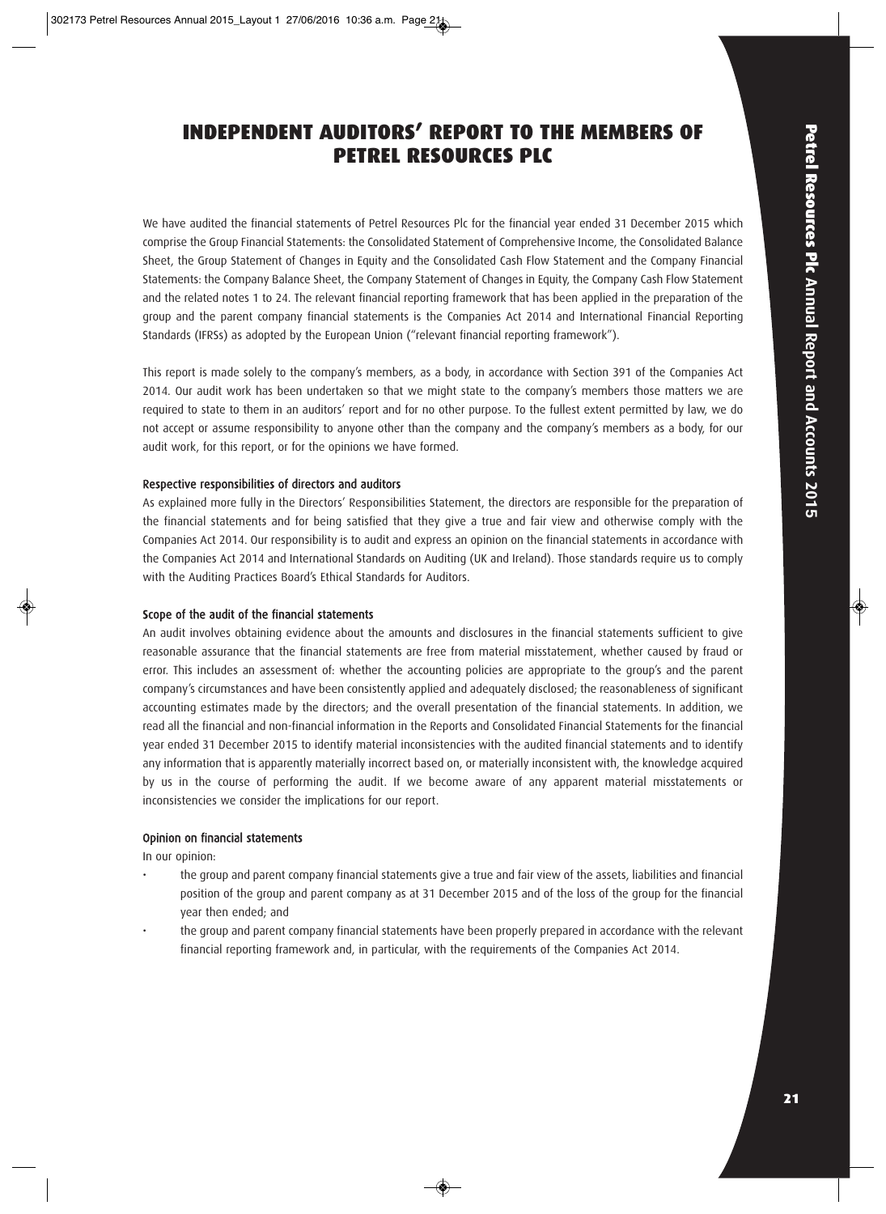# INDEPENDENT AUDITORS' REPORT TO THE MEMBERS OF PETREL RESOURCES PLC

We have audited the financial statements of Petrel Resources Plc for the financial year ended 31 December 2015 which comprise the Group Financial Statements: the Consolidated Statement of Comprehensive Income, the Consolidated Balance Sheet, the Group Statement of Changes in Equity and the Consolidated Cash Flow Statement and the Company Financial Statements: the Company Balance Sheet, the Company Statement of Changes in Equity, the Company Cash Flow Statement and the related notes 1 to 24. The relevant financial reporting framework that has been applied in the preparation of the group and the parent company financial statements is the Companies Act 2014 and International Financial Reporting Standards (IFRSs) as adopted by the European Union ("relevant financial reporting framework").

This report is made solely to the company's members, as a body, in accordance with Section 391 of the Companies Act 2014. Our audit work has been undertaken so that we might state to the company's members those matters we are required to state to them in an auditors' report and for no other purpose. To the fullest extent permitted by law, we do not accept or assume responsibility to anyone other than the company and the company's members as a body, for our audit work, for this report, or for the opinions we have formed.

### Respective responsibilities of directors and auditors

As explained more fully in the Directors' Responsibilities Statement, the directors are responsible for the preparation of the financial statements and for being satisfied that they give a true and fair view and otherwise comply with the Companies Act 2014. Our responsibility is to audit and express an opinion on the financial statements in accordance with the Companies Act 2014 and International Standards on Auditing (UK and Ireland). Those standards require us to comply with the Auditing Practices Board's Ethical Standards for Auditors.

### Scope of the audit of the financial statements

An audit involves obtaining evidence about the amounts and disclosures in the financial statements sufficient to give reasonable assurance that the financial statements are free from material misstatement, whether caused by fraud or error. This includes an assessment of: whether the accounting policies are appropriate to the group's and the parent company's circumstances and have been consistently applied and adequately disclosed; the reasonableness of significant accounting estimates made by the directors; and the overall presentation of the financial statements. In addition, we read all the financial and non-financial information in the Reports and Consolidated Financial Statements for the financial year ended 31 December 2015 to identify material inconsistencies with the audited financial statements and to identify any information that is apparently materially incorrect based on, or materially inconsistent with, the knowledge acquired by us in the course of performing the audit. If we become aware of any apparent material misstatements or inconsistencies we consider the implications for our report.

### Opinion on financial statements

In our opinion:

- the group and parent company financial statements give a true and fair view of the assets, liabilities and financial position of the group and parent company as at 31 December 2015 and of the loss of the group for the financial year then ended; and
- the group and parent company financial statements have been properly prepared in accordance with the relevant financial reporting framework and, in particular, with the requirements of the Companies Act 2014.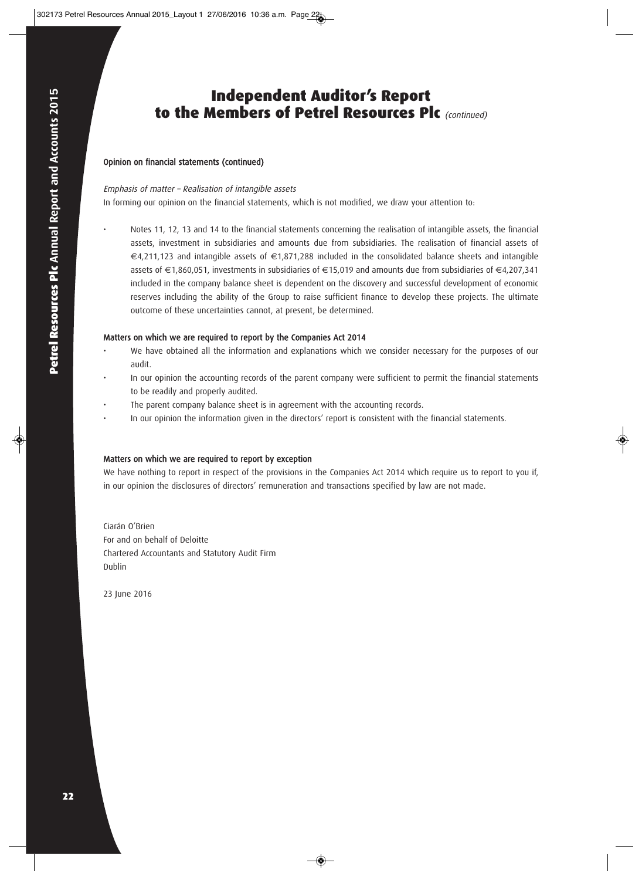# Independent Auditor's Report to the Members of Petrel Resources Plc *(continued)*

### Opinion on financial statements (continued)

*Emphasis of matter – Realisation of intangible assets*

In forming our opinion on the financial statements, which is not modified, we draw your attention to:

- Notes 11, 12, 13 and 14 to the financial statements concerning the realisation of intangible assets, the financial assets, investment in subsidiaries and amounts due from subsidiaries. The realisation of financial assets of €4,211,123 and intangible assets of €1,871,288 included in the consolidated balance sheets and intangible assets of €1,860,051, investments in subsidiaries of €15,019 and amounts due from subsidiaries of €4,207,341 included in the company balance sheet is dependent on the discovery and successful development of economic reserves including the ability of the Group to raise sufficient finance to develop these projects. The ultimate outcome of these uncertainties cannot, at present, be determined.

### Matters on which we are required to report by the Companies Act 2014

- We have obtained all the information and explanations which we consider necessary for the purposes of our audit.
- In our opinion the accounting records of the parent company were sufficient to permit the financial statements to be readily and properly audited.
- The parent company balance sheet is in agreement with the accounting records.
- In our opinion the information given in the directors' report is consistent with the financial statements.

### Matters on which we are required to report by exception

We have nothing to report in respect of the provisions in the Companies Act 2014 which require us to report to you if, in our opinion the disclosures of directors' remuneration and transactions specified by law are not made.

Ciarán O'Brien
For and on behalf of Deloitte
Chartered Accountants and Statutory Audit Firm
Dublin

23 June 2016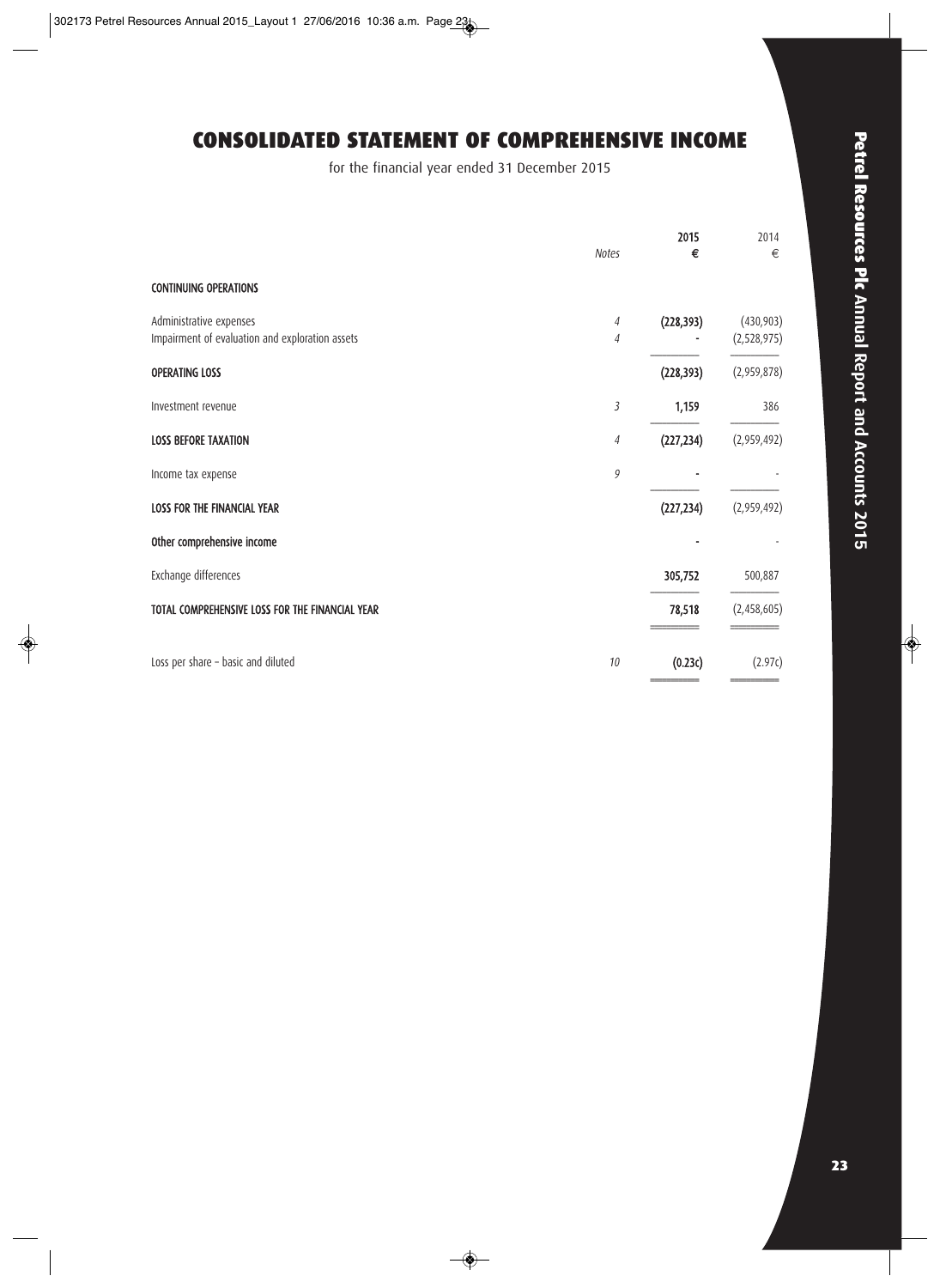# CONSOLIDATED STATEMENT OF COMPREHENSIVE INCOME

for the financial year ended 31 December 2015

| | Notes | 2015 € | 2014 € |
|---|---|---|---|
| **CONTINUING OPERATIONS** | | | |
| Administrative expenses | 4 | **(228,393)** | (430,903) |
| Impairment of evaluation and exploration assets | 4 | **-** | (2,528,975) |
| **OPERATING LOSS** | | **(228,393)** | (2,959,878) |
| Investment revenue | 3 | **1,159** | 386 |
| **LOSS BEFORE TAXATION** | 4 | **(227,234)** | (2,959,492) |
| Income tax expense | 9 | **-** | - |
| **LOSS FOR THE FINANCIAL YEAR** | | **(227,234)** | (2,959,492) |
| **Other comprehensive income** | | **-** | - |
| Exchange differences | | **305,752** | 500,887 |
| **TOTAL COMPREHENSIVE LOSS FOR THE FINANCIAL YEAR** | | **78,518** | (2,458,605) |
| Loss per share – basic and diluted | 10 | **(0.23c)** | (2.97c) |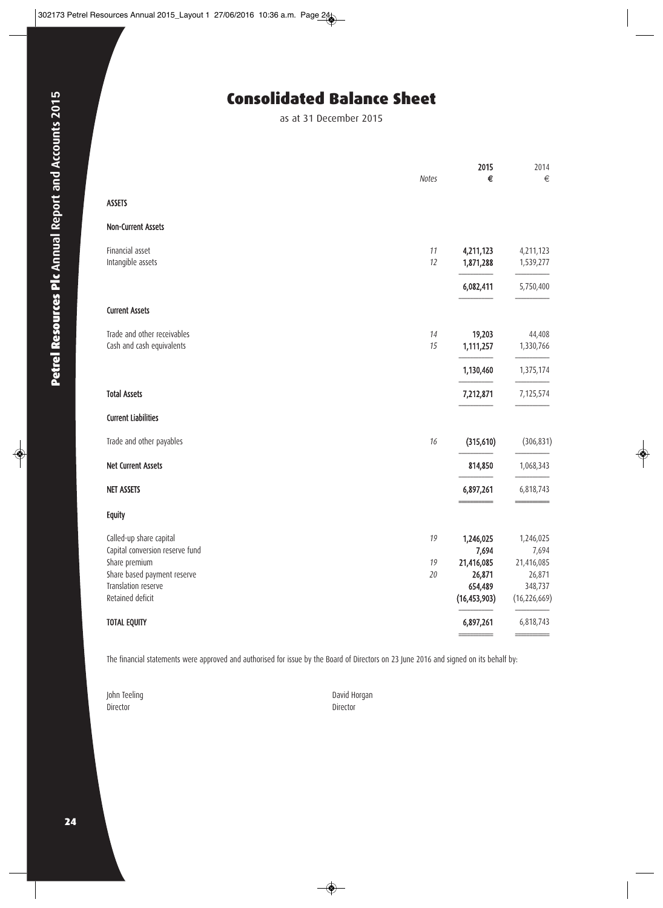# Consolidated Balance Sheet

as at 31 December 2015

| | Notes | 2015 € | 2014 € |
|---|---|---|---|
| **ASSETS** | | | |
| **Non-Current Assets** | | | |
| Financial asset | 11 | **4,211,123** | 4,211,123 |
| Intangible assets | 12 | **1,871,288** | 1,539,277 |
| | | **6,082,411** | 5,750,400 |
| **Current Assets** | | | |
| Trade and other receivables | 14 | **19,203** | 44,408 |
| Cash and cash equivalents | 15 | **1,111,257** | 1,330,766 |
| | | **1,130,460** | 1,375,174 |
| **Total Assets** | | **7,212,871** | 7,125,574 |
| **Current Liabilities** | | | |
| Trade and other payables | 16 | **(315,610)** | (306,831) |
| **Net Current Assets** | | **814,850** | 1,068,343 |
| **NET ASSETS** | | **6,897,261** | 6,818,743 |
| **Equity** | | | |
| Called-up share capital | 19 | **1,246,025** | 1,246,025 |
| Capital conversion reserve fund | | **7,694** | 7,694 |
| Share premium | 19 | **21,416,085** | 21,416,085 |
| Share based payment reserve | 20 | **26,871** | 26,871 |
| Translation reserve | | **654,489** | 348,737 |
| Retained deficit | | **(16,453,903)** | (16,226,669) |
| **TOTAL EQUITY** | | **6,897,261** | 6,818,743 |

The financial statements were approved and authorised for issue by the Board of Directors on 23 June 2016 and signed on its behalf by:

John Teeling
Director

David Horgan
Director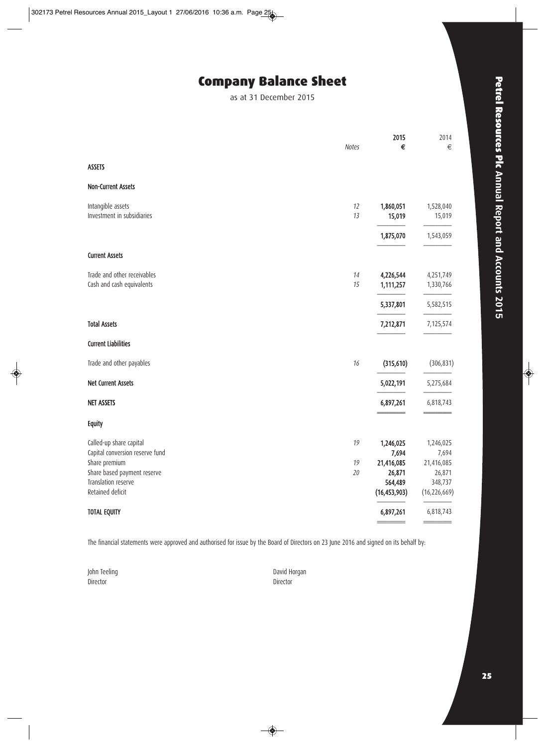# Company Balance Sheet

as at 31 December 2015

| | Notes | 2015 € | 2014 € |
|---|---|---|---|
| **ASSETS** | | | |
| **Non-Current Assets** | | | |
| Intangible assets | 12 | **1,860,051** | 1,528,040 |
| Investment in subsidiaries | 13 | **15,019** | 15,019 |
| | | **1,875,070** | 1,543,059 |
| **Current Assets** | | | |
| Trade and other receivables | 14 | **4,226,544** | 4,251,749 |
| Cash and cash equivalents | 15 | **1,111,257** | 1,330,766 |
| | | **5,337,801** | 5,582,515 |
| **Total Assets** | | **7,212,871** | 7,125,574 |
| **Current Liabilities** | | | |
| Trade and other payables | 16 | **(315,610)** | (306,831) |
| **Net Current Assets** | | **5,022,191** | 5,275,684 |
| **NET ASSETS** | | **6,897,261** | 6,818,743 |
| **Equity** | | | |
| Called-up share capital | 19 | **1,246,025** | 1,246,025 |
| Capital conversion reserve fund | | **7,694** | 7,694 |
| Share premium | 19 | **21,416,085** | 21,416,085 |
| Share based payment reserve | 20 | **26,871** | 26,871 |
| Translation reserve | | **564,489** | 348,737 |
| Retained deficit | | **(16,453,903)** | (16,226,669) |
| **TOTAL EQUITY** | | **6,897,261** | 6,818,743 |

The financial statements were approved and authorised for issue by the Board of Directors on 23 June 2016 and signed on its behalf by:

John Teeling
Director

David Horgan
Director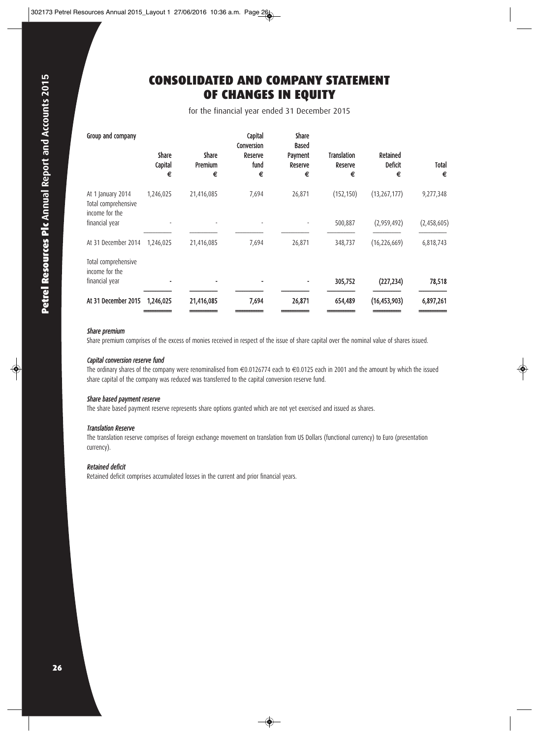# CONSOLIDATED AND COMPANY STATEMENT OF CHANGES IN EQUITY

for the financial year ended 31 December 2015

| Group and company | Share Capital € | Share Premium € | Capital Conversion Reserve fund € | Share Based Payment Reserve € | Translation Reserve € | Retained Deficit € | Total € |
|---|---|---|---|---|---|---|---|
| At 1 January 2014 | 1,246,025 | 21,416,085 | 7,694 | 26,871 | (152,150) | (13,267,177) | 9,277,348 |
| Total comprehensive income for the financial year | - | - | - | - | 500,887 | (2,959,492) | (2,458,605) |
| At 31 December 2014 | 1,246,025 | 21,416,085 | 7,694 | 26,871 | 348,737 | (16,226,669) | 6,818,743 |
| Total comprehensive income for the financial year | - | - | - | - | 305,752 | (227,234) | 78,518 |
| **At 31 December 2015** | **1,246,025** | **21,416,085** | **7,694** | **26,871** | **654,489** | **(16,453,903)** | **6,897,261** |

***Share premium***

Share premium comprises of the excess of monies received in respect of the issue of share capital over the nominal value of shares issued.

***Capital conversion reserve fund***

The ordinary shares of the company were renominalised from €0.0126774 each to €0.0125 each in 2001 and the amount by which the issued share capital of the company was reduced was transferred to the capital conversion reserve fund.

***Share based payment reserve***

The share based payment reserve represents share options granted which are not yet exercised and issued as shares.

***Translation Reserve***

The translation reserve comprises of foreign exchange movement on translation from US Dollars (functional currency) to Euro (presentation currency).

***Retained deficit***

Retained deficit comprises accumulated losses in the current and prior financial years.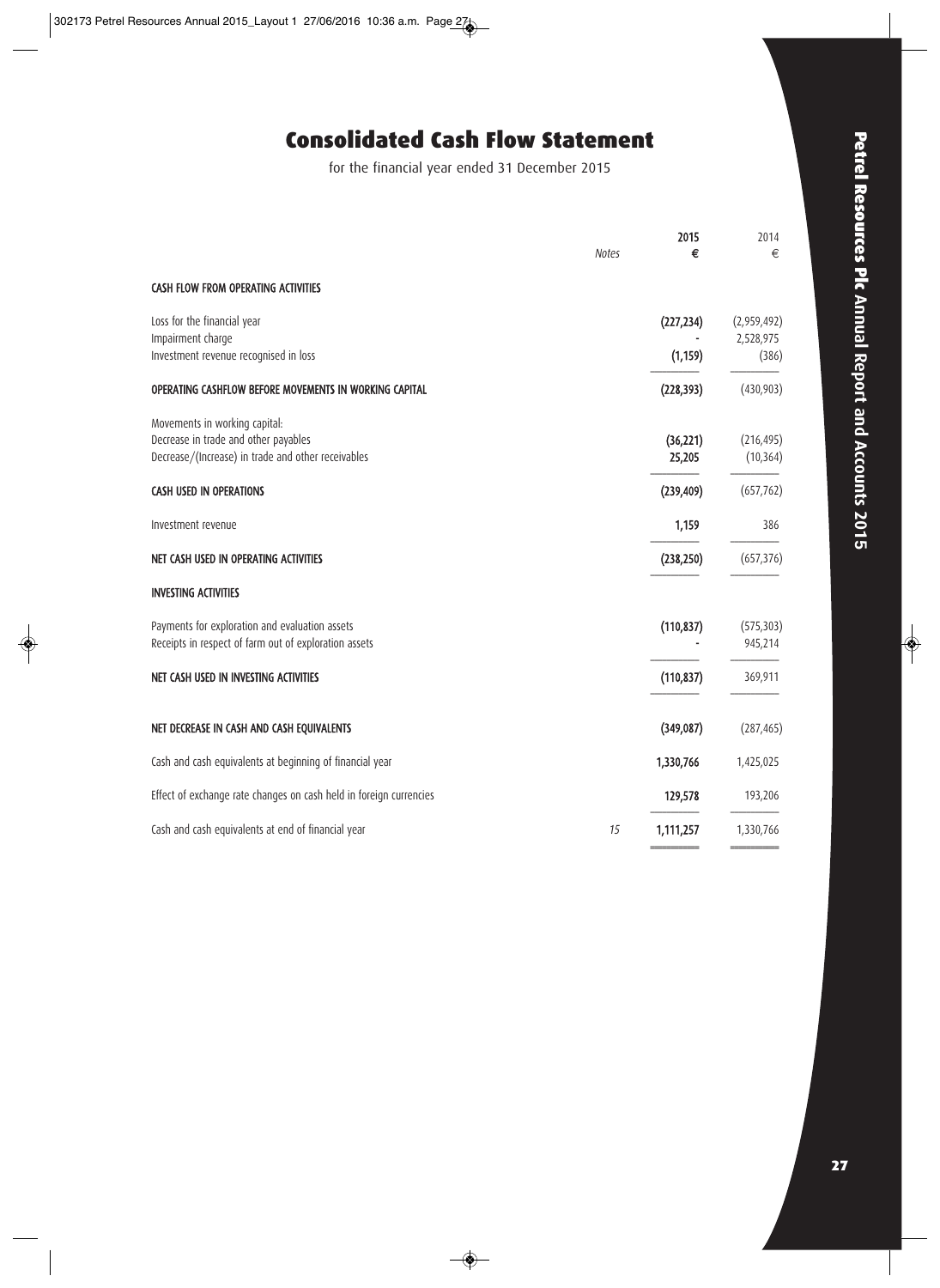# Consolidated Cash Flow Statement

for the financial year ended 31 December 2015

| | Notes | 2015 € | 2014 € |
|---|---|---|---|
| **CASH FLOW FROM OPERATING ACTIVITIES** | | | |
| Loss for the financial year | | **(227,234)** | (2,959,492) |
| Impairment charge | | **-** | 2,528,975 |
| Investment revenue recognised in loss | | **(1,159)** | (386) |
| **OPERATING CASHFLOW BEFORE MOVEMENTS IN WORKING CAPITAL** | | **(228,393)** | (430,903) |
| Movements in working capital: | | | |
| Decrease in trade and other payables | | **(36,221)** | (216,495) |
| Decrease/(Increase) in trade and other receivables | | **25,205** | (10,364) |
| **CASH USED IN OPERATIONS** | | **(239,409)** | (657,762) |
| Investment revenue | | **1,159** | 386 |
| **NET CASH USED IN OPERATING ACTIVITIES** | | **(238,250)** | (657,376) |
| **INVESTING ACTIVITIES** | | | |
| Payments for exploration and evaluation assets | | **(110,837)** | (575,303) |
| Receipts in respect of farm out of exploration assets | | **-** | 945,214 |
| **NET CASH USED IN INVESTING ACTIVITIES** | | **(110,837)** | 369,911 |
| **NET DECREASE IN CASH AND CASH EQUIVALENTS** | | **(349,087)** | (287,465) |
| Cash and cash equivalents at beginning of financial year | | **1,330,766** | 1,425,025 |
| Effect of exchange rate changes on cash held in foreign currencies | | **129,578** | 193,206 |
| Cash and cash equivalents at end of financial year | *15* | **1,111,257** | 1,330,766 |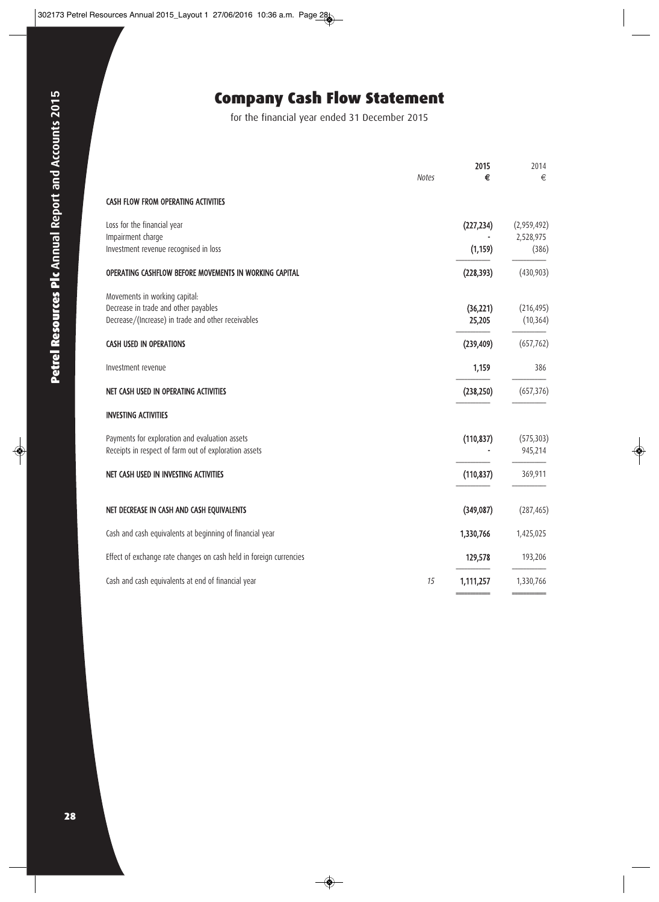# Company Cash Flow Statement

for the financial year ended 31 December 2015

| | Notes | 2015 € | 2014 € |
|---|---|---|---|
| **CASH FLOW FROM OPERATING ACTIVITIES** | | | |
| Loss for the financial year | | (227,234) | (2,959,492) |
| Impairment charge | | - | 2,528,975 |
| Investment revenue recognised in loss | | (1,159) | (386) |
| **OPERATING CASHFLOW BEFORE MOVEMENTS IN WORKING CAPITAL** | | (228,393) | (430,903) |
| Movements in working capital: | | | |
| Decrease in trade and other payables | | (36,221) | (216,495) |
| Decrease/(Increase) in trade and other receivables | | 25,205 | (10,364) |
| **CASH USED IN OPERATIONS** | | (239,409) | (657,762) |
| Investment revenue | | 1,159 | 386 |
| **NET CASH USED IN OPERATING ACTIVITIES** | | (238,250) | (657,376) |
| **INVESTING ACTIVITIES** | | | |
| Payments for exploration and evaluation assets | | (110,837) | (575,303) |
| Receipts in respect of farm out of exploration assets | | - | 945,214 |
| **NET CASH USED IN INVESTING ACTIVITIES** | | (110,837) | 369,911 |
| **NET DECREASE IN CASH AND CASH EQUIVALENTS** | | (349,087) | (287,465) |
| Cash and cash equivalents at beginning of financial year | | 1,330,766 | 1,425,025 |
| Effect of exchange rate changes on cash held in foreign currencies | | 129,578 | 193,206 |
| Cash and cash equivalents at end of financial year | 15 | 1,111,257 | 1,330,766 |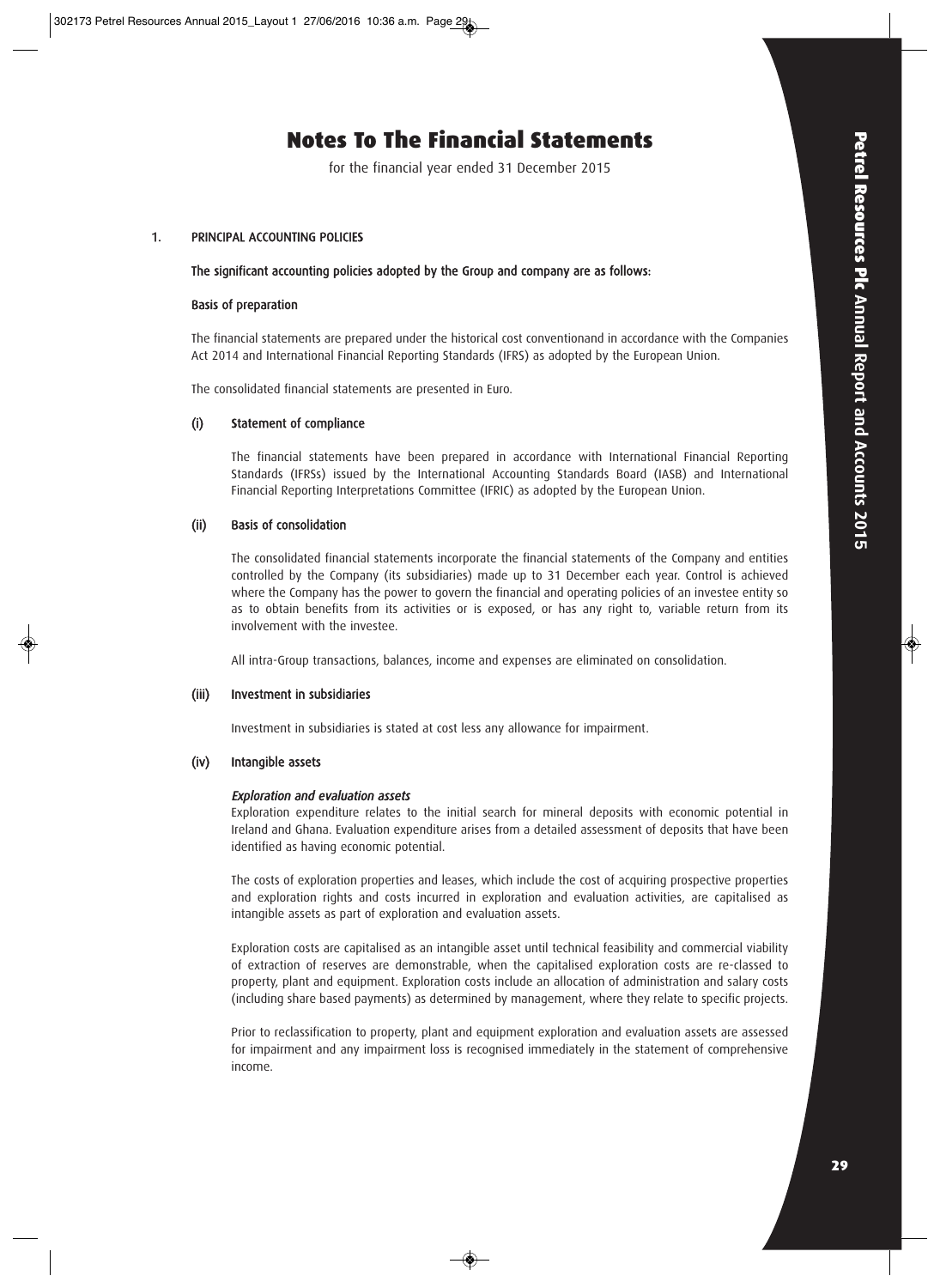# Notes To The Financial Statements

for the financial year ended 31 December 2015

## 1. PRINCIPAL ACCOUNTING POLICIES

**The significant accounting policies adopted by the Group and company are as follows:**

**Basis of preparation**

The financial statements are prepared under the historical cost conventionand in accordance with the Companies Act 2014 and International Financial Reporting Standards (IFRS) as adopted by the European Union.

The consolidated financial statements are presented in Euro.

### (i) Statement of compliance

The financial statements have been prepared in accordance with International Financial Reporting Standards (IFRSs) issued by the International Accounting Standards Board (IASB) and International Financial Reporting Interpretations Committee (IFRIC) as adopted by the European Union.

### (ii) Basis of consolidation

The consolidated financial statements incorporate the financial statements of the Company and entities controlled by the Company (its subsidiaries) made up to 31 December each year. Control is achieved where the Company has the power to govern the financial and operating policies of an investee entity so as to obtain benefits from its activities or is exposed, or has any right to, variable return from its involvement with the investee.

All intra-Group transactions, balances, income and expenses are eliminated on consolidation.

### (iii) Investment in subsidiaries

Investment in subsidiaries is stated at cost less any allowance for impairment.

### (iv) Intangible assets

***Exploration and evaluation assets***

Exploration expenditure relates to the initial search for mineral deposits with economic potential in Ireland and Ghana. Evaluation expenditure arises from a detailed assessment of deposits that have been identified as having economic potential.

The costs of exploration properties and leases, which include the cost of acquiring prospective properties and exploration rights and costs incurred in exploration and evaluation activities, are capitalised as intangible assets as part of exploration and evaluation assets.

Exploration costs are capitalised as an intangible asset until technical feasibility and commercial viability of extraction of reserves are demonstrable, when the capitalised exploration costs are re-classed to property, plant and equipment. Exploration costs include an allocation of administration and salary costs (including share based payments) as determined by management, where they relate to specific projects.

Prior to reclassification to property, plant and equipment exploration and evaluation assets are assessed for impairment and any impairment loss is recognised immediately in the statement of comprehensive income.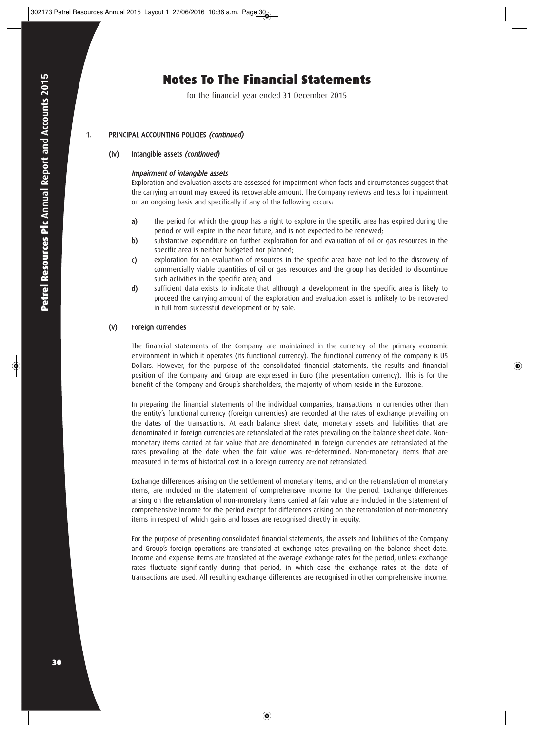# Notes To The Financial Statements

for the financial year ended 31 December 2015

1. **PRINCIPAL ACCOUNTING POLICIES *(continued)***

## (iv) Intangible assets *(continued)*

### *Impairment of intangible assets*

Exploration and evaluation assets are assessed for impairment when facts and circumstances suggest that the carrying amount may exceed its recoverable amount. The Company reviews and tests for impairment on an ongoing basis and specifically if any of the following occurs:

a) the period for which the group has a right to explore in the specific area has expired during the period or will expire in the near future, and is not expected to be renewed;

b) substantive expenditure on further exploration for and evaluation of oil or gas resources in the specific area is neither budgeted nor planned;

c) exploration for an evaluation of resources in the specific area have not led to the discovery of commercially viable quantities of oil or gas resources and the group has decided to discontinue such activities in the specific area; and

d) sufficient data exists to indicate that although a development in the specific area is likely to proceed the carrying amount of the exploration and evaluation asset is unlikely to be recovered in full from successful development or by sale.

## (v) Foreign currencies

The financial statements of the Company are maintained in the currency of the primary economic environment in which it operates (its functional currency). The functional currency of the company is US Dollars. However, for the purpose of the consolidated financial statements, the results and financial position of the Company and Group are expressed in Euro (the presentation currency). This is for the benefit of the Company and Group's shareholders, the majority of whom reside in the Eurozone.

In preparing the financial statements of the individual companies, transactions in currencies other than the entity's functional currency (foreign currencies) are recorded at the rates of exchange prevailing on the dates of the transactions. At each balance sheet date, monetary assets and liabilities that are denominated in foreign currencies are retranslated at the rates prevailing on the balance sheet date. Non-monetary items carried at fair value that are denominated in foreign currencies are retranslated at the rates prevailing at the date when the fair value was re-determined. Non-monetary items that are measured in terms of historical cost in a foreign currency are not retranslated.

Exchange differences arising on the settlement of monetary items, and on the retranslation of monetary items, are included in the statement of comprehensive income for the period. Exchange differences arising on the retranslation of non-monetary items carried at fair value are included in the statement of comprehensive income for the period except for differences arising on the retranslation of non-monetary items in respect of which gains and losses are recognised directly in equity.

For the purpose of presenting consolidated financial statements, the assets and liabilities of the Company and Group's foreign operations are translated at exchange rates prevailing on the balance sheet date. Income and expense items are translated at the average exchange rates for the period, unless exchange rates fluctuate significantly during that period, in which case the exchange rates at the date of transactions are used. All resulting exchange differences are recognised in other comprehensive income.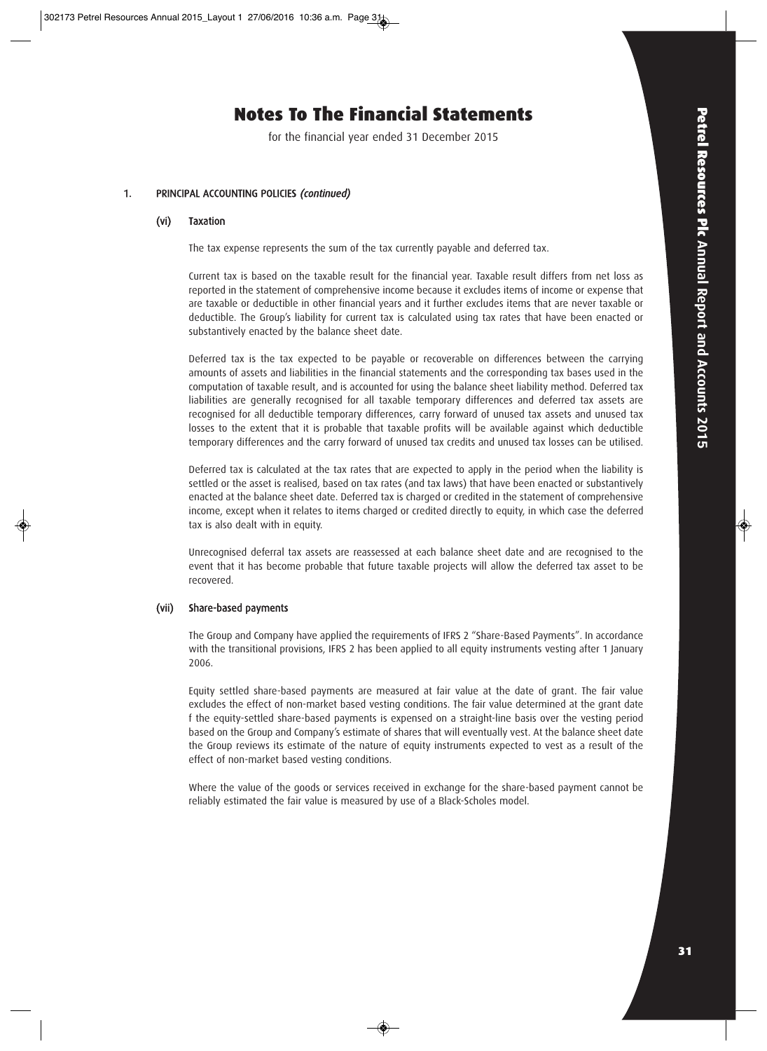# Notes To The Financial Statements

for the financial year ended 31 December 2015

## 1. PRINCIPAL ACCOUNTING POLICIES *(continued)*

### (vi) Taxation

The tax expense represents the sum of the tax currently payable and deferred tax.

Current tax is based on the taxable result for the financial year. Taxable result differs from net loss as reported in the statement of comprehensive income because it excludes items of income or expense that are taxable or deductible in other financial years and it further excludes items that are never taxable or deductible. The Group's liability for current tax is calculated using tax rates that have been enacted or substantively enacted by the balance sheet date.

Deferred tax is the tax expected to be payable or recoverable on differences between the carrying amounts of assets and liabilities in the financial statements and the corresponding tax bases used in the computation of taxable result, and is accounted for using the balance sheet liability method. Deferred tax liabilities are generally recognised for all taxable temporary differences and deferred tax assets are recognised for all deductible temporary differences, carry forward of unused tax assets and unused tax losses to the extent that it is probable that taxable profits will be available against which deductible temporary differences and the carry forward of unused tax credits and unused tax losses can be utilised.

Deferred tax is calculated at the tax rates that are expected to apply in the period when the liability is settled or the asset is realised, based on tax rates (and tax laws) that have been enacted or substantively enacted at the balance sheet date. Deferred tax is charged or credited in the statement of comprehensive income, except when it relates to items charged or credited directly to equity, in which case the deferred tax is also dealt with in equity.

Unrecognised deferral tax assets are reassessed at each balance sheet date and are recognised to the event that it has become probable that future taxable projects will allow the deferred tax asset to be recovered.

### (vii) Share-based payments

The Group and Company have applied the requirements of IFRS 2 "Share-Based Payments". In accordance with the transitional provisions, IFRS 2 has been applied to all equity instruments vesting after 1 January 2006.

Equity settled share-based payments are measured at fair value at the date of grant. The fair value excludes the effect of non-market based vesting conditions. The fair value determined at the grant date f the equity-settled share-based payments is expensed on a straight-line basis over the vesting period based on the Group and Company's estimate of shares that will eventually vest. At the balance sheet date the Group reviews its estimate of the nature of equity instruments expected to vest as a result of the effect of non-market based vesting conditions.

Where the value of the goods or services received in exchange for the share-based payment cannot be reliably estimated the fair value is measured by use of a Black-Scholes model.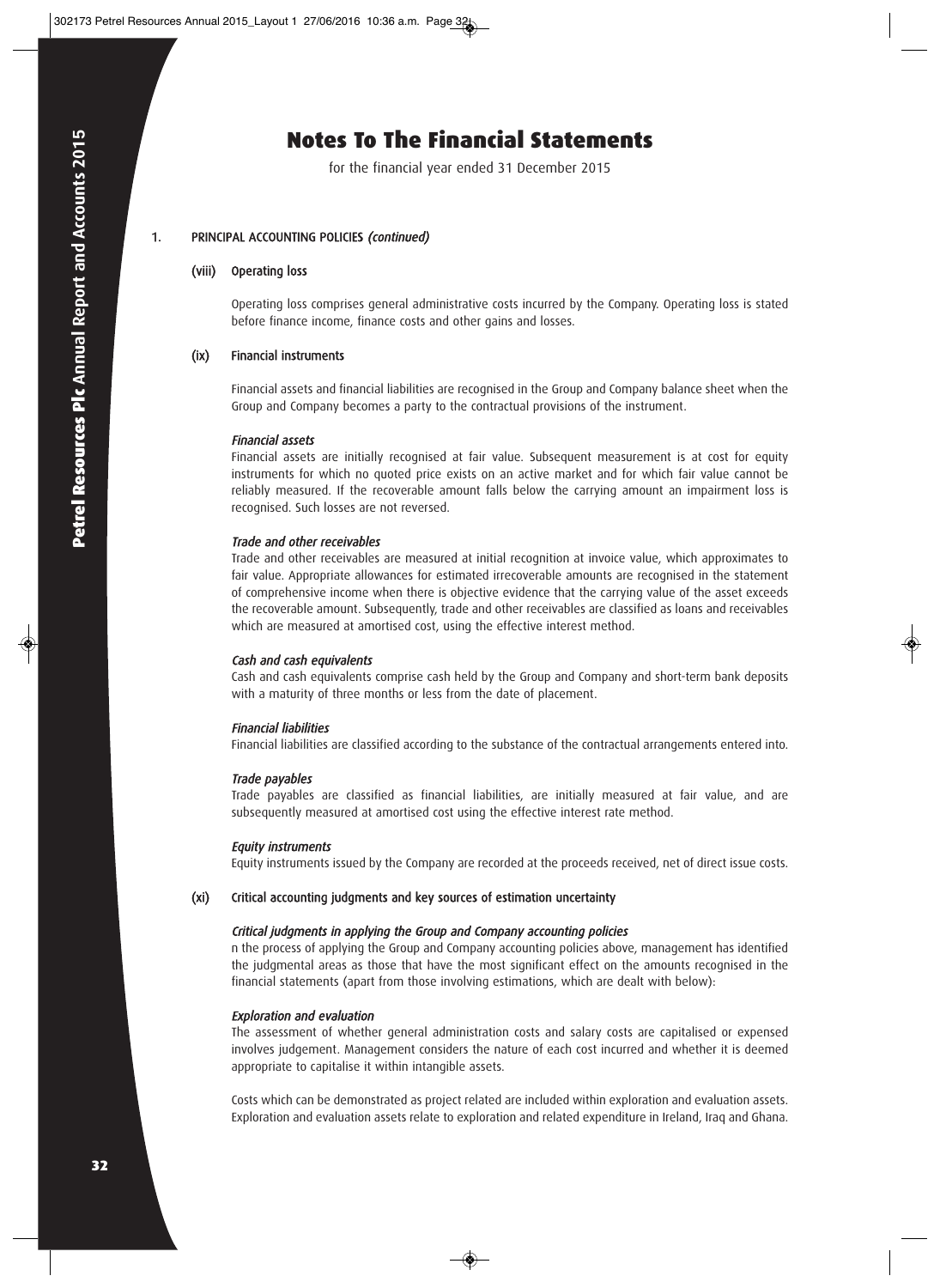# Notes To The Financial Statements

for the financial year ended 31 December 2015

## 1. PRINCIPAL ACCOUNTING POLICIES *(continued)*

### (viii) Operating loss

Operating loss comprises general administrative costs incurred by the Company. Operating loss is stated before finance income, finance costs and other gains and losses.

### (ix) Financial instruments

Financial assets and financial liabilities are recognised in the Group and Company balance sheet when the Group and Company becomes a party to the contractual provisions of the instrument.

***Financial assets***

Financial assets are initially recognised at fair value. Subsequent measurement is at cost for equity instruments for which no quoted price exists on an active market and for which fair value cannot be reliably measured. If the recoverable amount falls below the carrying amount an impairment loss is recognised. Such losses are not reversed.

***Trade and other receivables***

Trade and other receivables are measured at initial recognition at invoice value, which approximates to fair value. Appropriate allowances for estimated irrecoverable amounts are recognised in the statement of comprehensive income when there is objective evidence that the carrying value of the asset exceeds the recoverable amount. Subsequently, trade and other receivables are classified as loans and receivables which are measured at amortised cost, using the effective interest method.

***Cash and cash equivalents***

Cash and cash equivalents comprise cash held by the Group and Company and short-term bank deposits with a maturity of three months or less from the date of placement.

***Financial liabilities***

Financial liabilities are classified according to the substance of the contractual arrangements entered into.

***Trade payables***

Trade payables are classified as financial liabilities, are initially measured at fair value, and are subsequently measured at amortised cost using the effective interest rate method.

***Equity instruments***

Equity instruments issued by the Company are recorded at the proceeds received, net of direct issue costs.

### (xi) Critical accounting judgments and key sources of estimation uncertainty

***Critical judgments in applying the Group and Company accounting policies***

n the process of applying the Group and Company accounting policies above, management has identified the judgmental areas as those that have the most significant effect on the amounts recognised in the financial statements (apart from those involving estimations, which are dealt with below):

***Exploration and evaluation***

The assessment of whether general administration costs and salary costs are capitalised or expensed involves judgement. Management considers the nature of each cost incurred and whether it is deemed appropriate to capitalise it within intangible assets.

Costs which can be demonstrated as project related are included within exploration and evaluation assets. Exploration and evaluation assets relate to exploration and related expenditure in Ireland, Iraq and Ghana.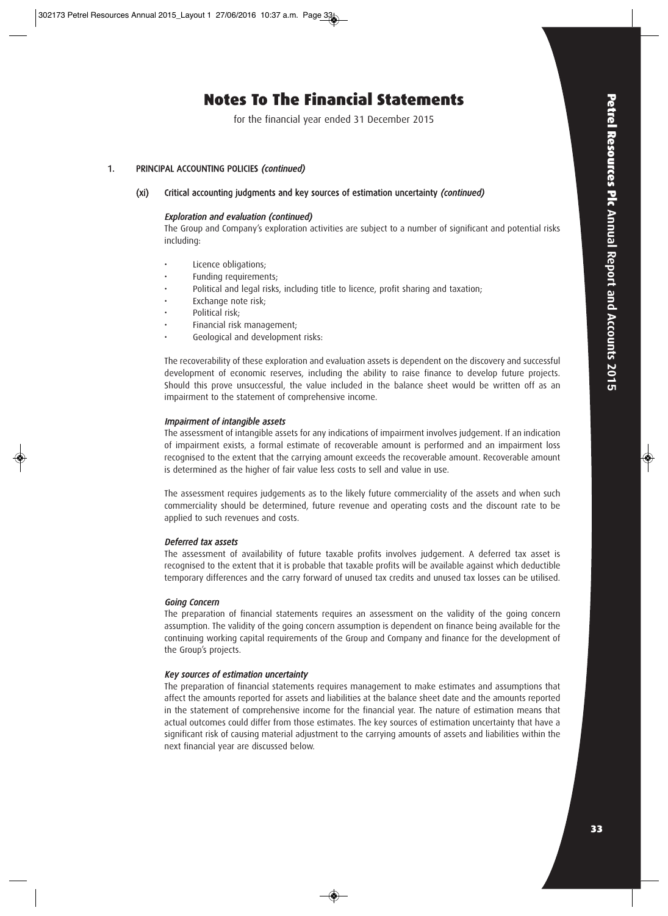# Notes To The Financial Statements

for the financial year ended 31 December 2015

1. PRINCIPAL ACCOUNTING POLICIES *(continued)*

(xi) Critical accounting judgments and key sources of estimation uncertainty *(continued)*

*Exploration and evaluation (continued)*

The Group and Company's exploration activities are subject to a number of significant and potential risks including:

- Licence obligations;
- Funding requirements;
- Political and legal risks, including title to licence, profit sharing and taxation;
- Exchange note risk;
- Political risk;
- Financial risk management;
- Geological and development risks:

The recoverability of these exploration and evaluation assets is dependent on the discovery and successful development of economic reserves, including the ability to raise finance to develop future projects. Should this prove unsuccessful, the value included in the balance sheet would be written off as an impairment to the statement of comprehensive income.

*Impairment of intangible assets*

The assessment of intangible assets for any indications of impairment involves judgement. If an indication of impairment exists, a formal estimate of recoverable amount is performed and an impairment loss recognised to the extent that the carrying amount exceeds the recoverable amount. Recoverable amount is determined as the higher of fair value less costs to sell and value in use.

The assessment requires judgements as to the likely future commerciality of the assets and when such commerciality should be determined, future revenue and operating costs and the discount rate to be applied to such revenues and costs.

*Deferred tax assets*

The assessment of availability of future taxable profits involves judgement. A deferred tax asset is recognised to the extent that it is probable that taxable profits will be available against which deductible temporary differences and the carry forward of unused tax credits and unused tax losses can be utilised.

*Going Concern*

The preparation of financial statements requires an assessment on the validity of the going concern assumption. The validity of the going concern assumption is dependent on finance being available for the continuing working capital requirements of the Group and Company and finance for the development of the Group's projects.

*Key sources of estimation uncertainty*

The preparation of financial statements requires management to make estimates and assumptions that affect the amounts reported for assets and liabilities at the balance sheet date and the amounts reported in the statement of comprehensive income for the financial year. The nature of estimation means that actual outcomes could differ from those estimates. The key sources of estimation uncertainty that have a significant risk of causing material adjustment to the carrying amounts of assets and liabilities within the next financial year are discussed below.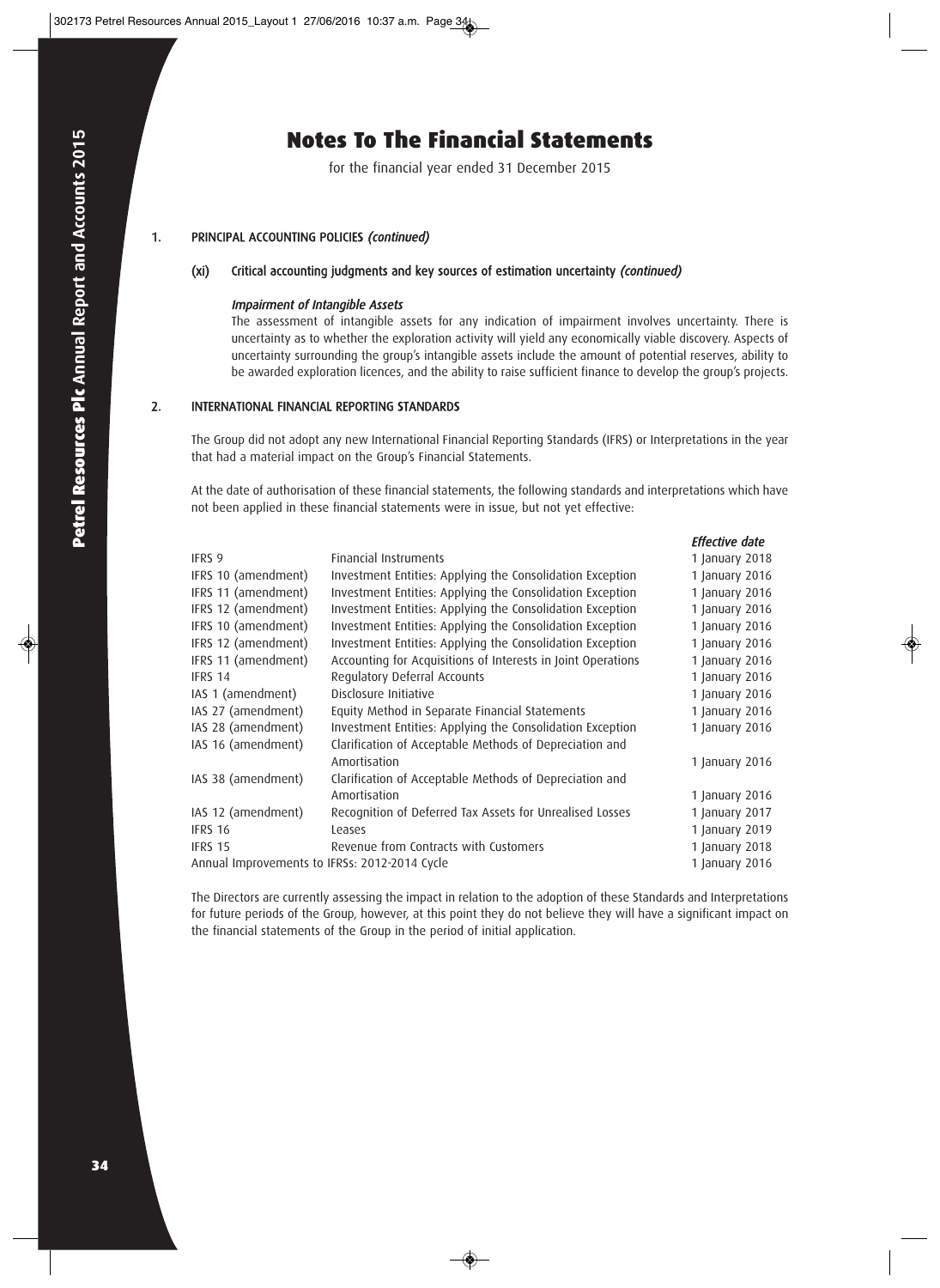# Notes To The Financial Statements

for the financial year ended 31 December 2015

1. **PRINCIPAL ACCOUNTING POLICIES *(continued)***

   **(xi) Critical accounting judgments and key sources of estimation uncertainty *(continued)***

   ***Impairment of Intangible Assets***

   The assessment of intangible assets for any indication of impairment involves uncertainty. There is uncertainty as to whether the exploration activity will yield any economically viable discovery. Aspects of uncertainty surrounding the group's intangible assets include the amount of potential reserves, ability to be awarded exploration licences, and the ability to raise sufficient finance to develop the group's projects.

2. **INTERNATIONAL FINANCIAL REPORTING STANDARDS**

   The Group did not adopt any new International Financial Reporting Standards (IFRS) or Interpretations in the year that had a material impact on the Group's Financial Statements.

   At the date of authorisation of these financial statements, the following standards and interpretations which have not been applied in these financial statements were in issue, but not yet effective:

| | | *Effective date* |
|---|---|---|
| IFRS 9 | Financial Instruments | 1 January 2018 |
| IFRS 10 (amendment) | Investment Entities: Applying the Consolidation Exception | 1 January 2016 |
| IFRS 11 (amendment) | Investment Entities: Applying the Consolidation Exception | 1 January 2016 |
| IFRS 12 (amendment) | Investment Entities: Applying the Consolidation Exception | 1 January 2016 |
| IFRS 10 (amendment) | Investment Entities: Applying the Consolidation Exception | 1 January 2016 |
| IFRS 12 (amendment) | Investment Entities: Applying the Consolidation Exception | 1 January 2016 |
| IFRS 11 (amendment) | Accounting for Acquisitions of Interests in Joint Operations | 1 January 2016 |
| IFRS 14 | Regulatory Deferral Accounts | 1 January 2016 |
| IAS 1 (amendment) | Disclosure Initiative | 1 January 2016 |
| IAS 27 (amendment) | Equity Method in Separate Financial Statements | 1 January 2016 |
| IAS 28 (amendment) | Investment Entities: Applying the Consolidation Exception | 1 January 2016 |
| IAS 16 (amendment) | Clarification of Acceptable Methods of Depreciation and Amortisation | 1 January 2016 |
| IAS 38 (amendment) | Clarification of Acceptable Methods of Depreciation and Amortisation | 1 January 2016 |
| IAS 12 (amendment) | Recognition of Deferred Tax Assets for Unrealised Losses | 1 January 2017 |
| IFRS 16 | Leases | 1 January 2019 |
| IFRS 15 | Revenue from Contracts with Customers | 1 January 2018 |
| Annual Improvements to IFRSs: 2012-2014 Cycle | | 1 January 2016 |

   The Directors are currently assessing the impact in relation to the adoption of these Standards and Interpretations for future periods of the Group, however, at this point they do not believe they will have a significant impact on the financial statements of the Group in the period of initial application.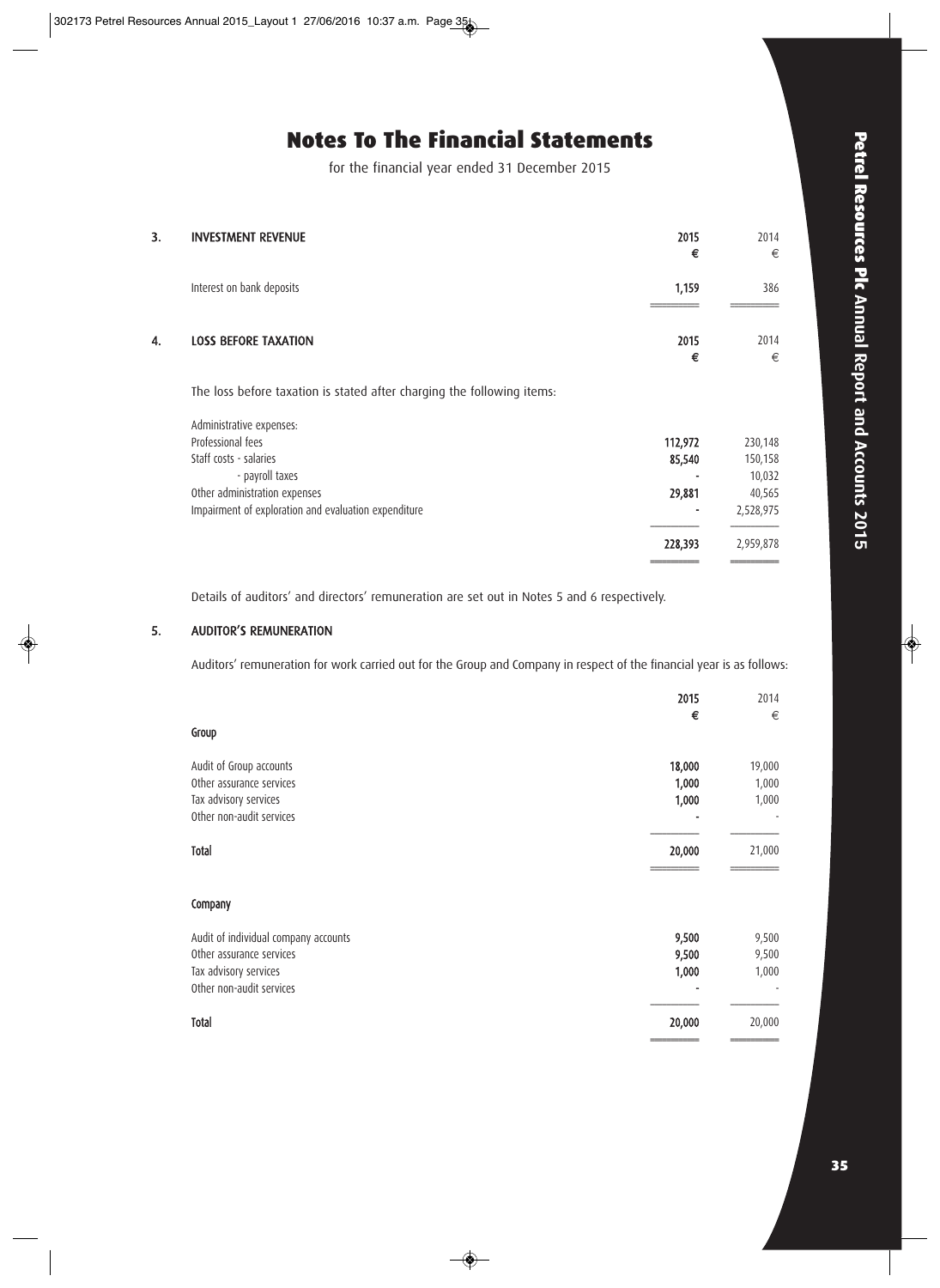# Notes To The Financial Statements

for the financial year ended 31 December 2015

## 3. INVESTMENT REVENUE

| | 2015 € | 2014 € |
|---|---|---|
| Interest on bank deposits | 1,159 | 386 |

## 4. LOSS BEFORE TAXATION

The loss before taxation is stated after charging the following items:

| | 2015 € | 2014 € |
|---|---|---|
| Administrative expenses: | | |
| Professional fees | 112,972 | 230,148 |
| Staff costs - salaries | 85,540 | 150,158 |
| - payroll taxes | - | 10,032 |
| Other administration expenses | 29,881 | 40,565 |
| Impairment of exploration and evaluation expenditure | - | 2,528,975 |
| | 228,393 | 2,959,878 |

Details of auditors' and directors' remuneration are set out in Notes 5 and 6 respectively.

## 5. AUDITOR'S REMUNERATION

Auditors' remuneration for work carried out for the Group and Company in respect of the financial year is as follows:

| | 2015 € | 2014 € |
|---|---|---|
| **Group** | | |
| Audit of Group accounts | 18,000 | 19,000 |
| Other assurance services | 1,000 | 1,000 |
| Tax advisory services | 1,000 | 1,000 |
| Other non-audit services | - | - |
| **Total** | 20,000 | 21,000 |
| **Company** | | |
| Audit of individual company accounts | 9,500 | 9,500 |
| Other assurance services | 9,500 | 9,500 |
| Tax advisory services | 1,000 | 1,000 |
| Other non-audit services | - | - |
| **Total** | 20,000 | 20,000 |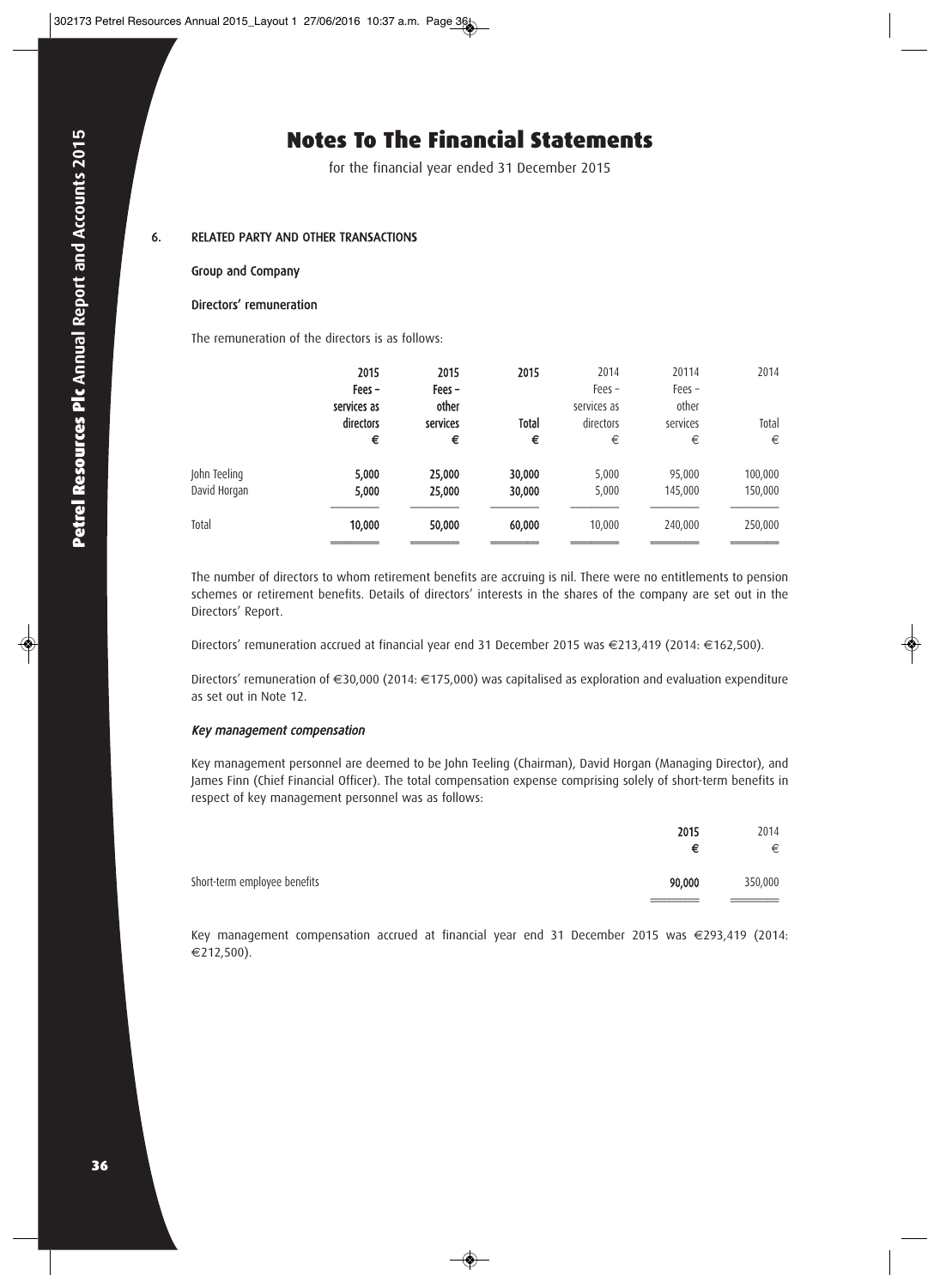# Notes To The Financial Statements

for the financial year ended 31 December 2015

## 6. RELATED PARTY AND OTHER TRANSACTIONS

**Group and Company**

**Directors' remuneration**

The remuneration of the directors is as follows:

| | 2015 Fees – services as directors € | 2015 Fees – other services € | 2015 Total € | 2014 Fees – services as directors € | 20114 Fees – other services € | 2014 Total € |
|---|---|---|---|---|---|---|
| John Teeling | **5,000** | **25,000** | **30,000** | 5,000 | 95,000 | 100,000 |
| David Horgan | **5,000** | **25,000** | **30,000** | 5,000 | 145,000 | 150,000 |
| Total | **10,000** | **50,000** | **60,000** | 10,000 | 240,000 | 250,000 |

The number of directors to whom retirement benefits are accruing is nil. There were no entitlements to pension schemes or retirement benefits. Details of directors' interests in the shares of the company are set out in the Directors' Report.

Directors' remuneration accrued at financial year end 31 December 2015 was €213,419 (2014: €162,500).

Directors' remuneration of €30,000 (2014: €175,000) was capitalised as exploration and evaluation expenditure as set out in Note 12.

***Key management compensation***

Key management personnel are deemed to be John Teeling (Chairman), David Horgan (Managing Director), and James Finn (Chief Financial Officer). The total compensation expense comprising solely of short-term benefits in respect of key management personnel was as follows:

| | 2015 € | 2014 € |
|---|---|---|
| Short-term employee benefits | **90,000** | 350,000 |

Key management compensation accrued at financial year end 31 December 2015 was €293,419 (2014: €212,500).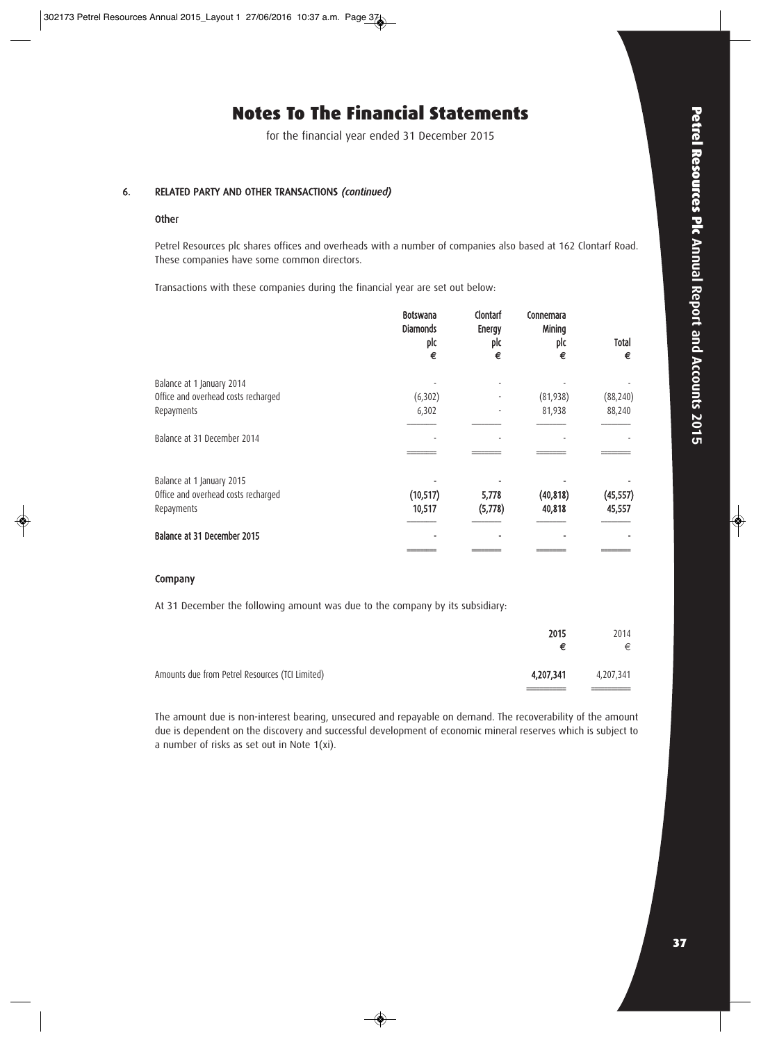# Notes To The Financial Statements

for the financial year ended 31 December 2015

## 6. RELATED PARTY AND OTHER TRANSACTIONS *(continued)*

### Other

Petrel Resources plc shares offices and overheads with a number of companies also based at 162 Clontarf Road. These companies have some common directors.

Transactions with these companies during the financial year are set out below:

| | Botswana Diamonds plc € | Clontarf Energy plc € | Connemara Mining plc € | Total € |
|---|---|---|---|---|
| Balance at 1 January 2014 | - | - | - | - |
| Office and overhead costs recharged | (6,302) | - | (81,938) | (88,240) |
| Repayments | 6,302 | - | 81,938 | 88,240 |
| Balance at 31 December 2014 | - | - | - | - |
| **Balance at 1 January 2015** | **-** | **-** | **-** | **-** |
| **Office and overhead costs recharged** | **(10,517)** | **5,778** | **(40,818)** | **(45,557)** |
| **Repayments** | **10,517** | **(5,778)** | **40,818** | **45,557** |
| **Balance at 31 December 2015** | **-** | **-** | **-** | **-** |

### Company

At 31 December the following amount was due to the company by its subsidiary:

| | 2015 € | 2014 € |
|---|---|---|
| Amounts due from Petrel Resources (TCI Limited) | **4,207,341** | 4,207,341 |

The amount due is non-interest bearing, unsecured and repayable on demand. The recoverability of the amount due is dependent on the discovery and successful development of economic mineral reserves which is subject to a number of risks as set out in Note 1(xi).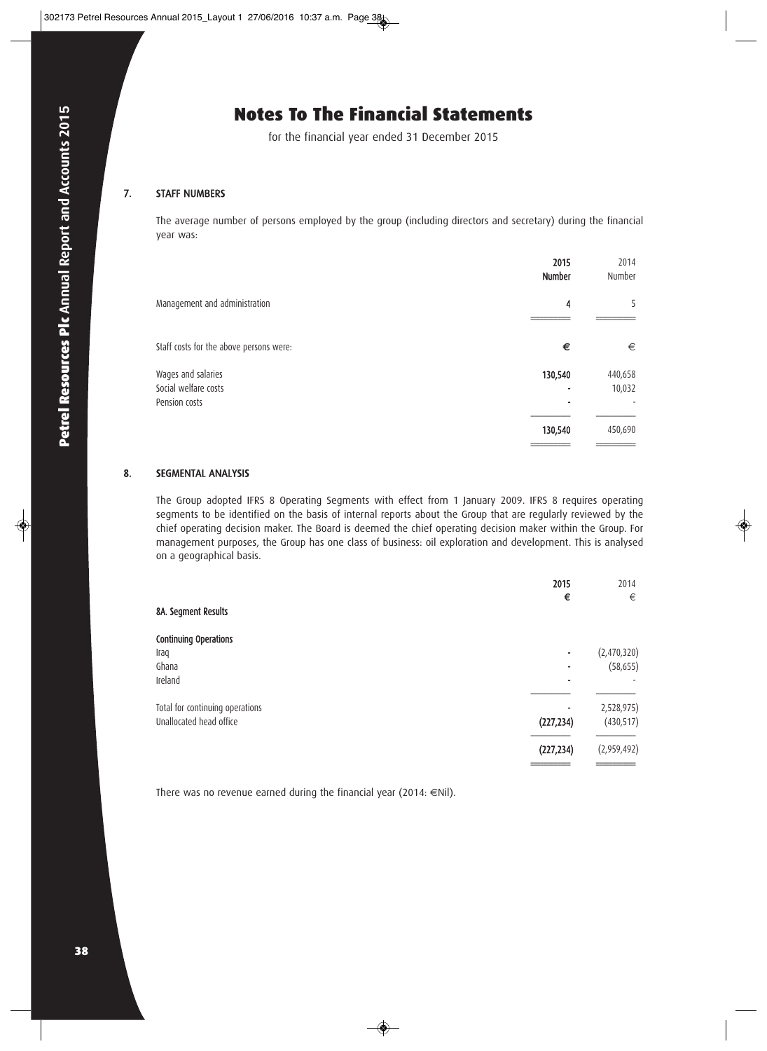# Notes To The Financial Statements

for the financial year ended 31 December 2015

## 7. STAFF NUMBERS

The average number of persons employed by the group (including directors and secretary) during the financial year was:

| | 2015 Number | 2014 Number |
|---|---|---|
| Management and administration | 4 | 5 |

| Staff costs for the above persons were: | € | € |
|---|---|---|
| Wages and salaries | 130,540 | 440,658 |
| Social welfare costs | - | 10,032 |
| Pension costs | - | - |
| | 130,540 | 450,690 |

## 8. SEGMENTAL ANALYSIS

The Group adopted IFRS 8 Operating Segments with effect from 1 January 2009. IFRS 8 requires operating segments to be identified on the basis of internal reports about the Group that are regularly reviewed by the chief operating decision maker. The Board is deemed the chief operating decision maker within the Group. For management purposes, the Group has one class of business: oil exploration and development. This is analysed on a geographical basis.

| | 2015 € | 2014 € |
|---|---|---|
| **8A. Segment Results** | | |
| **Continuing Operations** | | |
| Iraq | - | (2,470,320) |
| Ghana | - | (58,655) |
| Ireland | - | - |
| Total for continuing operations | - | 2,528,975) |
| Unallocated head office | (227,234) | (430,517) |
| | (227,234) | (2,959,492) |

There was no revenue earned during the financial year (2014: €Nil).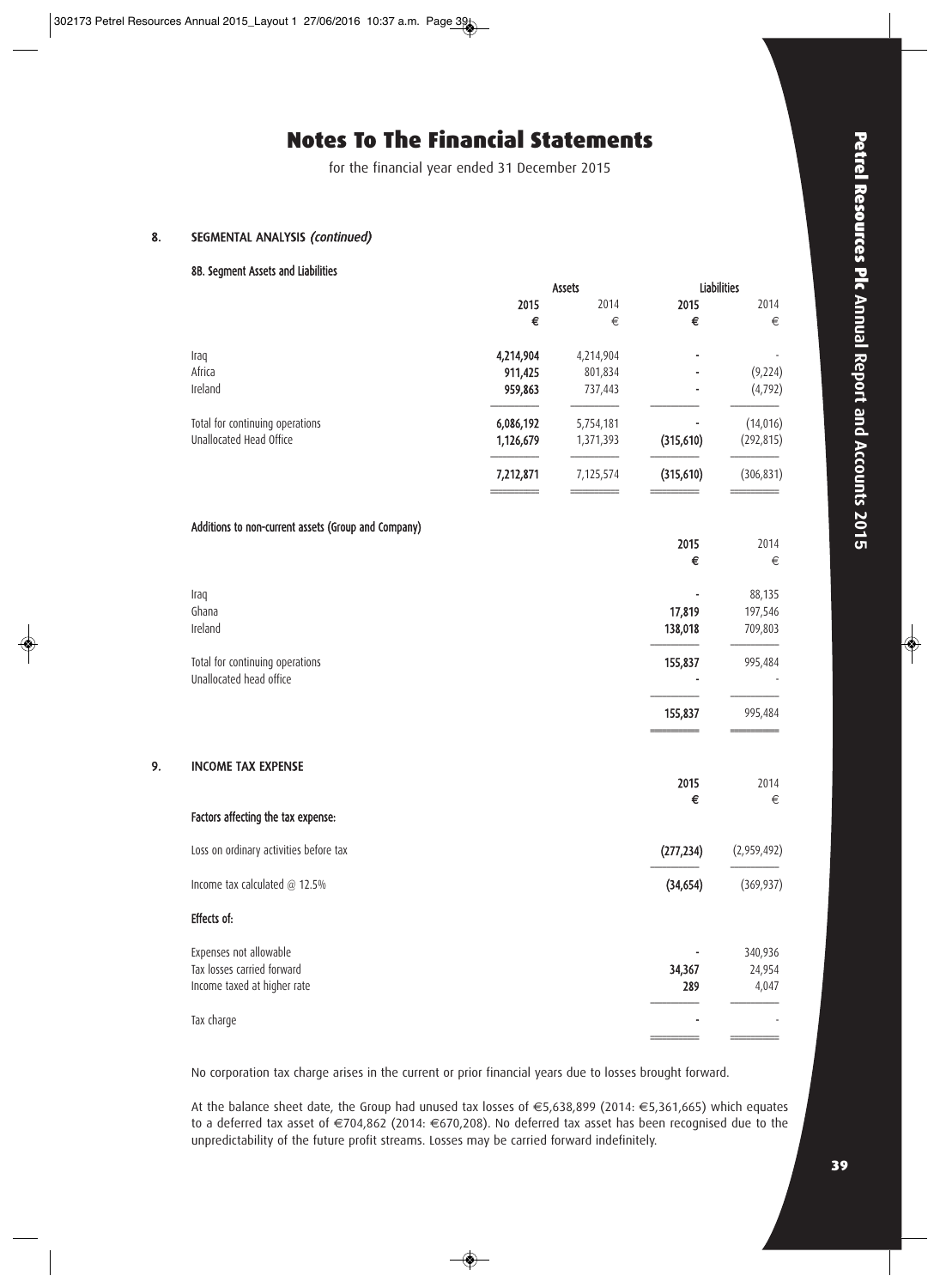# Notes To The Financial Statements

for the financial year ended 31 December 2015

## 8. SEGMENTAL ANALYSIS *(continued)*

### 8B. Segment Assets and Liabilities

| | Assets | | Liabilities | |
|---|---|---|---|---|
| | **2015** | 2014 | **2015** | 2014 |
| | **€** | € | **€** | € |
| Iraq | **4,214,904** | 4,214,904 | **-** | - |
| Africa | **911,425** | 801,834 | **-** | (9,224) |
| Ireland | **959,863** | 737,443 | **-** | (4,792) |
| Total for continuing operations | **6,086,192** | 5,754,181 | **-** | (14,016) |
| Unallocated Head Office | **1,126,679** | 1,371,393 | **(315,610)** | (292,815) |
| | **7,212,871** | 7,125,574 | **(315,610)** | (306,831) |

### Additions to non-current assets (Group and Company)

| | **2015** | 2014 |
|---|---|---|
| | **€** | € |
| Iraq | **-** | 88,135 |
| Ghana | **17,819** | 197,546 |
| Ireland | **138,018** | 709,803 |
| Total for continuing operations | **155,837** | 995,484 |
| Unallocated head office | **-** | - |
| | **155,837** | 995,484 |

## 9. INCOME TAX EXPENSE

| | **2015** | 2014 |
|---|---|---|
| | **€** | € |
| **Factors affecting the tax expense:** | | |
| Loss on ordinary activities before tax | **(277,234)** | (2,959,492) |
| Income tax calculated @ 12.5% | **(34,654)** | (369,937) |
| **Effects of:** | | |
| Expenses not allowable | **-** | 340,936 |
| Tax losses carried forward | **34,367** | 24,954 |
| Income taxed at higher rate | **289** | 4,047 |
| Tax charge | **-** | - |

No corporation tax charge arises in the current or prior financial years due to losses brought forward.

At the balance sheet date, the Group had unused tax losses of €5,638,899 (2014: €5,361,665) which equates to a deferred tax asset of €704,862 (2014: €670,208). No deferred tax asset has been recognised due to the unpredictability of the future profit streams. Losses may be carried forward indefinitely.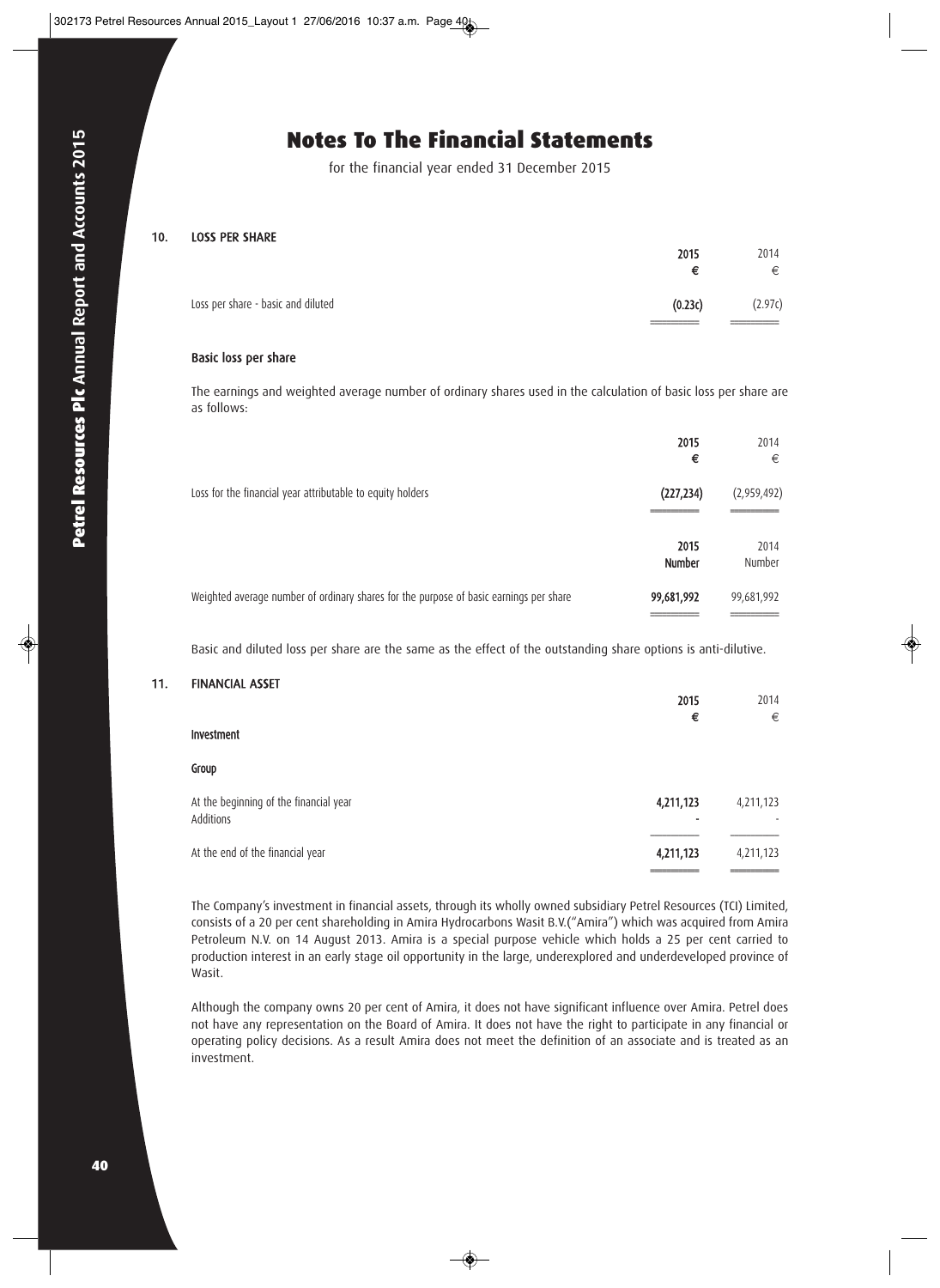# Notes To The Financial Statements

for the financial year ended 31 December 2015

## 10. LOSS PER SHARE

| | 2015 € | 2014 € |
|---|---|---|
| Loss per share - basic and diluted | (0.23c) | (2.97c) |

### Basic loss per share

The earnings and weighted average number of ordinary shares used in the calculation of basic loss per share are as follows:

| | 2015 € | 2014 € |
|---|---|---|
| Loss for the financial year attributable to equity holders | (227,234) | (2,959,492) |

| | 2015 Number | 2014 Number |
|---|---|---|
| Weighted average number of ordinary shares for the purpose of basic earnings per share | 99,681,992 | 99,681,992 |

Basic and diluted loss per share are the same as the effect of the outstanding share options is anti-dilutive.

## 11. FINANCIAL ASSET

| | 2015 € | 2014 € |
|---|---|---|
| **Investment** | | |
| **Group** | | |
| At the beginning of the financial year | 4,211,123 | 4,211,123 |
| Additions | - | - |
| At the end of the financial year | 4,211,123 | 4,211,123 |

The Company's investment in financial assets, through its wholly owned subsidiary Petrel Resources (TCI) Limited, consists of a 20 per cent shareholding in Amira Hydrocarbons Wasit B.V.("Amira") which was acquired from Amira Petroleum N.V. on 14 August 2013. Amira is a special purpose vehicle which holds a 25 per cent carried to production interest in an early stage oil opportunity in the large, underexplored and underdeveloped province of Wasit.

Although the company owns 20 per cent of Amira, it does not have significant influence over Amira. Petrel does not have any representation on the Board of Amira. It does not have the right to participate in any financial or operating policy decisions. As a result Amira does not meet the definition of an associate and is treated as an investment.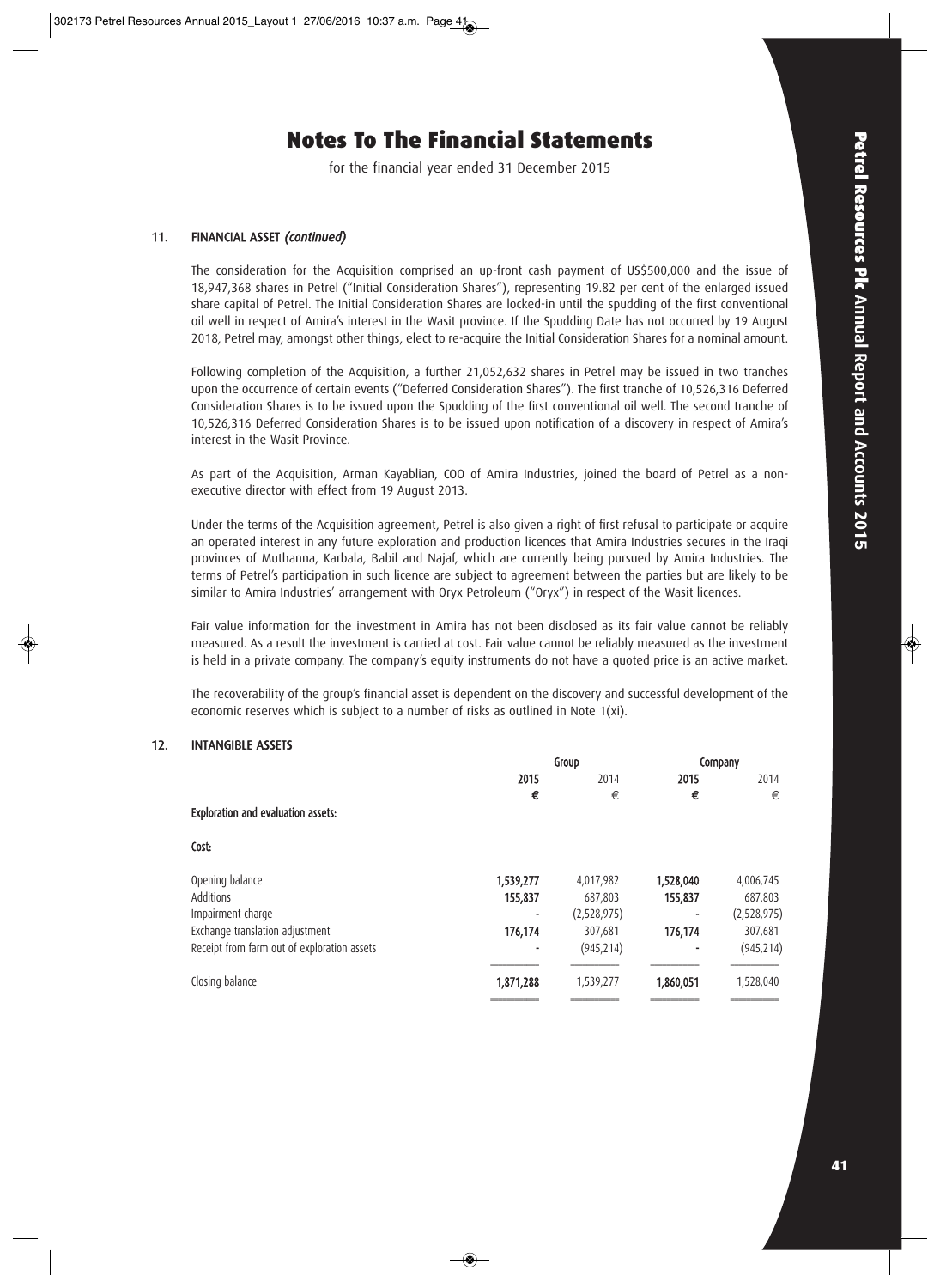# Notes To The Financial Statements

for the financial year ended 31 December 2015

### 11. FINANCIAL ASSET *(continued)*

The consideration for the Acquisition comprised an up-front cash payment of US$500,000 and the issue of 18,947,368 shares in Petrel ("Initial Consideration Shares"), representing 19.82 per cent of the enlarged issued share capital of Petrel. The Initial Consideration Shares are locked-in until the spudding of the first conventional oil well in respect of Amira's interest in the Wasit province. If the Spudding Date has not occurred by 19 August 2018, Petrel may, amongst other things, elect to re-acquire the Initial Consideration Shares for a nominal amount.

Following completion of the Acquisition, a further 21,052,632 shares in Petrel may be issued in two tranches upon the occurrence of certain events ("Deferred Consideration Shares"). The first tranche of 10,526,316 Deferred Consideration Shares is to be issued upon the Spudding of the first conventional oil well. The second tranche of 10,526,316 Deferred Consideration Shares is to be issued upon notification of a discovery in respect of Amira's interest in the Wasit Province.

As part of the Acquisition, Arman Kayablian, COO of Amira Industries, joined the board of Petrel as a non-executive director with effect from 19 August 2013.

Under the terms of the Acquisition agreement, Petrel is also given a right of first refusal to participate or acquire an operated interest in any future exploration and production licences that Amira Industries secures in the Iraqi provinces of Muthanna, Karbala, Babil and Najaf, which are currently being pursued by Amira Industries. The terms of Petrel's participation in such licence are subject to agreement between the parties but are likely to be similar to Amira Industries' arrangement with Oryx Petroleum ("Oryx") in respect of the Wasit licences.

Fair value information for the investment in Amira has not been disclosed as its fair value cannot be reliably measured. As a result the investment is carried at cost. Fair value cannot be reliably measured as the investment is held in a private company. The company's equity instruments do not have a quoted price is an active market.

The recoverability of the group's financial asset is dependent on the discovery and successful development of the economic reserves which is subject to a number of risks as outlined in Note 1(xi).

### 12. INTANGIBLE ASSETS

| | Group | | Company | |
|---|---|---|---|---|
| | **2015** | 2014 | **2015** | 2014 |
| | **€** | € | **€** | € |
| **Exploration and evaluation assets:** | | | | |
| **Cost:** | | | | |
| Opening balance | **1,539,277** | 4,017,982 | **1,528,040** | 4,006,745 |
| Additions | **155,837** | 687,803 | **155,837** | 687,803 |
| Impairment charge | **-** | (2,528,975) | **-** | (2,528,975) |
| Exchange translation adjustment | **176,174** | 307,681 | **176,174** | 307,681 |
| Receipt from farm out of exploration assets | **-** | (945,214) | **-** | (945,214) |
| Closing balance | **1,871,288** | 1,539,277 | **1,860,051** | 1,528,040 |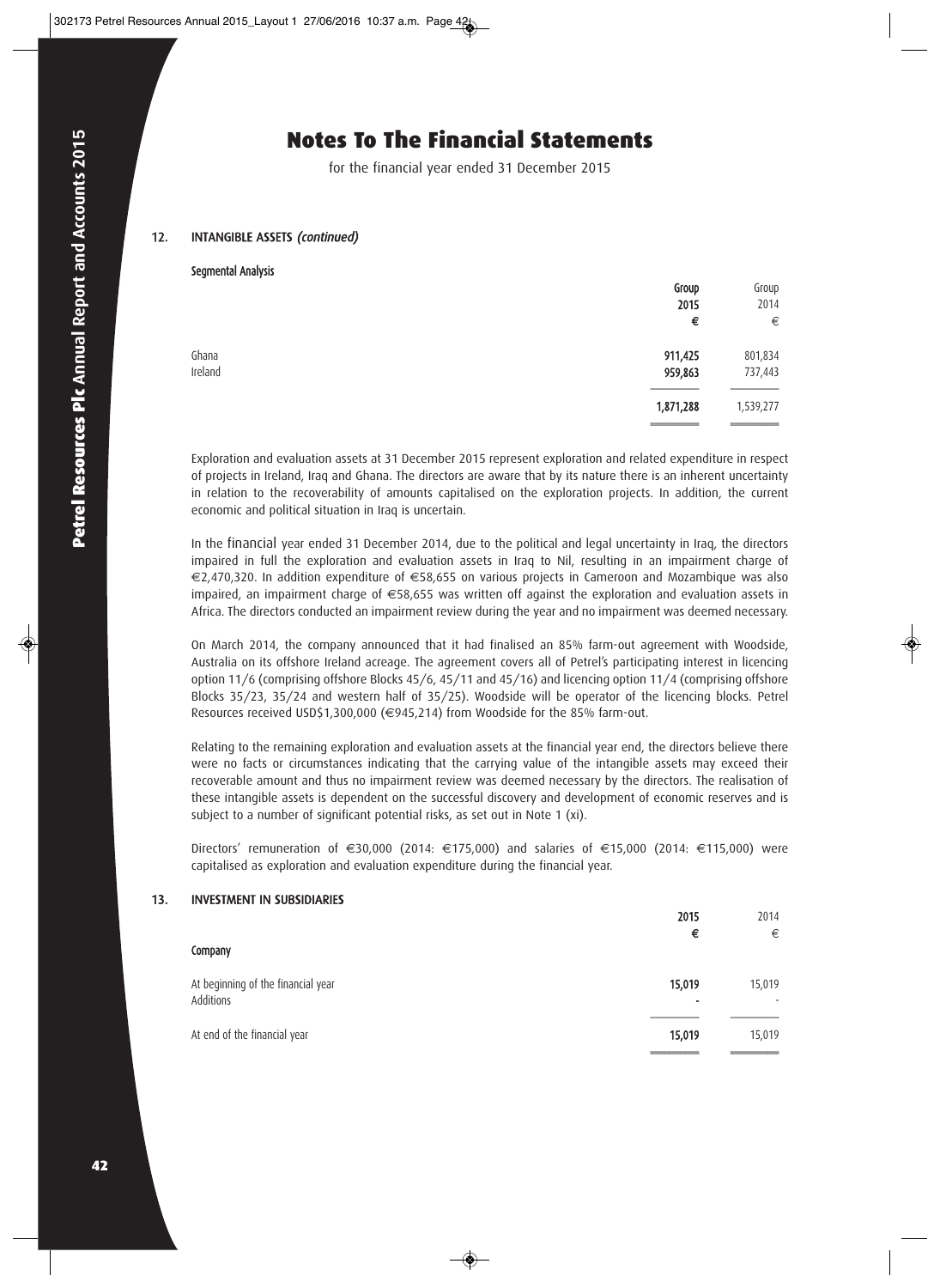# Notes To The Financial Statements

for the financial year ended 31 December 2015

## 12. INTANGIBLE ASSETS *(continued)*

**Segmental Analysis**

| | Group 2015 € | Group 2014 € |
|---|---|---|
| Ghana | **911,425** | 801,834 |
| Ireland | **959,863** | 737,443 |
| | **1,871,288** | 1,539,277 |

Exploration and evaluation assets at 31 December 2015 represent exploration and related expenditure in respect of projects in Ireland, Iraq and Ghana. The directors are aware that by its nature there is an inherent uncertainty in relation to the recoverability of amounts capitalised on the exploration projects. In addition, the current economic and political situation in Iraq is uncertain.

In the financial year ended 31 December 2014, due to the political and legal uncertainty in Iraq, the directors impaired in full the exploration and evaluation assets in Iraq to Nil, resulting in an impairment charge of €2,470,320. In addition expenditure of €58,655 on various projects in Cameroon and Mozambique was also impaired, an impairment charge of €58,655 was written off against the exploration and evaluation assets in Africa. The directors conducted an impairment review during the year and no impairment was deemed necessary.

On March 2014, the company announced that it had finalised an 85% farm-out agreement with Woodside, Australia on its offshore Ireland acreage. The agreement covers all of Petrel's participating interest in licencing option 11/6 (comprising offshore Blocks 45/6, 45/11 and 45/16) and licencing option 11/4 (comprising offshore Blocks 35/23, 35/24 and western half of 35/25). Woodside will be operator of the licencing blocks. Petrel Resources received USD$1,300,000 (€945,214) from Woodside for the 85% farm-out.

Relating to the remaining exploration and evaluation assets at the financial year end, the directors believe there were no facts or circumstances indicating that the carrying value of the intangible assets may exceed their recoverable amount and thus no impairment review was deemed necessary by the directors. The realisation of these intangible assets is dependent on the successful discovery and development of economic reserves and is subject to a number of significant potential risks, as set out in Note 1 (xi).

Directors' remuneration of €30,000 (2014: €175,000) and salaries of €15,000 (2014: €115,000) were capitalised as exploration and evaluation expenditure during the financial year.

## 13. INVESTMENT IN SUBSIDIARIES

| | 2015 € | 2014 € |
|---|---|---|
| **Company** | | |
| At beginning of the financial year | **15,019** | 15,019 |
| Additions | **-** | - |
| At end of the financial year | **15,019** | 15,019 |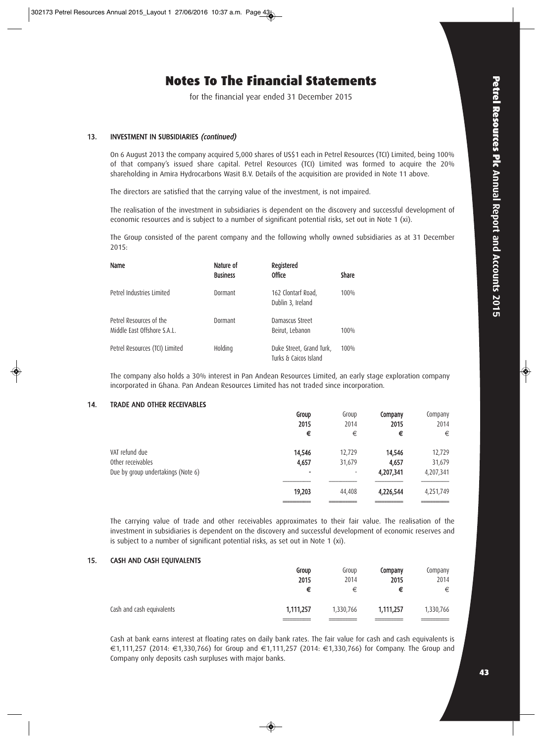# Notes To The Financial Statements

for the financial year ended 31 December 2015

## 13. INVESTMENT IN SUBSIDIARIES *(continued)*

On 6 August 2013 the company acquired 5,000 shares of US$1 each in Petrel Resources (TCI) Limited, being 100% of that company's issued share capital. Petrel Resources (TCI) Limited was formed to acquire the 20% shareholding in Amira Hydrocarbons Wasit B.V. Details of the acquisition are provided in Note 11 above.

The directors are satisfied that the carrying value of the investment, is not impaired.

The realisation of the investment in subsidiaries is dependent on the discovery and successful development of economic resources and is subject to a number of significant potential risks, set out in Note 1 (xi).

The Group consisted of the parent company and the following wholly owned subsidiaries as at 31 December 2015:

| Name | Nature of Business | Registered Office | Share |
|---|---|---|---|
| Petrel Industries Limited | Dormant | 162 Clontarf Road, Dublin 3, Ireland | 100% |
| Petrel Resources of the Middle East Offshore S.A.L. | Dormant | Damascus Street Beirut, Lebanon | 100% |
| Petrel Resources (TCI) Limited | Holding | Duke Street, Grand Turk, Turks & Caicos Island | 100% |

The company also holds a 30% interest in Pan Andean Resources Limited, an early stage exploration company incorporated in Ghana. Pan Andean Resources Limited has not traded since incorporation.

## 14. TRADE AND OTHER RECEIVABLES

| | Group 2015 € | Group 2014 € | Company 2015 € | Company 2014 € |
|---|---|---|---|---|
| VAT refund due | 14,546 | 12,729 | 14,546 | 12,729 |
| Other receivables | 4,657 | 31,679 | 4,657 | 31,679 |
| Due by group undertakings (Note 6) | - | - | 4,207,341 | 4,207,341 |
| | 19,203 | 44,408 | 4,226,544 | 4,251,749 |

The carrying value of trade and other receivables approximates to their fair value. The realisation of the investment in subsidiaries is dependent on the discovery and successful development of economic reserves and is subject to a number of significant potential risks, as set out in Note 1 (xi).

## 15. CASH AND CASH EQUIVALENTS

| | Group 2015 € | Group 2014 € | Company 2015 € | Company 2014 € |
|---|---|---|---|---|
| Cash and cash equivalents | 1,111,257 | 1,330,766 | 1,111,257 | 1,330,766 |

Cash at bank earns interest at floating rates on daily bank rates. The fair value for cash and cash equivalents is €1,111,257 (2014: €1,330,766) for Group and €1,111,257 (2014: €1,330,766) for Company. The Group and Company only deposits cash surpluses with major banks.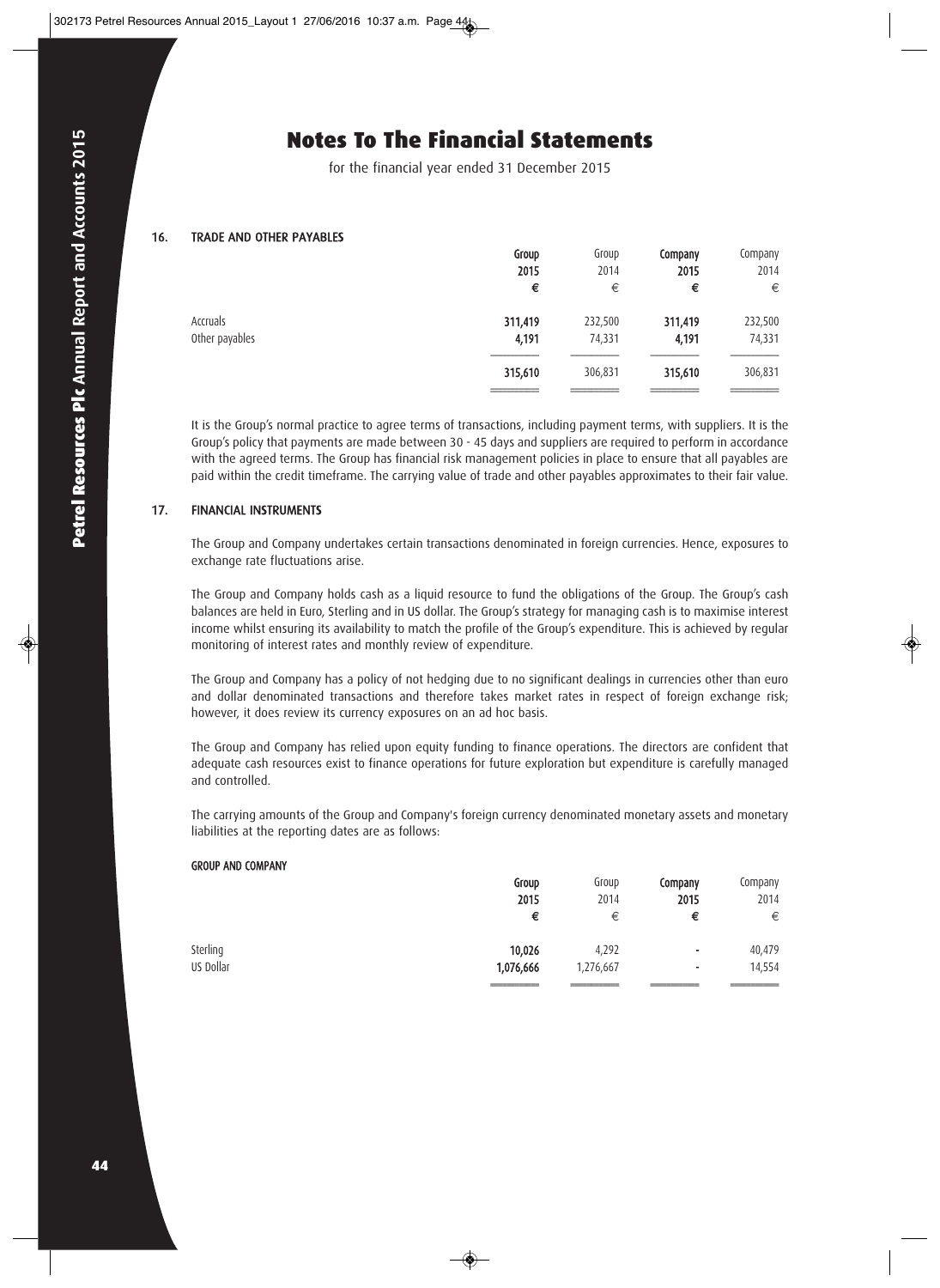# Notes To The Financial Statements

for the financial year ended 31 December 2015

## 16. TRADE AND OTHER PAYABLES

| | Group 2015 € | Group 2014 € | Company 2015 € | Company 2014 € |
|---|---|---|---|---|
| Accruals | **311,419** | 232,500 | **311,419** | 232,500 |
| Other payables | **4,191** | 74,331 | **4,191** | 74,331 |
| | **315,610** | 306,831 | **315,610** | 306,831 |

It is the Group's normal practice to agree terms of transactions, including payment terms, with suppliers. It is the Group's policy that payments are made between 30 - 45 days and suppliers are required to perform in accordance with the agreed terms. The Group has financial risk management policies in place to ensure that all payables are paid within the credit timeframe. The carrying value of trade and other payables approximates to their fair value.

## 17. FINANCIAL INSTRUMENTS

The Group and Company undertakes certain transactions denominated in foreign currencies. Hence, exposures to exchange rate fluctuations arise.

The Group and Company holds cash as a liquid resource to fund the obligations of the Group. The Group's cash balances are held in Euro, Sterling and in US dollar. The Group's strategy for managing cash is to maximise interest income whilst ensuring its availability to match the profile of the Group's expenditure. This is achieved by regular monitoring of interest rates and monthly review of expenditure.

The Group and Company has a policy of not hedging due to no significant dealings in currencies other than euro and dollar denominated transactions and therefore takes market rates in respect of foreign exchange risk; however, it does review its currency exposures on an ad hoc basis.

The Group and Company has relied upon equity funding to finance operations. The directors are confident that adequate cash resources exist to finance operations for future exploration but expenditure is carefully managed and controlled.

The carrying amounts of the Group and Company's foreign currency denominated monetary assets and monetary liabilities at the reporting dates are as follows:

**GROUP AND COMPANY**

| | Group 2015 € | Group 2014 € | Company 2015 € | Company 2014 € |
|---|---|---|---|---|
| Sterling | **10,026** | 4,292 | **-** | 40,479 |
| US Dollar | **1,076,666** | 1,276,667 | **-** | 14,554 |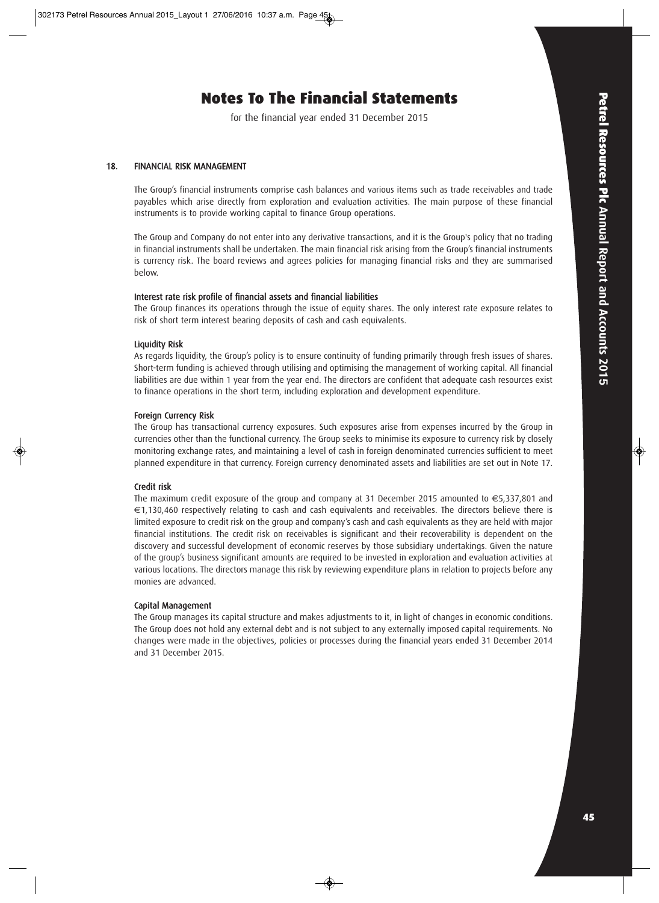# Notes To The Financial Statements

for the financial year ended 31 December 2015

## 18. FINANCIAL RISK MANAGEMENT

The Group's financial instruments comprise cash balances and various items such as trade receivables and trade payables which arise directly from exploration and evaluation activities. The main purpose of these financial instruments is to provide working capital to finance Group operations.

The Group and Company do not enter into any derivative transactions, and it is the Group's policy that no trading in financial instruments shall be undertaken. The main financial risk arising from the Group's financial instruments is currency risk. The board reviews and agrees policies for managing financial risks and they are summarised below.

### Interest rate risk profile of financial assets and financial liabilities

The Group finances its operations through the issue of equity shares. The only interest rate exposure relates to risk of short term interest bearing deposits of cash and cash equivalents.

### Liquidity Risk

As regards liquidity, the Group's policy is to ensure continuity of funding primarily through fresh issues of shares. Short-term funding is achieved through utilising and optimising the management of working capital. All financial liabilities are due within 1 year from the year end. The directors are confident that adequate cash resources exist to finance operations in the short term, including exploration and development expenditure.

### Foreign Currency Risk

The Group has transactional currency exposures. Such exposures arise from expenses incurred by the Group in currencies other than the functional currency. The Group seeks to minimise its exposure to currency risk by closely monitoring exchange rates, and maintaining a level of cash in foreign denominated currencies sufficient to meet planned expenditure in that currency. Foreign currency denominated assets and liabilities are set out in Note 17.

### Credit risk

The maximum credit exposure of the group and company at 31 December 2015 amounted to €5,337,801 and €1,130,460 respectively relating to cash and cash equivalents and receivables. The directors believe there is limited exposure to credit risk on the group and company's cash and cash equivalents as they are held with major financial institutions. The credit risk on receivables is significant and their recoverability is dependent on the discovery and successful development of economic reserves by those subsidiary undertakings. Given the nature of the group's business significant amounts are required to be invested in exploration and evaluation activities at various locations. The directors manage this risk by reviewing expenditure plans in relation to projects before any monies are advanced.

### Capital Management

The Group manages its capital structure and makes adjustments to it, in light of changes in economic conditions. The Group does not hold any external debt and is not subject to any externally imposed capital requirements. No changes were made in the objectives, policies or processes during the financial years ended 31 December 2014 and 31 December 2015.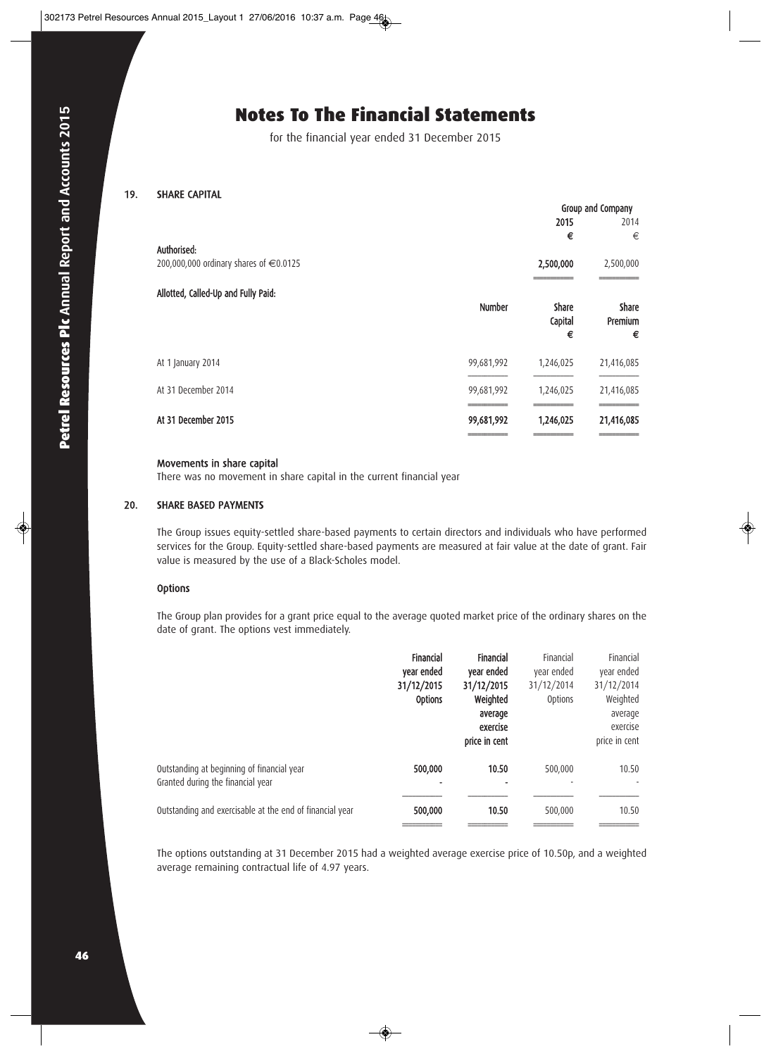# Notes To The Financial Statements

for the financial year ended 31 December 2015

## 19. SHARE CAPITAL

| | | Group and Company | |
|---|---|---|---|
| | | **2015** | 2014 |
| | | **€** | € |
| Authorised: | | | |
| 200,000,000 ordinary shares of €0.0125 | | **2,500,000** | 2,500,000 |

**Allotted, Called-Up and Fully Paid:**

| | Number | Share Capital € | Share Premium € |
|---|---|---|---|
| At 1 January 2014 | 99,681,992 | 1,246,025 | 21,416,085 |
| At 31 December 2014 | 99,681,992 | 1,246,025 | 21,416,085 |
| **At 31 December 2015** | **99,681,992** | **1,246,025** | **21,416,085** |

**Movements in share capital**

There was no movement in share capital in the current financial year

## 20. SHARE BASED PAYMENTS

The Group issues equity-settled share-based payments to certain directors and individuals who have performed services for the Group. Equity-settled share-based payments are measured at fair value at the date of grant. Fair value is measured by the use of a Black-Scholes model.

**Options**

The Group plan provides for a grant price equal to the average quoted market price of the ordinary shares on the date of grant. The options vest immediately.

| | **Financial year ended 31/12/2015 Options** | **Financial year ended 31/12/2015 Weighted average exercise price in cent** | Financial year ended 31/12/2014 Options | Financial year ended 31/12/2014 Weighted average exercise price in cent |
|---|---|---|---|---|
| Outstanding at beginning of financial year | **500,000** | **10.50** | 500,000 | 10.50 |
| Granted during the financial year | **-** | **-** | - | - |
| Outstanding and exercisable at the end of financial year | **500,000** | **10.50** | 500,000 | 10.50 |

The options outstanding at 31 December 2015 had a weighted average exercise price of 10.50p, and a weighted average remaining contractual life of 4.97 years.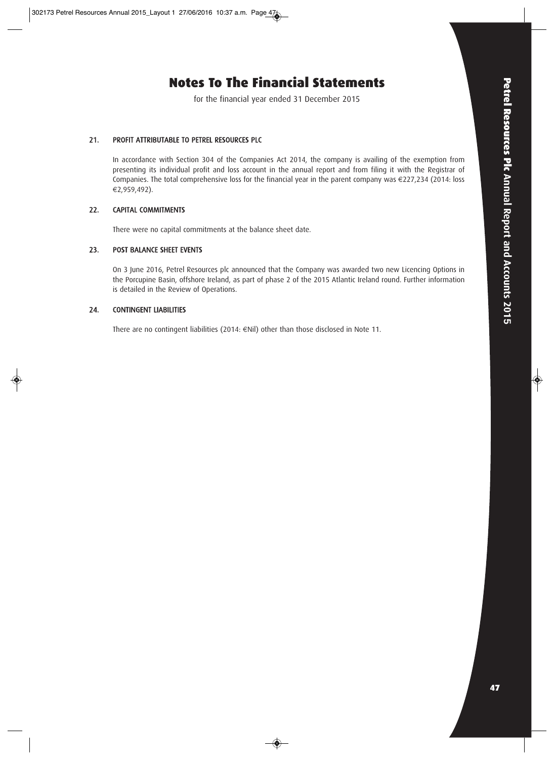# Notes To The Financial Statements

for the financial year ended 31 December 2015

## 21. PROFIT ATTRIBUTABLE TO PETREL RESOURCES PLC

In accordance with Section 304 of the Companies Act 2014, the company is availing of the exemption from presenting its individual profit and loss account in the annual report and from filing it with the Registrar of Companies. The total comprehensive loss for the financial year in the parent company was €227,234 (2014: loss €2,959,492).

## 22. CAPITAL COMMITMENTS

There were no capital commitments at the balance sheet date.

## 23. POST BALANCE SHEET EVENTS

On 3 June 2016, Petrel Resources plc announced that the Company was awarded two new Licencing Options in the Porcupine Basin, offshore Ireland, as part of phase 2 of the 2015 Atlantic Ireland round. Further information is detailed in the Review of Operations.

## 24. CONTINGENT LIABILITIES

There are no contingent liabilities (2014: €Nil) other than those disclosed in Note 11.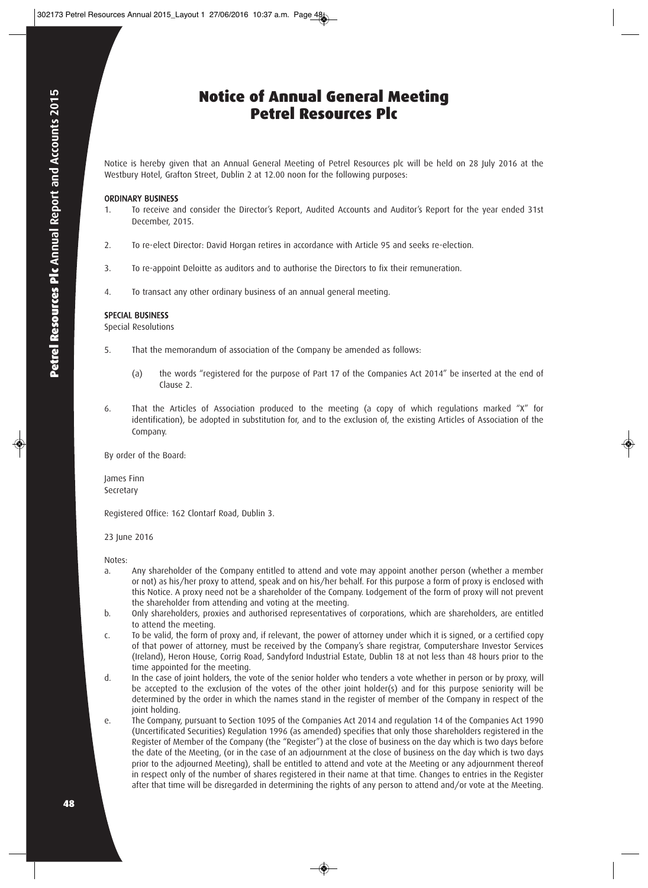# Notice of Annual General Meeting
# Petrel Resources Plc

Notice is hereby given that an Annual General Meeting of Petrel Resources plc will be held on 28 July 2016 at the Westbury Hotel, Grafton Street, Dublin 2 at 12.00 noon for the following purposes:

**ORDINARY BUSINESS**

1. To receive and consider the Director's Report, Audited Accounts and Auditor's Report for the year ended 31st December, 2015.

2. To re-elect Director: David Horgan retires in accordance with Article 95 and seeks re-election.

3. To re-appoint Deloitte as auditors and to authorise the Directors to fix their remuneration.

4. To transact any other ordinary business of an annual general meeting.

**SPECIAL BUSINESS**

Special Resolutions

5. That the memorandum of association of the Company be amended as follows:

   (a) the words "registered for the purpose of Part 17 of the Companies Act 2014" be inserted at the end of Clause 2.

6. That the Articles of Association produced to the meeting (a copy of which regulations marked "X" for identification), be adopted in substitution for, and to the exclusion of, the existing Articles of Association of the Company.

By order of the Board:

James Finn
Secretary

Registered Office: 162 Clontarf Road, Dublin 3.

23 June 2016

Notes:

a. Any shareholder of the Company entitled to attend and vote may appoint another person (whether a member or not) as his/her proxy to attend, speak and on his/her behalf. For this purpose a form of proxy is enclosed with this Notice. A proxy need not be a shareholder of the Company. Lodgement of the form of proxy will not prevent the shareholder from attending and voting at the meeting.

b. Only shareholders, proxies and authorised representatives of corporations, which are shareholders, are entitled to attend the meeting.

c. To be valid, the form of proxy and, if relevant, the power of attorney under which it is signed, or a certified copy of that power of attorney, must be received by the Company's share registrar, Computershare Investor Services (Ireland), Heron House, Corrig Road, Sandyford Industrial Estate, Dublin 18 at not less than 48 hours prior to the time appointed for the meeting.

d. In the case of joint holders, the vote of the senior holder who tenders a vote whether in person or by proxy, will be accepted to the exclusion of the votes of the other joint holder(s) and for this purpose seniority will be determined by the order in which the names stand in the register of member of the Company in respect of the joint holding.

e. The Company, pursuant to Section 1095 of the Companies Act 2014 and regulation 14 of the Companies Act 1990 (Uncertificated Securities) Regulation 1996 (as amended) specifies that only those shareholders registered in the Register of Member of the Company (the "Register") at the close of business on the day which is two days before the date of the Meeting, (or in the case of an adjournment at the close of business on the day which is two days prior to the adjourned Meeting), shall be entitled to attend and vote at the Meeting or any adjournment thereof in respect only of the number of shares registered in their name at that time. Changes to entries in the Register after that time will be disregarded in determining the rights of any person to attend and/or vote at the Meeting.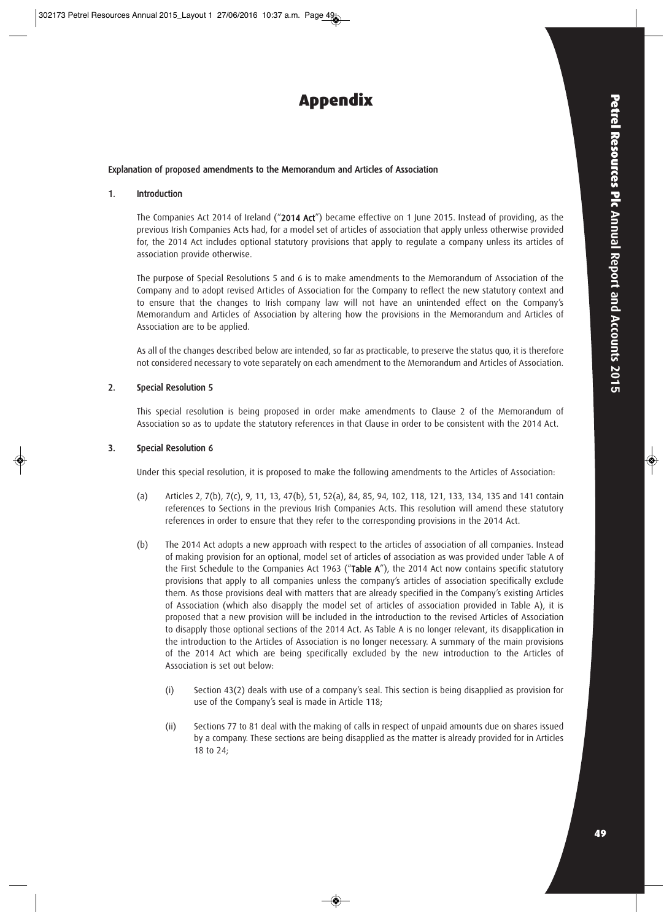# Appendix

**Explanation of proposed amendments to the Memorandum and Articles of Association**

## 1. Introduction

The Companies Act 2014 of Ireland ("**2014 Act**") became effective on 1 June 2015. Instead of providing, as the previous Irish Companies Acts had, for a model set of articles of association that apply unless otherwise provided for, the 2014 Act includes optional statutory provisions that apply to regulate a company unless its articles of association provide otherwise.

The purpose of Special Resolutions 5 and 6 is to make amendments to the Memorandum of Association of the Company and to adopt revised Articles of Association for the Company to reflect the new statutory context and to ensure that the changes to Irish company law will not have an unintended effect on the Company's Memorandum and Articles of Association by altering how the provisions in the Memorandum and Articles of Association are to be applied.

As all of the changes described below are intended, so far as practicable, to preserve the status quo, it is therefore not considered necessary to vote separately on each amendment to the Memorandum and Articles of Association.

## 2. Special Resolution 5

This special resolution is being proposed in order make amendments to Clause 2 of the Memorandum of Association so as to update the statutory references in that Clause in order to be consistent with the 2014 Act.

## 3. Special Resolution 6

Under this special resolution, it is proposed to make the following amendments to the Articles of Association:

(a) Articles 2, 7(b), 7(c), 9, 11, 13, 47(b), 51, 52(a), 84, 85, 94, 102, 118, 121, 133, 134, 135 and 141 contain references to Sections in the previous Irish Companies Acts. This resolution will amend these statutory references in order to ensure that they refer to the corresponding provisions in the 2014 Act.

(b) The 2014 Act adopts a new approach with respect to the articles of association of all companies. Instead of making provision for an optional, model set of articles of association as was provided under Table A of the First Schedule to the Companies Act 1963 ("**Table A**"), the 2014 Act now contains specific statutory provisions that apply to all companies unless the company's articles of association specifically exclude them. As those provisions deal with matters that are already specified in the Company's existing Articles of Association (which also disapply the model set of articles of association provided in Table A), it is proposed that a new provision will be included in the introduction to the revised Articles of Association to disapply those optional sections of the 2014 Act. As Table A is no longer relevant, its disapplication in the introduction to the Articles of Association is no longer necessary. A summary of the main provisions of the 2014 Act which are being specifically excluded by the new introduction to the Articles of Association is set out below:

  (i) Section 43(2) deals with use of a company's seal. This section is being disapplied as provision for use of the Company's seal is made in Article 118;

  (ii) Sections 77 to 81 deal with the making of calls in respect of unpaid amounts due on shares issued by a company. These sections are being disapplied as the matter is already provided for in Articles 18 to 24;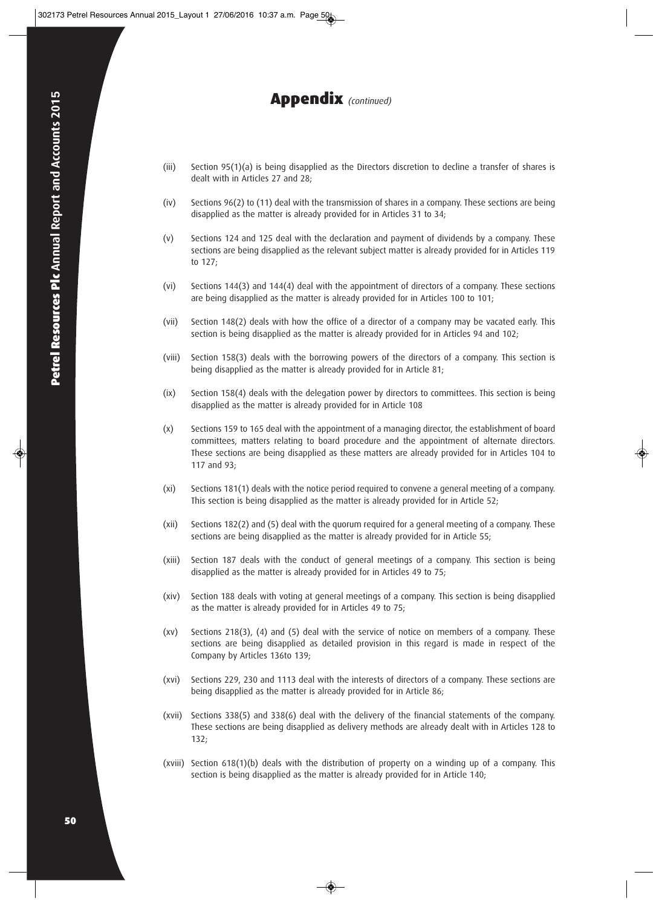# Appendix *(continued)*

(iii) Section 95(1)(a) is being disapplied as the Directors discretion to decline a transfer of shares is dealt with in Articles 27 and 28;

(iv) Sections 96(2) to (11) deal with the transmission of shares in a company. These sections are being disapplied as the matter is already provided for in Articles 31 to 34;

(v) Sections 124 and 125 deal with the declaration and payment of dividends by a company. These sections are being disapplied as the relevant subject matter is already provided for in Articles 119 to 127;

(vi) Sections 144(3) and 144(4) deal with the appointment of directors of a company. These sections are being disapplied as the matter is already provided for in Articles 100 to 101;

(vii) Section 148(2) deals with how the office of a director of a company may be vacated early. This section is being disapplied as the matter is already provided for in Articles 94 and 102;

(viii) Section 158(3) deals with the borrowing powers of the directors of a company. This section is being disapplied as the matter is already provided for in Article 81;

(ix) Section 158(4) deals with the delegation power by directors to committees. This section is being disapplied as the matter is already provided for in Article 108

(x) Sections 159 to 165 deal with the appointment of a managing director, the establishment of board committees, matters relating to board procedure and the appointment of alternate directors. These sections are being disapplied as these matters are already provided for in Articles 104 to 117 and 93;

(xi) Sections 181(1) deals with the notice period required to convene a general meeting of a company. This section is being disapplied as the matter is already provided for in Article 52;

(xii) Sections 182(2) and (5) deal with the quorum required for a general meeting of a company. These sections are being disapplied as the matter is already provided for in Article 55;

(xiii) Section 187 deals with the conduct of general meetings of a company. This section is being disapplied as the matter is already provided for in Articles 49 to 75;

(xiv) Section 188 deals with voting at general meetings of a company. This section is being disapplied as the matter is already provided for in Articles 49 to 75;

(xv) Sections 218(3), (4) and (5) deal with the service of notice on members of a company. These sections are being disapplied as detailed provision in this regard is made in respect of the Company by Articles 136to 139;

(xvi) Sections 229, 230 and 1113 deal with the interests of directors of a company. These sections are being disapplied as the matter is already provided for in Article 86;

(xvii) Sections 338(5) and 338(6) deal with the delivery of the financial statements of the company. These sections are being disapplied as delivery methods are already dealt with in Articles 128 to 132;

(xviii) Section 618(1)(b) deals with the distribution of property on a winding up of a company. This section is being disapplied as the matter is already provided for in Article 140;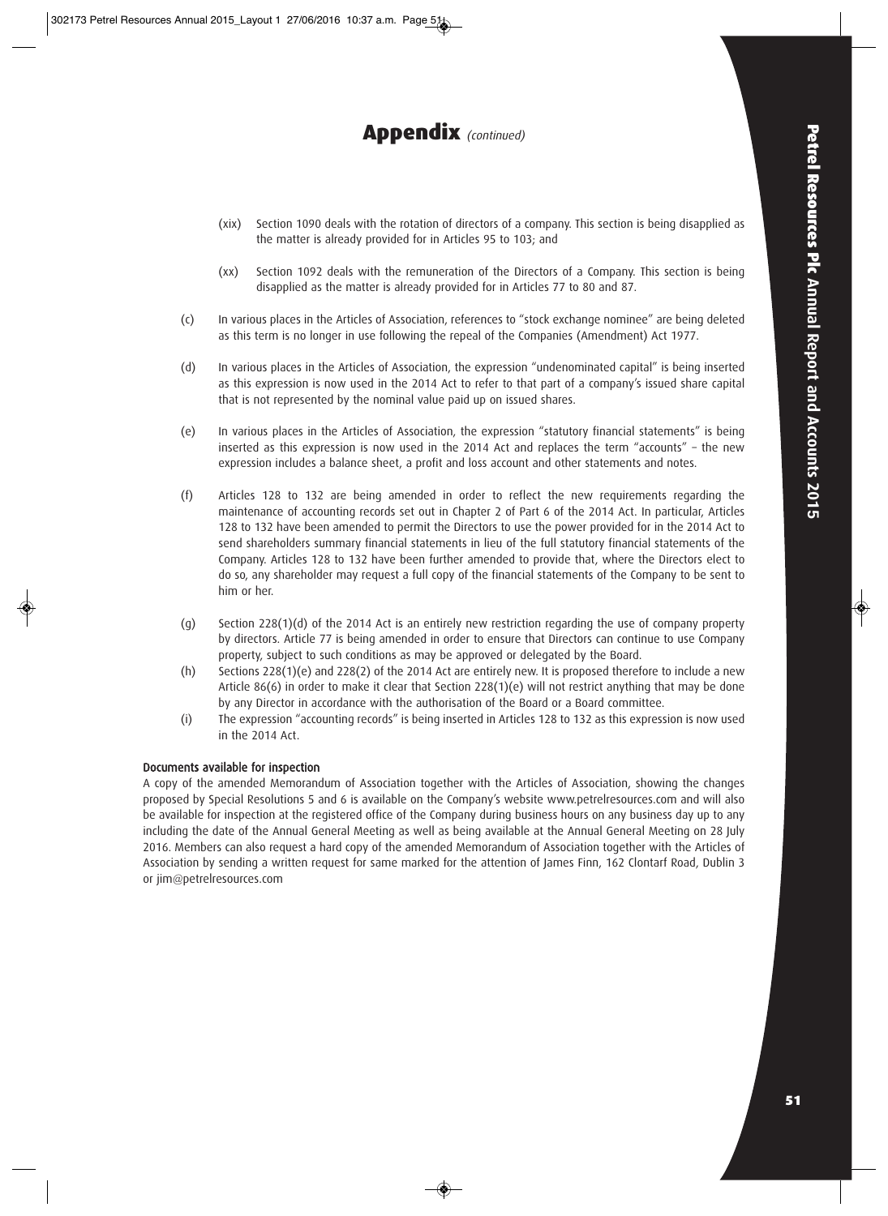# Appendix *(continued)*

(xix) Section 1090 deals with the rotation of directors of a company. This section is being disapplied as the matter is already provided for in Articles 95 to 103; and

(xx) Section 1092 deals with the remuneration of the Directors of a Company. This section is being disapplied as the matter is already provided for in Articles 77 to 80 and 87.

(c) In various places in the Articles of Association, references to "stock exchange nominee" are being deleted as this term is no longer in use following the repeal of the Companies (Amendment) Act 1977.

(d) In various places in the Articles of Association, the expression "undenominated capital" is being inserted as this expression is now used in the 2014 Act to refer to that part of a company's issued share capital that is not represented by the nominal value paid up on issued shares.

(e) In various places in the Articles of Association, the expression "statutory financial statements" is being inserted as this expression is now used in the 2014 Act and replaces the term "accounts" – the new expression includes a balance sheet, a profit and loss account and other statements and notes.

(f) Articles 128 to 132 are being amended in order to reflect the new requirements regarding the maintenance of accounting records set out in Chapter 2 of Part 6 of the 2014 Act. In particular, Articles 128 to 132 have been amended to permit the Directors to use the power provided for in the 2014 Act to send shareholders summary financial statements in lieu of the full statutory financial statements of the Company. Articles 128 to 132 have been further amended to provide that, where the Directors elect to do so, any shareholder may request a full copy of the financial statements of the Company to be sent to him or her.

(g) Section 228(1)(d) of the 2014 Act is an entirely new restriction regarding the use of company property by directors. Article 77 is being amended in order to ensure that Directors can continue to use Company property, subject to such conditions as may be approved or delegated by the Board.

(h) Sections 228(1)(e) and 228(2) of the 2014 Act are entirely new. It is proposed therefore to include a new Article 86(6) in order to make it clear that Section 228(1)(e) will not restrict anything that may be done by any Director in accordance with the authorisation of the Board or a Board committee.

(i) The expression "accounting records" is being inserted in Articles 128 to 132 as this expression is now used in the 2014 Act.

**Documents available for inspection**

A copy of the amended Memorandum of Association together with the Articles of Association, showing the changes proposed by Special Resolutions 5 and 6 is available on the Company's website www.petrelresources.com and will also be available for inspection at the registered office of the Company during business hours on any business day up to any including the date of the Annual General Meeting as well as being available at the Annual General Meeting on 28 July 2016. Members can also request a hard copy of the amended Memorandum of Association together with the Articles of Association by sending a written request for same marked for the attention of James Finn, 162 Clontarf Road, Dublin 3 or jim@petrelresources.com